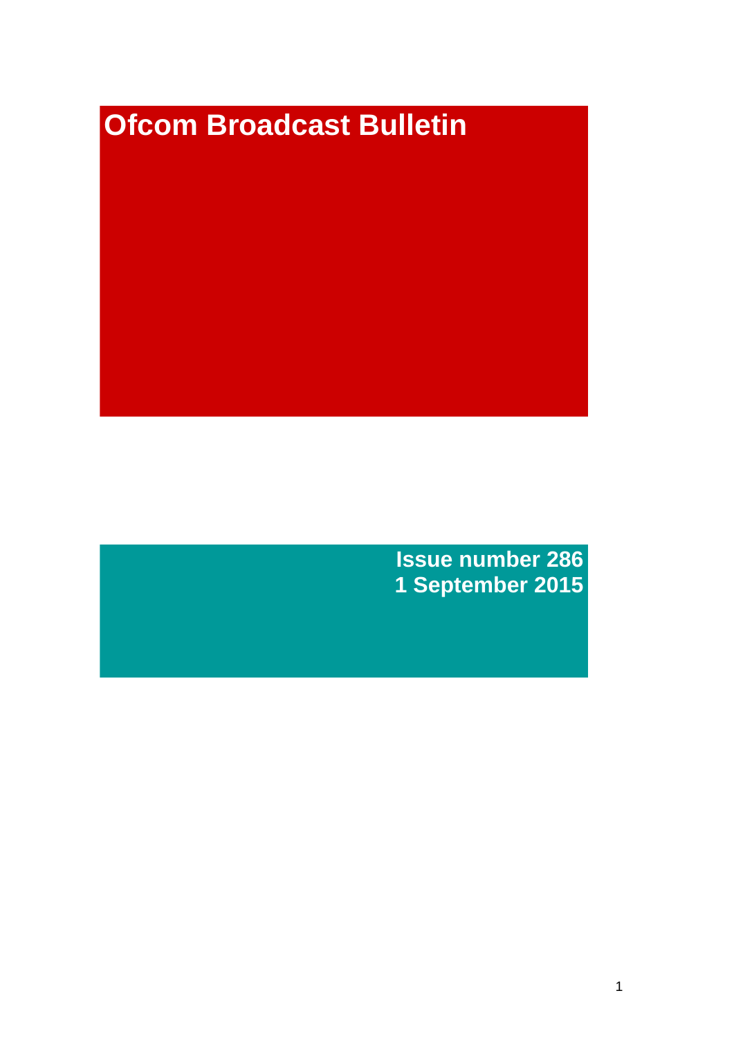# Ofcom Broadcast Bulletin

**Issue number 286**
**1 September 2015**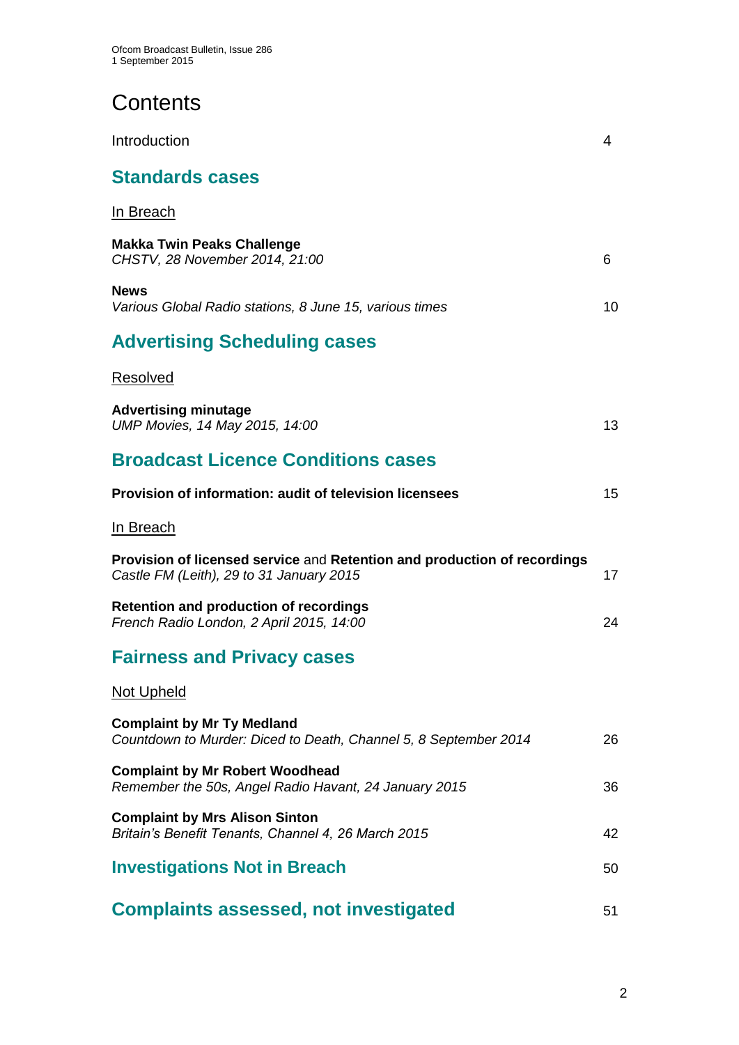# Contents

Introduction 4

## Standards cases

In Breach

**Makka Twin Peaks Challenge**
*CHSTV, 28 November 2014, 21:00* 6

**News**
*Various Global Radio stations, 8 June 15, various times* 10

## Advertising Scheduling cases

Resolved

**Advertising minutage**
*UMP Movies, 14 May 2015, 14:00* 13

## Broadcast Licence Conditions cases

**Provision of information: audit of television licensees** 15

In Breach

**Provision of licensed service** and **Retention and production of recordings**
*Castle FM (Leith), 29 to 31 January 2015* 17

**Retention and production of recordings**
*French Radio London, 2 April 2015, 14:00* 24

## Fairness and Privacy cases

Not Upheld

**Complaint by Mr Ty Medland**
*Countdown to Murder: Diced to Death, Channel 5, 8 September 2014* 26

**Complaint by Mr Robert Woodhead**
*Remember the 50s, Angel Radio Havant, 24 January 2015* 36

**Complaint by Mrs Alison Sinton**
*Britain's Benefit Tenants, Channel 4, 26 March 2015* 42

## Investigations Not in Breach 50

## Complaints assessed, not investigated 51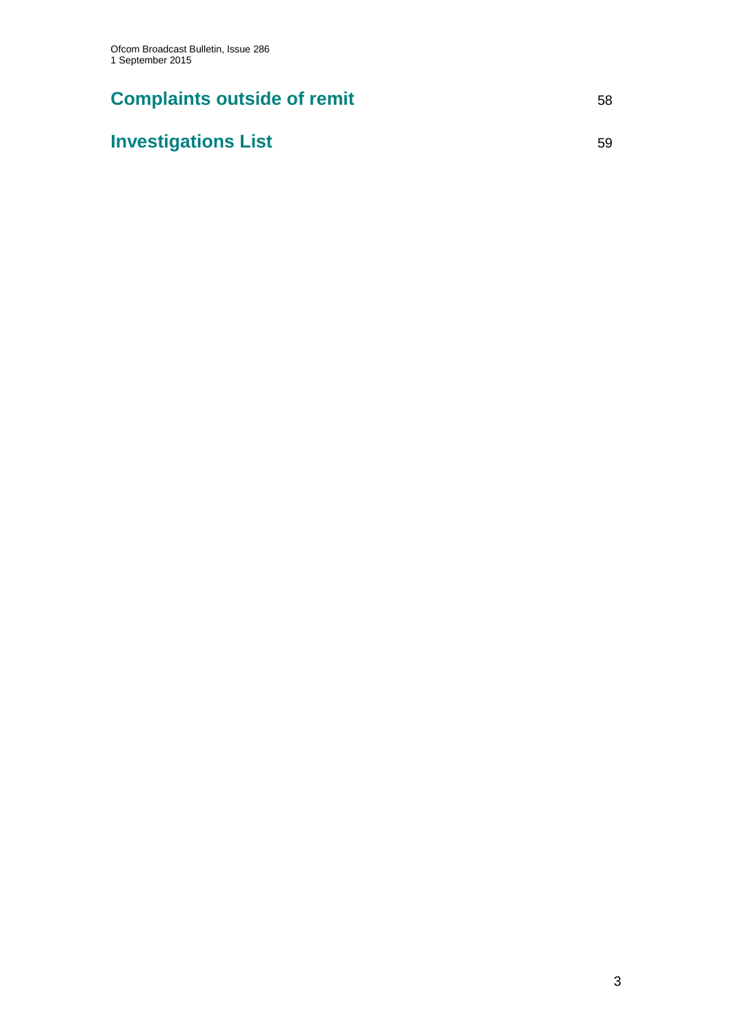## Complaints outside of remit 58

## Investigations List 59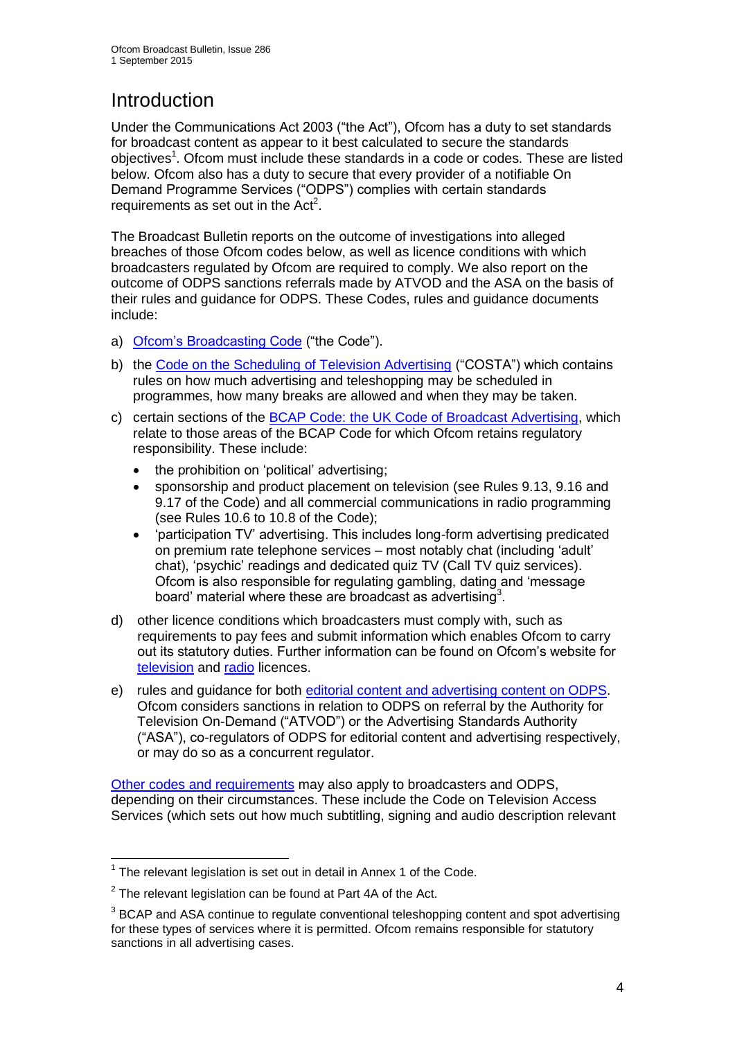# Introduction

Under the Communications Act 2003 ("the Act"), Ofcom has a duty to set standards for broadcast content as appear to it best calculated to secure the standards objectives[1]. Ofcom must include these standards in a code or codes. These are listed below. Ofcom also has a duty to secure that every provider of a notifiable On Demand Programme Services ("ODPS") complies with certain standards requirements as set out in the Act[2].

The Broadcast Bulletin reports on the outcome of investigations into alleged breaches of those Ofcom codes below, as well as licence conditions with which broadcasters regulated by Ofcom are required to comply. We also report on the outcome of ODPS sanctions referrals made by ATVOD and the ASA on the basis of their rules and guidance for ODPS. These Codes, rules and guidance documents include:

a) Ofcom's Broadcasting Code ("the Code").

b) the Code on the Scheduling of Television Advertising ("COSTA") which contains rules on how much advertising and teleshopping may be scheduled in programmes, how many breaks are allowed and when they may be taken.

c) certain sections of the BCAP Code: the UK Code of Broadcast Advertising, which relate to those areas of the BCAP Code for which Ofcom retains regulatory responsibility. These include:
   - the prohibition on 'political' advertising;
   - sponsorship and product placement on television (see Rules 9.13, 9.16 and 9.17 of the Code) and all commercial communications in radio programming (see Rules 10.6 to 10.8 of the Code);
   - 'participation TV' advertising. This includes long-form advertising predicated on premium rate telephone services – most notably chat (including 'adult' chat), 'psychic' readings and dedicated quiz TV (Call TV quiz services). Ofcom is also responsible for regulating gambling, dating and 'message board' material where these are broadcast as advertising[3].

d) other licence conditions which broadcasters must comply with, such as requirements to pay fees and submit information which enables Ofcom to carry out its statutory duties. Further information can be found on Ofcom's website for television and radio licences.

e) rules and guidance for both editorial content and advertising content on ODPS. Ofcom considers sanctions in relation to ODPS on referral by the Authority for Television On-Demand ("ATVOD") or the Advertising Standards Authority ("ASA"), co-regulators of ODPS for editorial content and advertising respectively, or may do so as a concurrent regulator.

Other codes and requirements may also apply to broadcasters and ODPS, depending on their circumstances. These include the Code on Television Access Services (which sets out how much subtitling, signing and audio description relevant

---

[1] The relevant legislation is set out in detail in Annex 1 of the Code.

[2] The relevant legislation can be found at Part 4A of the Act.

[3] BCAP and ASA continue to regulate conventional teleshopping content and spot advertising for these types of services where it is permitted. Ofcom remains responsible for statutory sanctions in all advertising cases.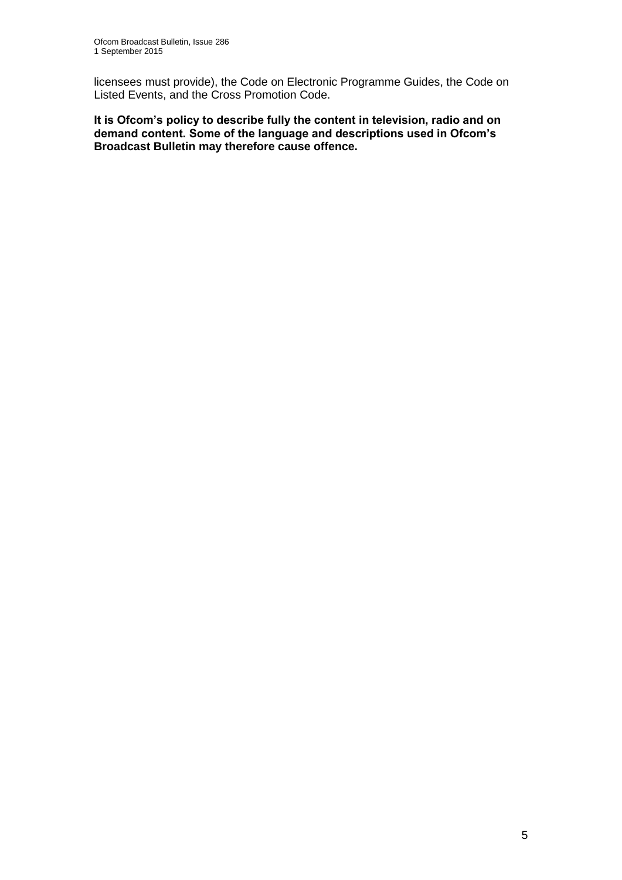licensees must provide), the Code on Electronic Programme Guides, the Code on Listed Events, and the Cross Promotion Code.

**It is Ofcom's policy to describe fully the content in television, radio and on demand content. Some of the language and descriptions used in Ofcom's Broadcast Bulletin may therefore cause offence.**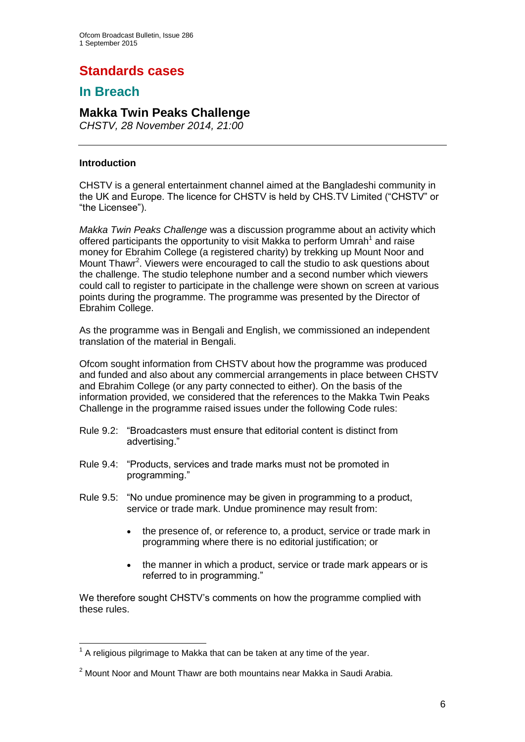# Standards cases

## In Breach

### Makka Twin Peaks Challenge

*CHSTV, 28 November 2014, 21:00*

---

**Introduction**

CHSTV is a general entertainment channel aimed at the Bangladeshi community in the UK and Europe. The licence for CHSTV is held by CHS.TV Limited ("CHSTV" or "the Licensee").

*Makka Twin Peaks Challenge* was a discussion programme about an activity which offered participants the opportunity to visit Makka to perform Umrah[1] and raise money for Ebrahim College (a registered charity) by trekking up Mount Noor and Mount Thawr[2]. Viewers were encouraged to call the studio to ask questions about the challenge. The studio telephone number and a second number which viewers could call to register to participate in the challenge were shown on screen at various points during the programme. The programme was presented by the Director of Ebrahim College.

As the programme was in Bengali and English, we commissioned an independent translation of the material in Bengali.

Ofcom sought information from CHSTV about how the programme was produced and funded and also about any commercial arrangements in place between CHSTV and Ebrahim College (or any party connected to either). On the basis of the information provided, we considered that the references to the Makka Twin Peaks Challenge in the programme raised issues under the following Code rules:

Rule 9.2: "Broadcasters must ensure that editorial content is distinct from advertising."

Rule 9.4: "Products, services and trade marks must not be promoted in programming."

Rule 9.5: "No undue prominence may be given in programming to a product, service or trade mark. Undue prominence may result from:

- the presence of, or reference to, a product, service or trade mark in programming where there is no editorial justification; or
- the manner in which a product, service or trade mark appears or is referred to in programming."

We therefore sought CHSTV's comments on how the programme complied with these rules.

---

[1] A religious pilgrimage to Makka that can be taken at any time of the year.

[2] Mount Noor and Mount Thawr are both mountains near Makka in Saudi Arabia.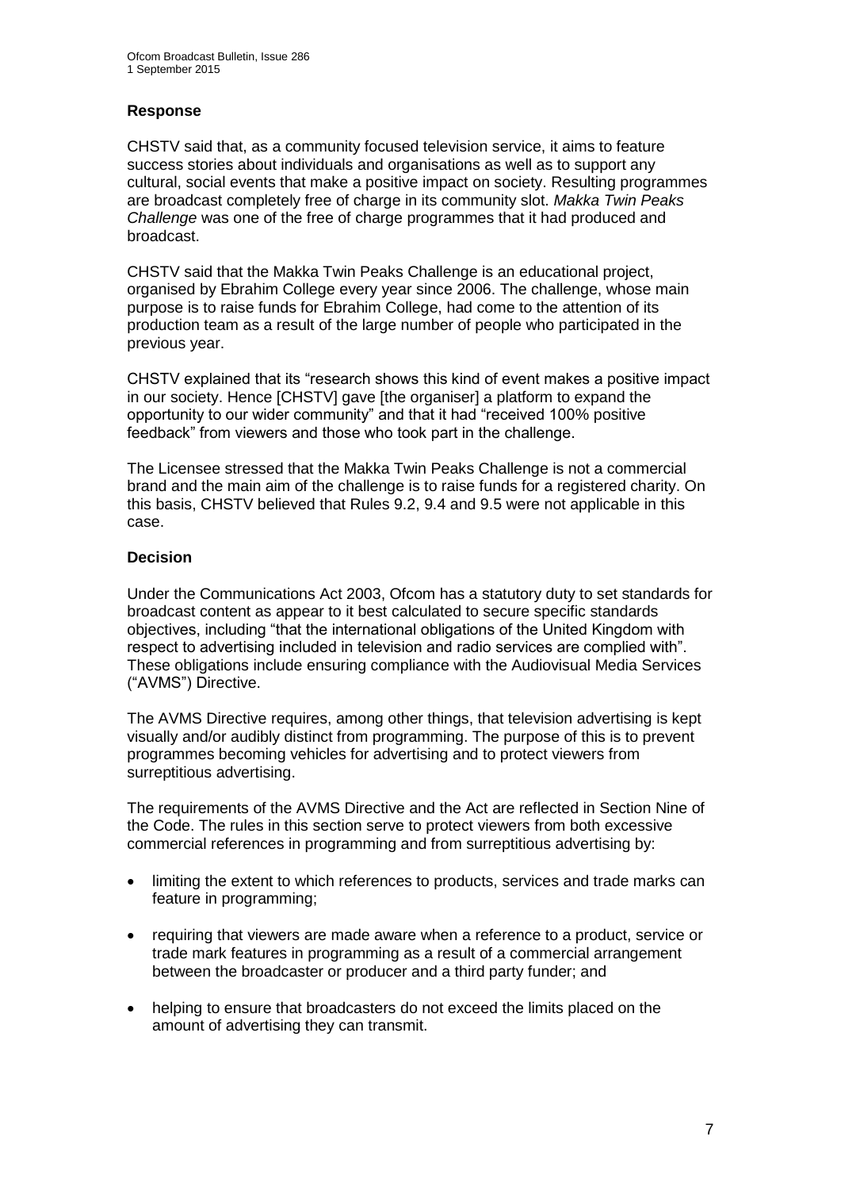## Response

CHSTV said that, as a community focused television service, it aims to feature success stories about individuals and organisations as well as to support any cultural, social events that make a positive impact on society. Resulting programmes are broadcast completely free of charge in its community slot. *Makka Twin Peaks Challenge* was one of the free of charge programmes that it had produced and broadcast.

CHSTV said that the Makka Twin Peaks Challenge is an educational project, organised by Ebrahim College every year since 2006. The challenge, whose main purpose is to raise funds for Ebrahim College, had come to the attention of its production team as a result of the large number of people who participated in the previous year.

CHSTV explained that its "research shows this kind of event makes a positive impact in our society. Hence [CHSTV] gave [the organiser] a platform to expand the opportunity to our wider community" and that it had "received 100% positive feedback" from viewers and those who took part in the challenge.

The Licensee stressed that the Makka Twin Peaks Challenge is not a commercial brand and the main aim of the challenge is to raise funds for a registered charity. On this basis, CHSTV believed that Rules 9.2, 9.4 and 9.5 were not applicable in this case.

## Decision

Under the Communications Act 2003, Ofcom has a statutory duty to set standards for broadcast content as appear to it best calculated to secure specific standards objectives, including "that the international obligations of the United Kingdom with respect to advertising included in television and radio services are complied with". These obligations include ensuring compliance with the Audiovisual Media Services ("AVMS") Directive.

The AVMS Directive requires, among other things, that television advertising is kept visually and/or audibly distinct from programming. The purpose of this is to prevent programmes becoming vehicles for advertising and to protect viewers from surreptitious advertising.

The requirements of the AVMS Directive and the Act are reflected in Section Nine of the Code. The rules in this section serve to protect viewers from both excessive commercial references in programming and from surreptitious advertising by:

- limiting the extent to which references to products, services and trade marks can feature in programming;
- requiring that viewers are made aware when a reference to a product, service or trade mark features in programming as a result of a commercial arrangement between the broadcaster or producer and a third party funder; and
- helping to ensure that broadcasters do not exceed the limits placed on the amount of advertising they can transmit.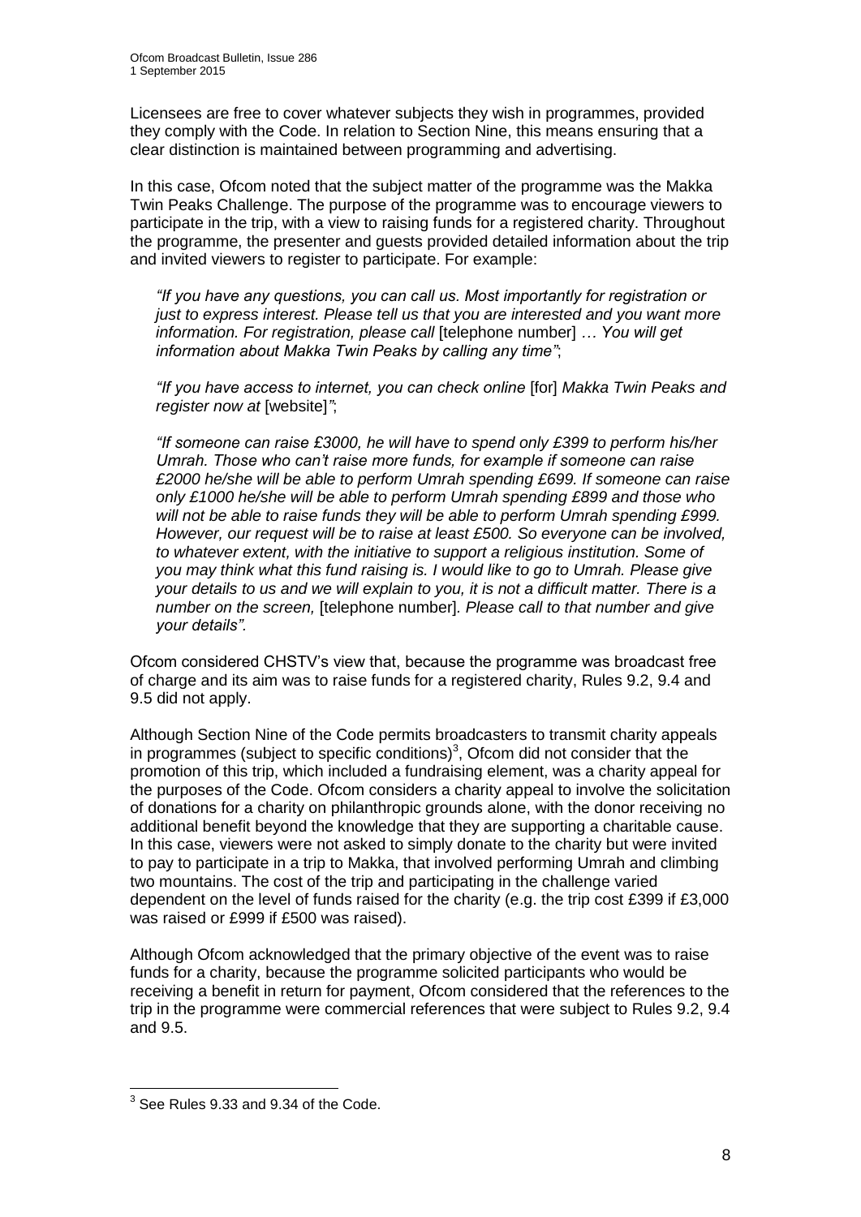Licensees are free to cover whatever subjects they wish in programmes, provided they comply with the Code. In relation to Section Nine, this means ensuring that a clear distinction is maintained between programming and advertising.

In this case, Ofcom noted that the subject matter of the programme was the Makka Twin Peaks Challenge. The purpose of the programme was to encourage viewers to participate in the trip, with a view to raising funds for a registered charity. Throughout the programme, the presenter and guests provided detailed information about the trip and invited viewers to register to participate. For example:

> *"If you have any questions, you can call us. Most importantly for registration or just to express interest. Please tell us that you are interested and you want more information. For registration, please call* [telephone number] *… You will get information about Makka Twin Peaks by calling any time"*;
>
> *"If you have access to internet, you can check online* [for] *Makka Twin Peaks and register now at* [website]*"*;
>
> *"If someone can raise £3000, he will have to spend only £399 to perform his/her Umrah. Those who can't raise more funds, for example if someone can raise £2000 he/she will be able to perform Umrah spending £699. If someone can raise only £1000 he/she will be able to perform Umrah spending £899 and those who will not be able to raise funds they will be able to perform Umrah spending £999. However, our request will be to raise at least £500. So everyone can be involved, to whatever extent, with the initiative to support a religious institution. Some of you may think what this fund raising is. I would like to go to Umrah. Please give your details to us and we will explain to you, it is not a difficult matter. There is a number on the screen,* [telephone number]*. Please call to that number and give your details".*

Ofcom considered CHSTV's view that, because the programme was broadcast free of charge and its aim was to raise funds for a registered charity, Rules 9.2, 9.4 and 9.5 did not apply.

Although Section Nine of the Code permits broadcasters to transmit charity appeals in programmes (subject to specific conditions)[3], Ofcom did not consider that the promotion of this trip, which included a fundraising element, was a charity appeal for the purposes of the Code. Ofcom considers a charity appeal to involve the solicitation of donations for a charity on philanthropic grounds alone, with the donor receiving no additional benefit beyond the knowledge that they are supporting a charitable cause. In this case, viewers were not asked to simply donate to the charity but were invited to pay to participate in a trip to Makka, that involved performing Umrah and climbing two mountains. The cost of the trip and participating in the challenge varied dependent on the level of funds raised for the charity (e.g. the trip cost £399 if £3,000 was raised or £999 if £500 was raised).

Although Ofcom acknowledged that the primary objective of the event was to raise funds for a charity, because the programme solicited participants who would be receiving a benefit in return for payment, Ofcom considered that the references to the trip in the programme were commercial references that were subject to Rules 9.2, 9.4 and 9.5.

---

[3] See Rules 9.33 and 9.34 of the Code.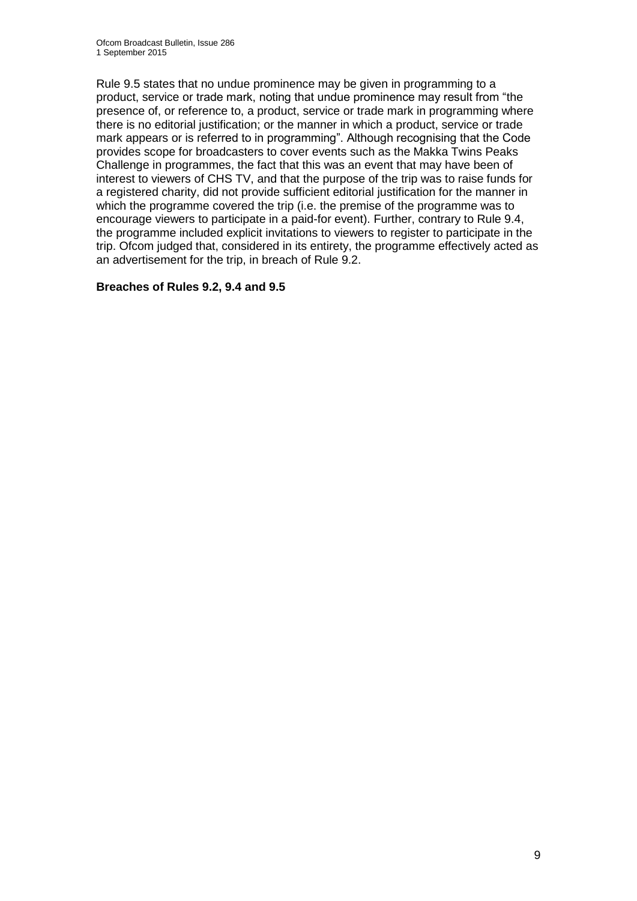Rule 9.5 states that no undue prominence may be given in programming to a product, service or trade mark, noting that undue prominence may result from "the presence of, or reference to, a product, service or trade mark in programming where there is no editorial justification; or the manner in which a product, service or trade mark appears or is referred to in programming". Although recognising that the Code provides scope for broadcasters to cover events such as the Makka Twins Peaks Challenge in programmes, the fact that this was an event that may have been of interest to viewers of CHS TV, and that the purpose of the trip was to raise funds for a registered charity, did not provide sufficient editorial justification for the manner in which the programme covered the trip (i.e. the premise of the programme was to encourage viewers to participate in a paid-for event). Further, contrary to Rule 9.4, the programme included explicit invitations to viewers to register to participate in the trip. Ofcom judged that, considered in its entirety, the programme effectively acted as an advertisement for the trip, in breach of Rule 9.2.

**Breaches of Rules 9.2, 9.4 and 9.5**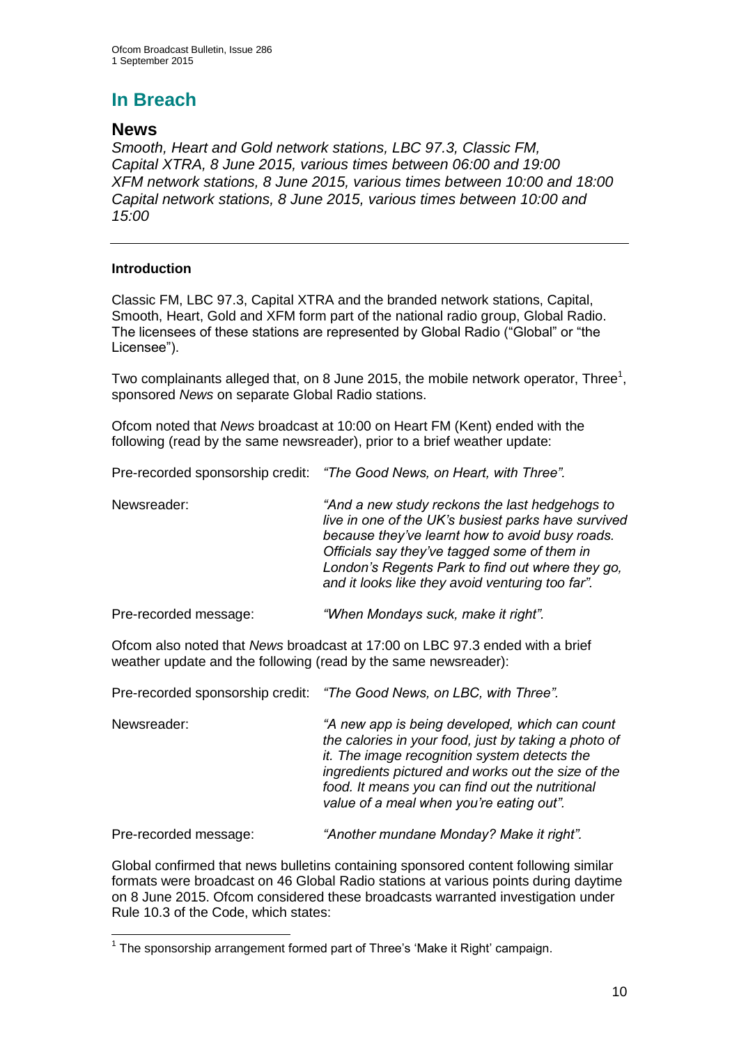# In Breach

## News

*Smooth, Heart and Gold network stations, LBC 97.3, Classic FM, Capital XTRA, 8 June 2015, various times between 06:00 and 19:00*
*XFM network stations, 8 June 2015, various times between 10:00 and 18:00*
*Capital network stations, 8 June 2015, various times between 10:00 and 15:00*

---

### Introduction

Classic FM, LBC 97.3, Capital XTRA and the branded network stations, Capital, Smooth, Heart, Gold and XFM form part of the national radio group, Global Radio. The licensees of these stations are represented by Global Radio ("Global" or "the Licensee").

Two complainants alleged that, on 8 June 2015, the mobile network operator, Three[1], sponsored *News* on separate Global Radio stations.

Ofcom noted that *News* broadcast at 10:00 on Heart FM (Kent) ended with the following (read by the same newsreader), prior to a brief weather update:

| | |
|---|---|
| Pre-recorded sponsorship credit: | *"The Good News, on Heart, with Three".* |
| Newsreader: | *"And a new study reckons the last hedgehogs to live in one of the UK's busiest parks have survived because they've learnt how to avoid busy roads. Officials say they've tagged some of them in London's Regents Park to find out where they go, and it looks like they avoid venturing too far".* |
| Pre-recorded message: | *"When Mondays suck, make it right".* |

Ofcom also noted that *News* broadcast at 17:00 on LBC 97.3 ended with a brief weather update and the following (read by the same newsreader):

| | |
|---|---|
| Pre-recorded sponsorship credit: | *"The Good News, on LBC, with Three".* |
| Newsreader: | *"A new app is being developed, which can count the calories in your food, just by taking a photo of it. The image recognition system detects the ingredients pictured and works out the size of the food. It means you can find out the nutritional value of a meal when you're eating out".* |
| Pre-recorded message: | *"Another mundane Monday? Make it right".* |

Global confirmed that news bulletins containing sponsored content following similar formats were broadcast on 46 Global Radio stations at various points during daytime on 8 June 2015. Ofcom considered these broadcasts warranted investigation under Rule 10.3 of the Code, which states:

---

[1] The sponsorship arrangement formed part of Three's 'Make it Right' campaign.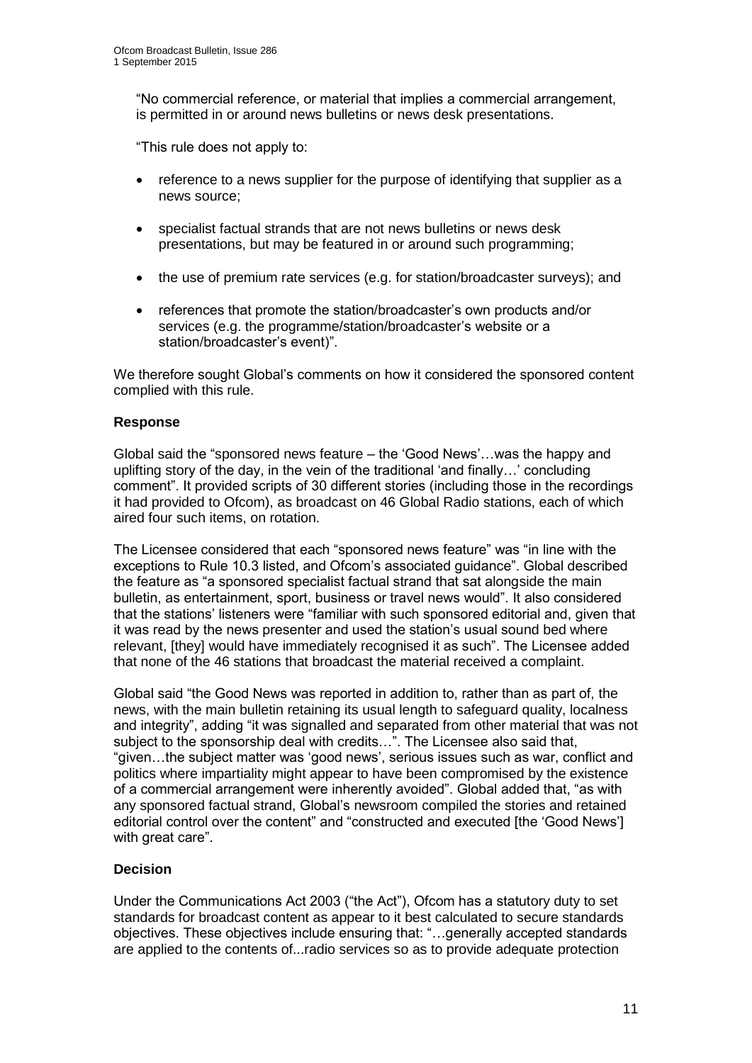"No commercial reference, or material that implies a commercial arrangement, is permitted in or around news bulletins or news desk presentations.

"This rule does not apply to:

- reference to a news supplier for the purpose of identifying that supplier as a news source;
- specialist factual strands that are not news bulletins or news desk presentations, but may be featured in or around such programming;
- the use of premium rate services (e.g. for station/broadcaster surveys); and
- references that promote the station/broadcaster's own products and/or services (e.g. the programme/station/broadcaster's website or a station/broadcaster's event)".

We therefore sought Global's comments on how it considered the sponsored content complied with this rule.

### Response

Global said the "sponsored news feature – the 'Good News'…was the happy and uplifting story of the day, in the vein of the traditional 'and finally…' concluding comment". It provided scripts of 30 different stories (including those in the recordings it had provided to Ofcom), as broadcast on 46 Global Radio stations, each of which aired four such items, on rotation.

The Licensee considered that each "sponsored news feature" was "in line with the exceptions to Rule 10.3 listed, and Ofcom's associated guidance". Global described the feature as "a sponsored specialist factual strand that sat alongside the main bulletin, as entertainment, sport, business or travel news would". It also considered that the stations' listeners were "familiar with such sponsored editorial and, given that it was read by the news presenter and used the station's usual sound bed where relevant, [they] would have immediately recognised it as such". The Licensee added that none of the 46 stations that broadcast the material received a complaint.

Global said "the Good News was reported in addition to, rather than as part of, the news, with the main bulletin retaining its usual length to safeguard quality, localness and integrity", adding "it was signalled and separated from other material that was not subject to the sponsorship deal with credits…". The Licensee also said that, "given…the subject matter was 'good news', serious issues such as war, conflict and politics where impartiality might appear to have been compromised by the existence of a commercial arrangement were inherently avoided". Global added that, "as with any sponsored factual strand, Global's newsroom compiled the stories and retained editorial control over the content" and "constructed and executed [the 'Good News'] with great care".

### Decision

Under the Communications Act 2003 ("the Act"), Ofcom has a statutory duty to set standards for broadcast content as appear to it best calculated to secure standards objectives. These objectives include ensuring that: "…generally accepted standards are applied to the contents of...radio services so as to provide adequate protection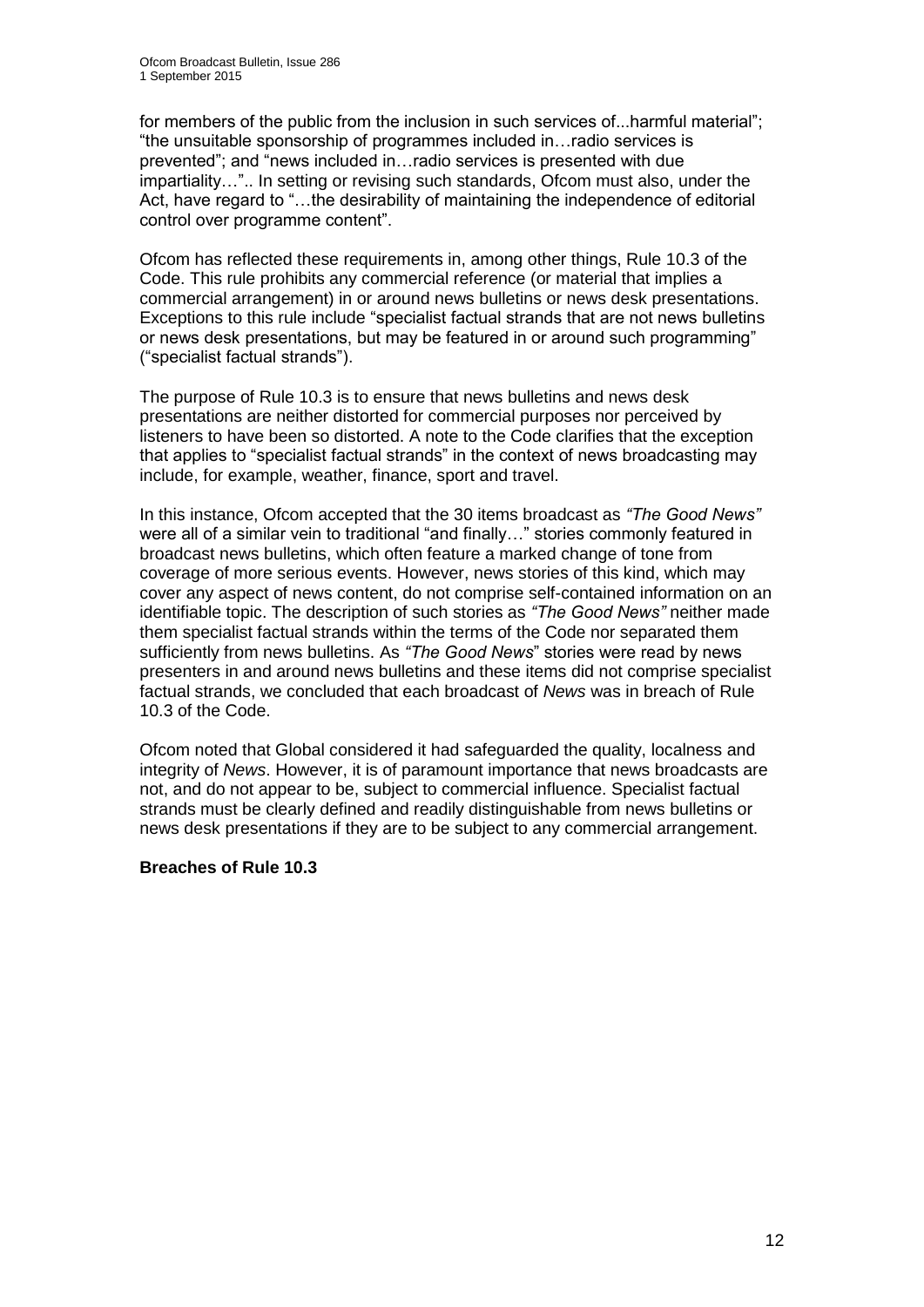for members of the public from the inclusion in such services of...harmful material"; "the unsuitable sponsorship of programmes included in…radio services is prevented"; and "news included in…radio services is presented with due impartiality…".. In setting or revising such standards, Ofcom must also, under the Act, have regard to "…the desirability of maintaining the independence of editorial control over programme content".

Ofcom has reflected these requirements in, among other things, Rule 10.3 of the Code. This rule prohibits any commercial reference (or material that implies a commercial arrangement) in or around news bulletins or news desk presentations. Exceptions to this rule include "specialist factual strands that are not news bulletins or news desk presentations, but may be featured in or around such programming" ("specialist factual strands").

The purpose of Rule 10.3 is to ensure that news bulletins and news desk presentations are neither distorted for commercial purposes nor perceived by listeners to have been so distorted. A note to the Code clarifies that the exception that applies to "specialist factual strands" in the context of news broadcasting may include, for example, weather, finance, sport and travel.

In this instance, Ofcom accepted that the 30 items broadcast as *"The Good News"* were all of a similar vein to traditional "and finally…" stories commonly featured in broadcast news bulletins, which often feature a marked change of tone from coverage of more serious events. However, news stories of this kind, which may cover any aspect of news content, do not comprise self-contained information on an identifiable topic. The description of such stories as *"The Good News"* neither made them specialist factual strands within the terms of the Code nor separated them sufficiently from news bulletins. As *"The Good News*" stories were read by news presenters in and around news bulletins and these items did not comprise specialist factual strands, we concluded that each broadcast of *News* was in breach of Rule 10.3 of the Code.

Ofcom noted that Global considered it had safeguarded the quality, localness and integrity of *News*. However, it is of paramount importance that news broadcasts are not, and do not appear to be, subject to commercial influence. Specialist factual strands must be clearly defined and readily distinguishable from news bulletins or news desk presentations if they are to be subject to any commercial arrangement.

**Breaches of Rule 10.3**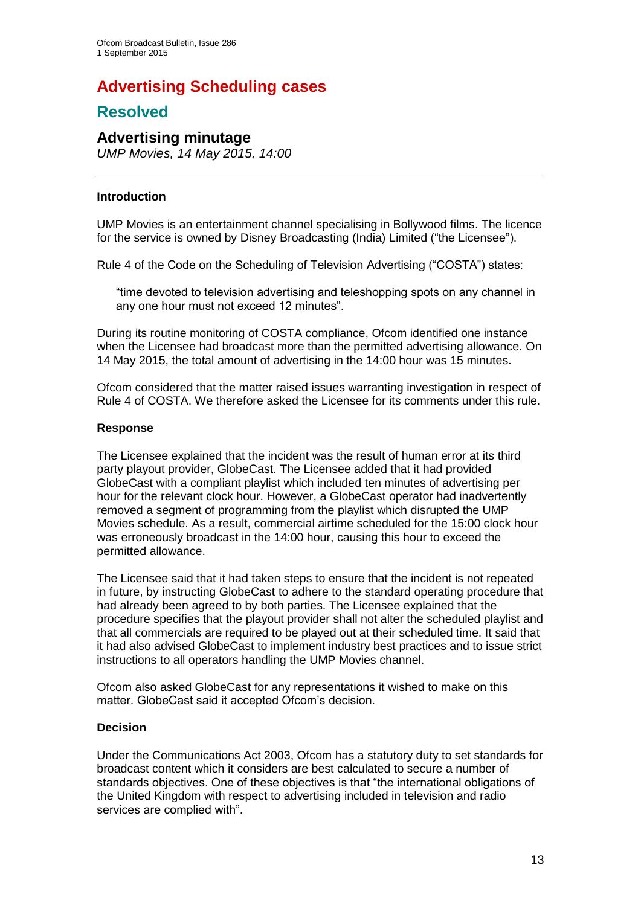# Advertising Scheduling cases

## Resolved

### Advertising minutage

*UMP Movies, 14 May 2015, 14:00*

---

#### Introduction

UMP Movies is an entertainment channel specialising in Bollywood films. The licence for the service is owned by Disney Broadcasting (India) Limited ("the Licensee").

Rule 4 of the Code on the Scheduling of Television Advertising ("COSTA") states:

> "time devoted to television advertising and teleshopping spots on any channel in any one hour must not exceed 12 minutes".

During its routine monitoring of COSTA compliance, Ofcom identified one instance when the Licensee had broadcast more than the permitted advertising allowance. On 14 May 2015, the total amount of advertising in the 14:00 hour was 15 minutes.

Ofcom considered that the matter raised issues warranting investigation in respect of Rule 4 of COSTA. We therefore asked the Licensee for its comments under this rule.

#### Response

The Licensee explained that the incident was the result of human error at its third party playout provider, GlobeCast. The Licensee added that it had provided GlobeCast with a compliant playlist which included ten minutes of advertising per hour for the relevant clock hour. However, a GlobeCast operator had inadvertently removed a segment of programming from the playlist which disrupted the UMP Movies schedule. As a result, commercial airtime scheduled for the 15:00 clock hour was erroneously broadcast in the 14:00 hour, causing this hour to exceed the permitted allowance.

The Licensee said that it had taken steps to ensure that the incident is not repeated in future, by instructing GlobeCast to adhere to the standard operating procedure that had already been agreed to by both parties. The Licensee explained that the procedure specifies that the playout provider shall not alter the scheduled playlist and that all commercials are required to be played out at their scheduled time. It said that it had also advised GlobeCast to implement industry best practices and to issue strict instructions to all operators handling the UMP Movies channel.

Ofcom also asked GlobeCast for any representations it wished to make on this matter. GlobeCast said it accepted Ofcom's decision.

#### Decision

Under the Communications Act 2003, Ofcom has a statutory duty to set standards for broadcast content which it considers are best calculated to secure a number of standards objectives. One of these objectives is that "the international obligations of the United Kingdom with respect to advertising included in television and radio services are complied with".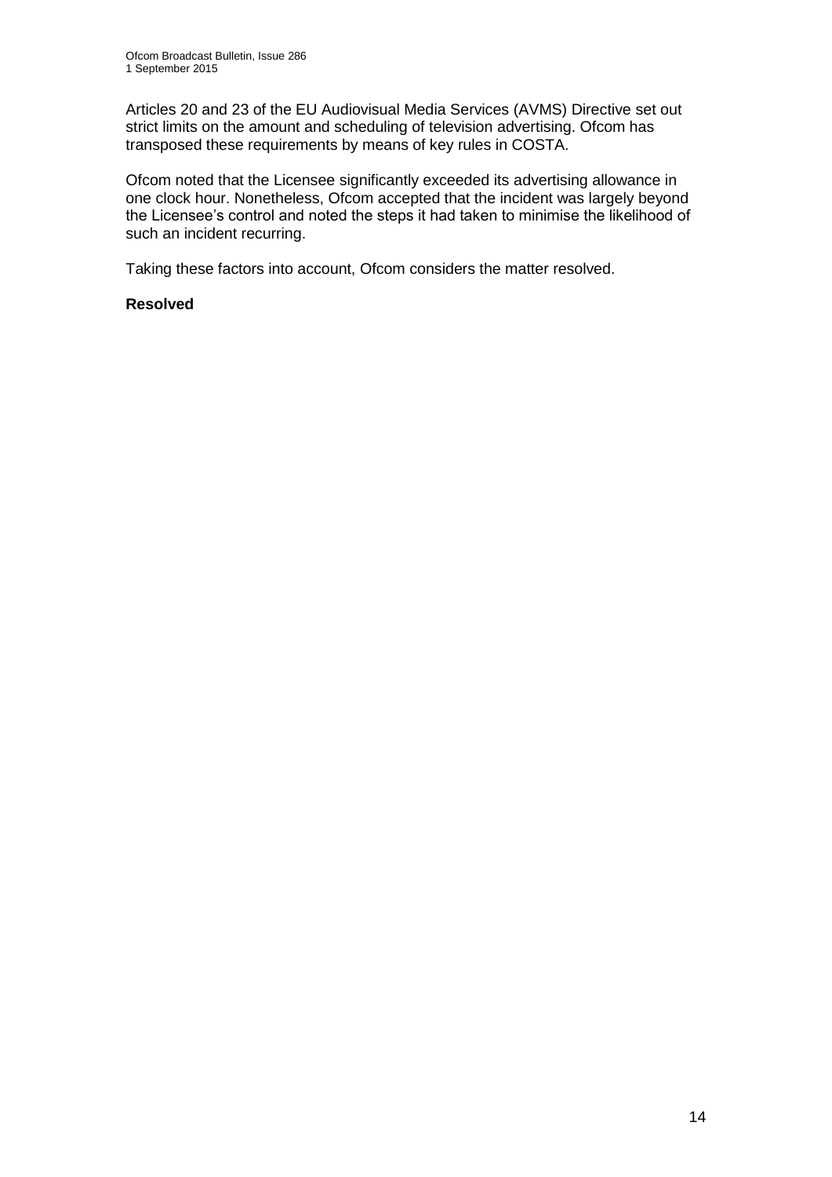Articles 20 and 23 of the EU Audiovisual Media Services (AVMS) Directive set out strict limits on the amount and scheduling of television advertising. Ofcom has transposed these requirements by means of key rules in COSTA.

Ofcom noted that the Licensee significantly exceeded its advertising allowance in one clock hour. Nonetheless, Ofcom accepted that the incident was largely beyond the Licensee's control and noted the steps it had taken to minimise the likelihood of such an incident recurring.

Taking these factors into account, Ofcom considers the matter resolved.

**Resolved**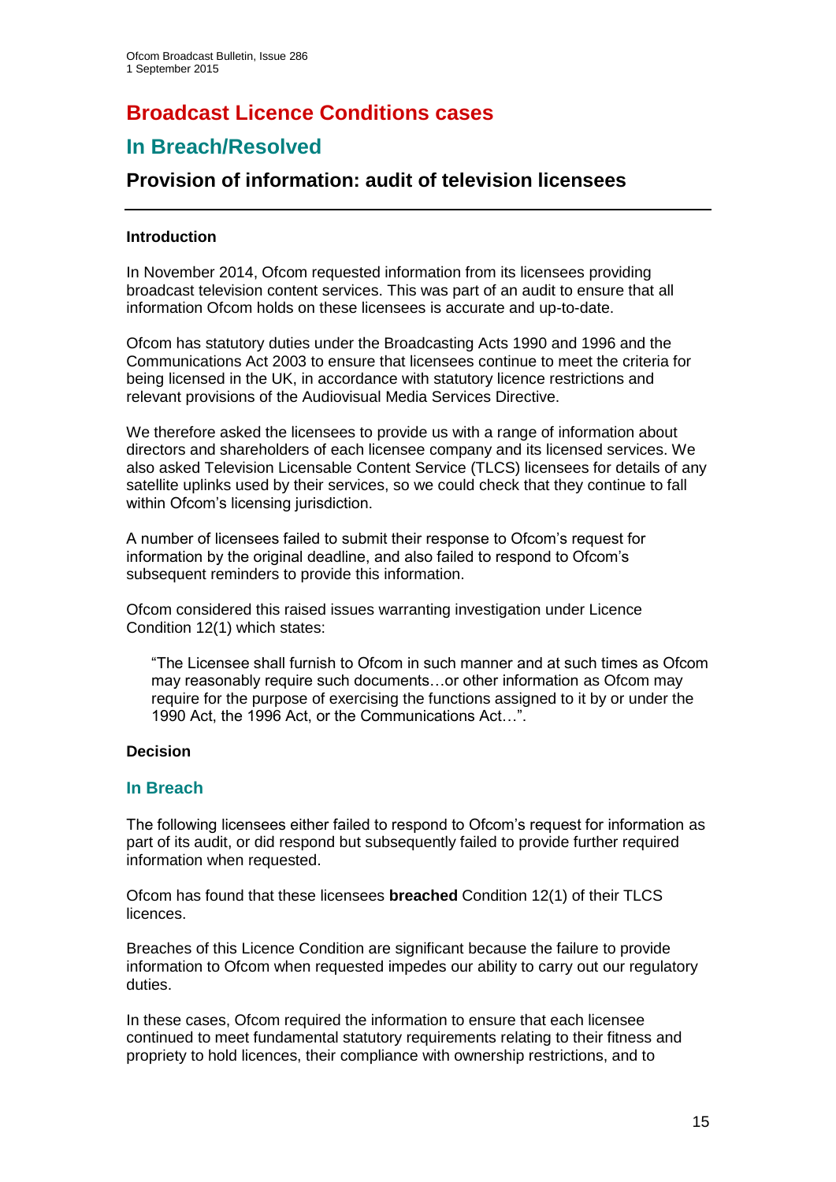# Broadcast Licence Conditions cases

## In Breach/Resolved

### Provision of information: audit of television licensees

**Introduction**

In November 2014, Ofcom requested information from its licensees providing broadcast television content services. This was part of an audit to ensure that all information Ofcom holds on these licensees is accurate and up-to-date.

Ofcom has statutory duties under the Broadcasting Acts 1990 and 1996 and the Communications Act 2003 to ensure that licensees continue to meet the criteria for being licensed in the UK, in accordance with statutory licence restrictions and relevant provisions of the Audiovisual Media Services Directive.

We therefore asked the licensees to provide us with a range of information about directors and shareholders of each licensee company and its licensed services. We also asked Television Licensable Content Service (TLCS) licensees for details of any satellite uplinks used by their services, so we could check that they continue to fall within Ofcom's licensing jurisdiction.

A number of licensees failed to submit their response to Ofcom's request for information by the original deadline, and also failed to respond to Ofcom's subsequent reminders to provide this information.

Ofcom considered this raised issues warranting investigation under Licence Condition 12(1) which states:

> "The Licensee shall furnish to Ofcom in such manner and at such times as Ofcom may reasonably require such documents…or other information as Ofcom may require for the purpose of exercising the functions assigned to it by or under the 1990 Act, the 1996 Act, or the Communications Act…".

**Decision**

#### In Breach

The following licensees either failed to respond to Ofcom's request for information as part of its audit, or did respond but subsequently failed to provide further required information when requested.

Ofcom has found that these licensees **breached** Condition 12(1) of their TLCS licences.

Breaches of this Licence Condition are significant because the failure to provide information to Ofcom when requested impedes our ability to carry out our regulatory duties.

In these cases, Ofcom required the information to ensure that each licensee continued to meet fundamental statutory requirements relating to their fitness and propriety to hold licences, their compliance with ownership restrictions, and to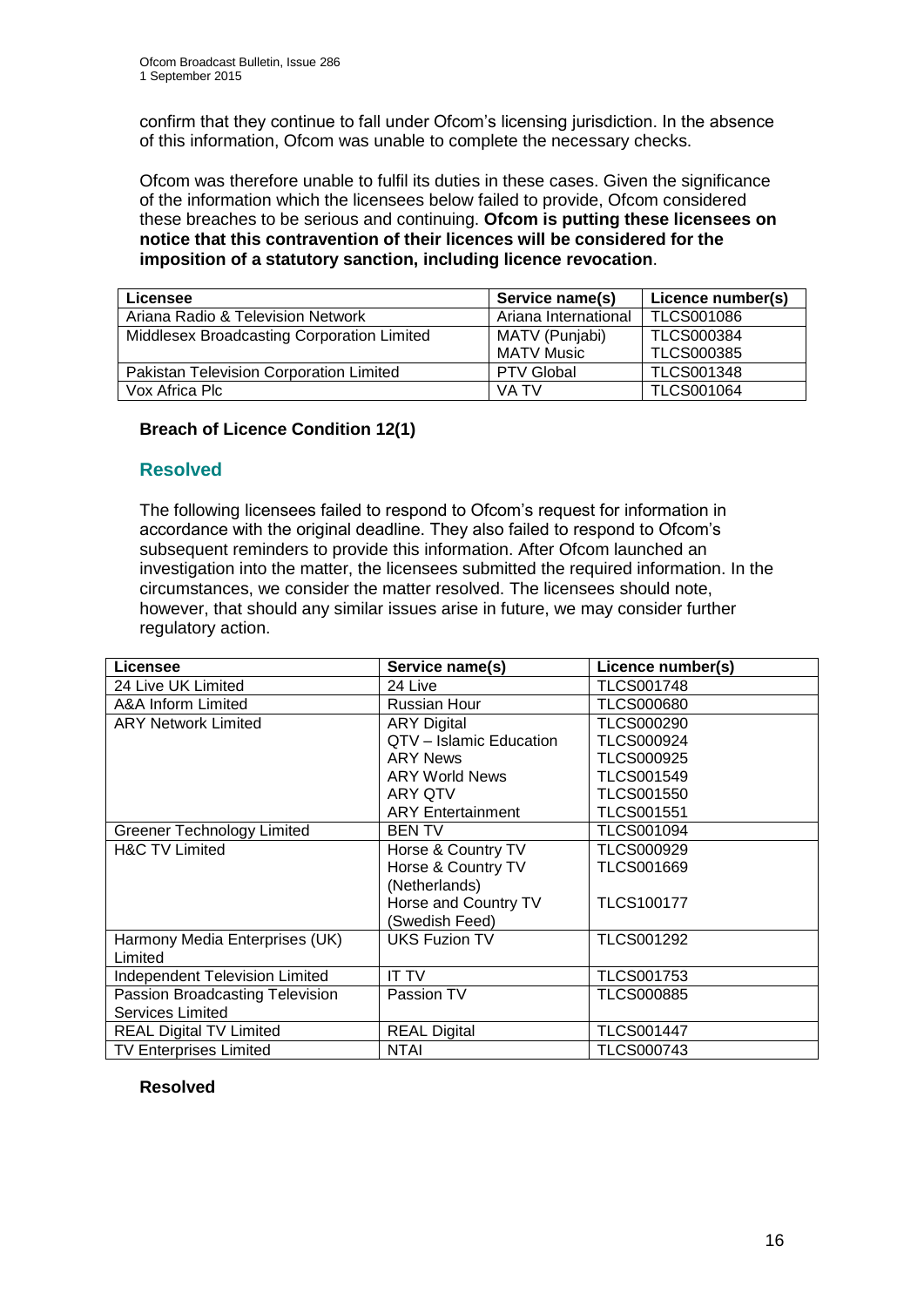confirm that they continue to fall under Ofcom's licensing jurisdiction. In the absence of this information, Ofcom was unable to complete the necessary checks.

Ofcom was therefore unable to fulfil its duties in these cases. Given the significance of the information which the licensees below have failed to provide, Ofcom considered these breaches to be serious and continuing. **Ofcom is putting these licensees on notice that this contravention of their licences will be considered for the imposition of a statutory sanction, including licence revocation**.

| Licensee | Service name(s) | Licence number(s) |
|---|---|---|
| Ariana Radio & Television Network | Ariana International | TLCS001086 |
| Middlesex Broadcasting Corporation Limited | MATV (Punjabi)<br>MATV Music | TLCS000384<br>TLCS000385 |
| Pakistan Television Corporation Limited | PTV Global | TLCS001348 |
| Vox Africa Plc | VA TV | TLCS001064 |

**Breach of Licence Condition 12(1)**

## Resolved

The following licensees failed to respond to Ofcom's request for information in accordance with the original deadline. They also failed to respond to Ofcom's subsequent reminders to provide this information. After Ofcom launched an investigation into the matter, the licensees submitted the required information. In the circumstances, we consider the matter resolved. The licensees should note, however, that should any similar issues arise in future, we may consider further regulatory action.

| Licensee | Service name(s) | Licence number(s) |
|---|---|---|
| 24 Live UK Limited | 24 Live | TLCS001748 |
| A&A Inform Limited | Russian Hour | TLCS000680 |
| ARY Network Limited | ARY Digital<br>QTV – Islamic Education<br>ARY News<br>ARY World News<br>ARY QTV<br>ARY Entertainment | TLCS000290<br>TLCS000924<br>TLCS000925<br>TLCS001549<br>TLCS001550<br>TLCS001551 |
| Greener Technology Limited | BEN TV | TLCS001094 |
| H&C TV Limited | Horse & Country TV<br>Horse & Country TV (Netherlands)<br>Horse and Country TV (Swedish Feed) | TLCS000929<br>TLCS001669<br>TLCS100177 |
| Harmony Media Enterprises (UK) Limited | UKS Fuzion TV | TLCS001292 |
| Independent Television Limited | IT TV | TLCS001753 |
| Passion Broadcasting Television Services Limited | Passion TV | TLCS000885 |
| REAL Digital TV Limited | REAL Digital | TLCS001447 |
| TV Enterprises Limited | NTAI | TLCS000743 |

**Resolved**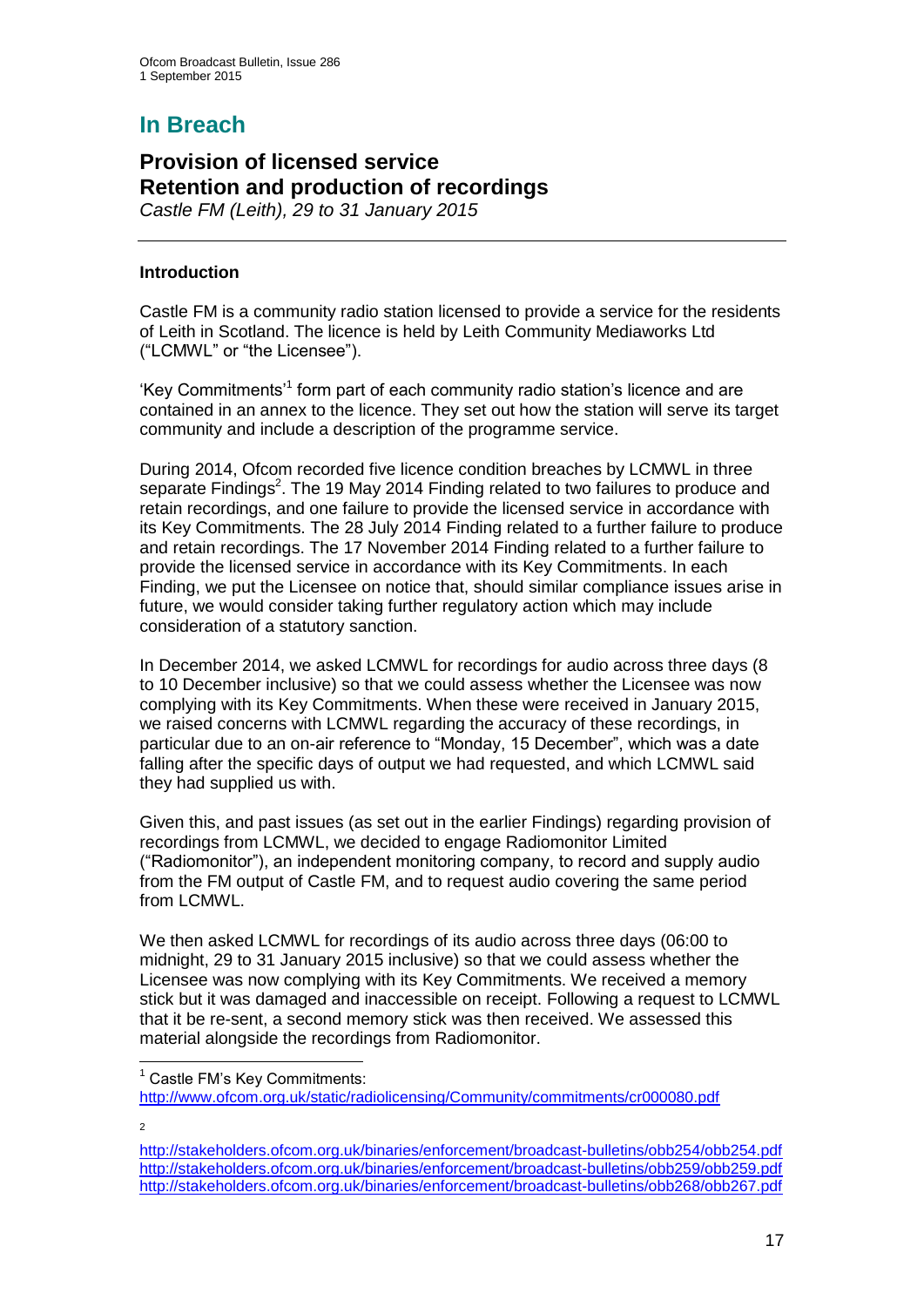# In Breach

## Provision of licensed service
## Retention and production of recordings

*Castle FM (Leith), 29 to 31 January 2015*

---

### Introduction

Castle FM is a community radio station licensed to provide a service for the residents of Leith in Scotland. The licence is held by Leith Community Mediaworks Ltd ("LCMWL" or "the Licensee").

'Key Commitments'[1] form part of each community radio station's licence and are contained in an annex to the licence. They set out how the station will serve its target community and include a description of the programme service.

During 2014, Ofcom recorded five licence condition breaches by LCMWL in three separate Findings[2]. The 19 May 2014 Finding related to two failures to produce and retain recordings, and one failure to provide the licensed service in accordance with its Key Commitments. The 28 July 2014 Finding related to a further failure to produce and retain recordings. The 17 November 2014 Finding related to a further failure to provide the licensed service in accordance with its Key Commitments. In each Finding, we put the Licensee on notice that, should similar compliance issues arise in future, we would consider taking further regulatory action which may include consideration of a statutory sanction.

In December 2014, we asked LCMWL for recordings for audio across three days (8 to 10 December inclusive) so that we could assess whether the Licensee was now complying with its Key Commitments. When these were received in January 2015, we raised concerns with LCMWL regarding the accuracy of these recordings, in particular due to an on-air reference to "Monday, 15 December", which was a date falling after the specific days of output we had requested, and which LCMWL said they had supplied us with.

Given this, and past issues (as set out in the earlier Findings) regarding provision of recordings from LCMWL, we decided to engage Radiomonitor Limited ("Radiomonitor"), an independent monitoring company, to record and supply audio from the FM output of Castle FM, and to request audio covering the same period from LCMWL.

We then asked LCMWL for recordings of its audio across three days (06:00 to midnight, 29 to 31 January 2015 inclusive) so that we could assess whether the Licensee was now complying with its Key Commitments. We received a memory stick but it was damaged and inaccessible on receipt. Following a request to LCMWL that it be re-sent, a second memory stick was then received. We assessed this material alongside the recordings from Radiomonitor.

---

[1] Castle FM's Key Commitments:
http://www.ofcom.org.uk/static/radiolicensing/Community/commitments/cr000080.pdf

[2]
http://stakeholders.ofcom.org.uk/binaries/enforcement/broadcast-bulletins/obb254/obb254.pdf
http://stakeholders.ofcom.org.uk/binaries/enforcement/broadcast-bulletins/obb259/obb259.pdf
http://stakeholders.ofcom.org.uk/binaries/enforcement/broadcast-bulletins/obb268/obb267.pdf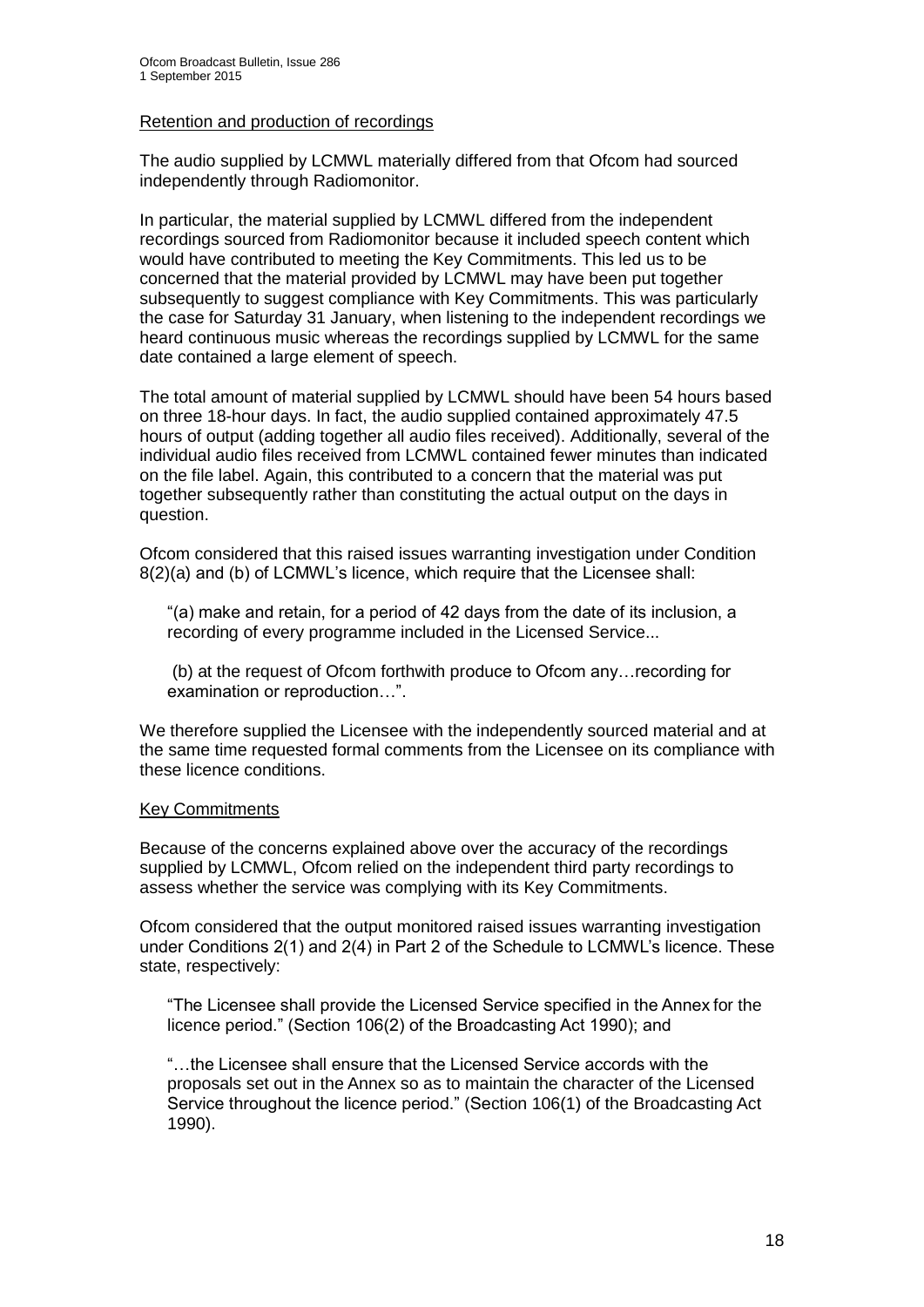Retention and production of recordings

The audio supplied by LCMWL materially differed from that Ofcom had sourced independently through Radiomonitor.

In particular, the material supplied by LCMWL differed from the independent recordings sourced from Radiomonitor because it included speech content which would have contributed to meeting the Key Commitments. This led us to be concerned that the material provided by LCMWL may have been put together subsequently to suggest compliance with Key Commitments. This was particularly the case for Saturday 31 January, when listening to the independent recordings we heard continuous music whereas the recordings supplied by LCMWL for the same date contained a large element of speech.

The total amount of material supplied by LCMWL should have been 54 hours based on three 18-hour days. In fact, the audio supplied contained approximately 47.5 hours of output (adding together all audio files received). Additionally, several of the individual audio files received from LCMWL contained fewer minutes than indicated on the file label. Again, this contributed to a concern that the material was put together subsequently rather than constituting the actual output on the days in question.

Ofcom considered that this raised issues warranting investigation under Condition 8(2)(a) and (b) of LCMWL's licence, which require that the Licensee shall:

> "(a) make and retain, for a period of 42 days from the date of its inclusion, a recording of every programme included in the Licensed Service...
>
> (b) at the request of Ofcom forthwith produce to Ofcom any…recording for examination or reproduction…".

We therefore supplied the Licensee with the independently sourced material and at the same time requested formal comments from the Licensee on its compliance with these licence conditions.

Key Commitments

Because of the concerns explained above over the accuracy of the recordings supplied by LCMWL, Ofcom relied on the independent third party recordings to assess whether the service was complying with its Key Commitments.

Ofcom considered that the output monitored raised issues warranting investigation under Conditions 2(1) and 2(4) in Part 2 of the Schedule to LCMWL's licence. These state, respectively:

> "The Licensee shall provide the Licensed Service specified in the Annex for the licence period." (Section 106(2) of the Broadcasting Act 1990); and
>
> "…the Licensee shall ensure that the Licensed Service accords with the proposals set out in the Annex so as to maintain the character of the Licensed Service throughout the licence period." (Section 106(1) of the Broadcasting Act 1990).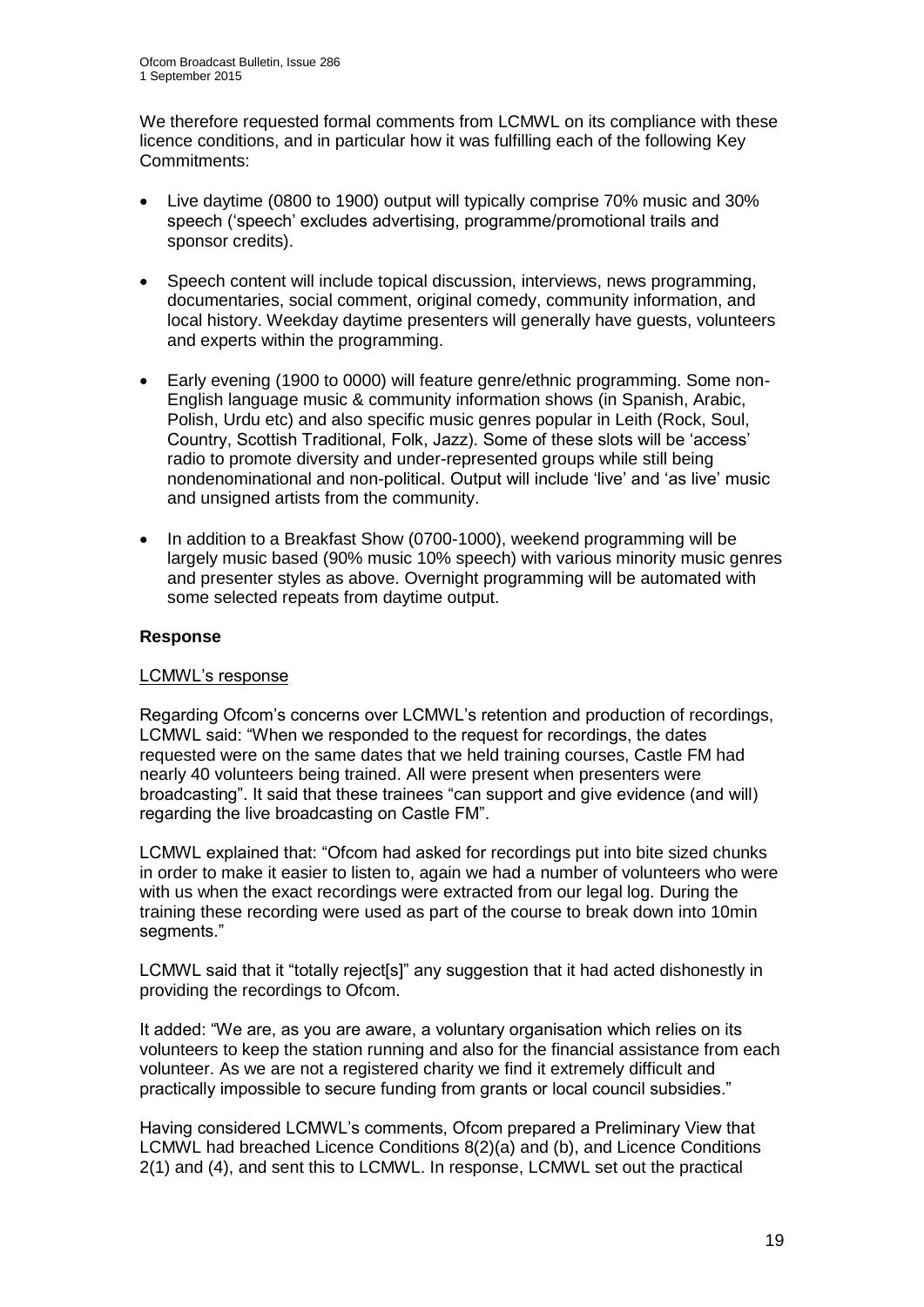We therefore requested formal comments from LCMWL on its compliance with these licence conditions, and in particular how it was fulfilling each of the following Key Commitments:

- Live daytime (0800 to 1900) output will typically comprise 70% music and 30% speech ('speech' excludes advertising, programme/promotional trails and sponsor credits).
- Speech content will include topical discussion, interviews, news programming, documentaries, social comment, original comedy, community information, and local history. Weekday daytime presenters will generally have guests, volunteers and experts within the programming.
- Early evening (1900 to 0000) will feature genre/ethnic programming. Some non-English language music & community information shows (in Spanish, Arabic, Polish, Urdu etc) and also specific music genres popular in Leith (Rock, Soul, Country, Scottish Traditional, Folk, Jazz). Some of these slots will be 'access' radio to promote diversity and under-represented groups while still being nondenominational and non-political. Output will include 'live' and 'as live' music and unsigned artists from the community.
- In addition to a Breakfast Show (0700-1000), weekend programming will be largely music based (90% music 10% speech) with various minority music genres and presenter styles as above. Overnight programming will be automated with some selected repeats from daytime output.

### Response

#### LCMWL's response

Regarding Ofcom's concerns over LCMWL's retention and production of recordings, LCMWL said: "When we responded to the request for recordings, the dates requested were on the same dates that we held training courses, Castle FM had nearly 40 volunteers being trained. All were present when presenters were broadcasting". It said that these trainees "can support and give evidence (and will) regarding the live broadcasting on Castle FM".

LCMWL explained that: "Ofcom had asked for recordings put into bite sized chunks in order to make it easier to listen to, again we had a number of volunteers who were with us when the exact recordings were extracted from our legal log. During the training these recording were used as part of the course to break down into 10min segments."

LCMWL said that it "totally reject[s]" any suggestion that it had acted dishonestly in providing the recordings to Ofcom.

It added: "We are, as you are aware, a voluntary organisation which relies on its volunteers to keep the station running and also for the financial assistance from each volunteer. As we are not a registered charity we find it extremely difficult and practically impossible to secure funding from grants or local council subsidies."

Having considered LCMWL's comments, Ofcom prepared a Preliminary View that LCMWL had breached Licence Conditions 8(2)(a) and (b), and Licence Conditions 2(1) and (4), and sent this to LCMWL. In response, LCMWL set out the practical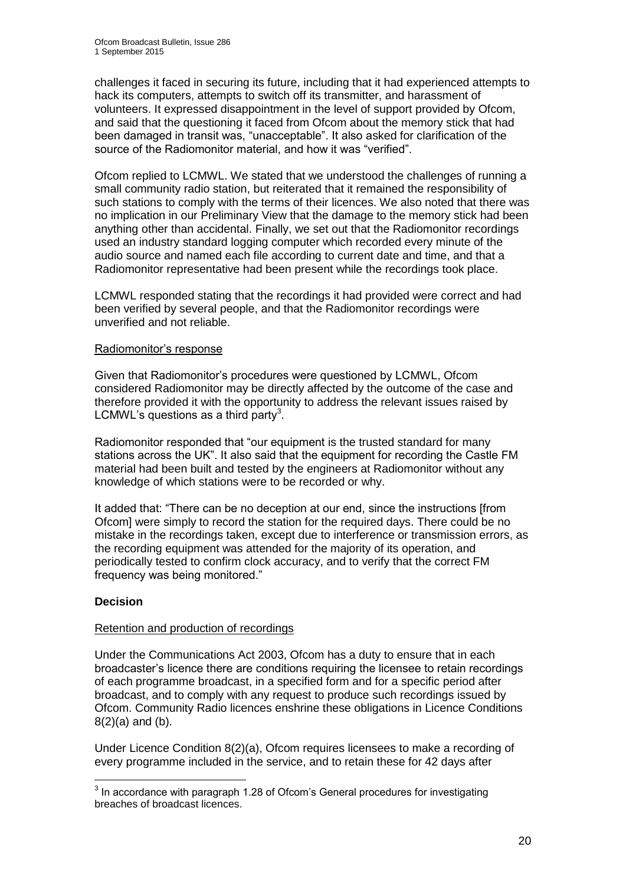challenges it faced in securing its future, including that it had experienced attempts to hack its computers, attempts to switch off its transmitter, and harassment of volunteers. It expressed disappointment in the level of support provided by Ofcom, and said that the questioning it faced from Ofcom about the memory stick that had been damaged in transit was, "unacceptable". It also asked for clarification of the source of the Radiomonitor material, and how it was "verified".

Ofcom replied to LCMWL. We stated that we understood the challenges of running a small community radio station, but reiterated that it remained the responsibility of such stations to comply with the terms of their licences. We also noted that there was no implication in our Preliminary View that the damage to the memory stick had been anything other than accidental. Finally, we set out that the Radiomonitor recordings used an industry standard logging computer which recorded every minute of the audio source and named each file according to current date and time, and that a Radiomonitor representative had been present while the recordings took place.

LCMWL responded stating that the recordings it had provided were correct and had been verified by several people, and that the Radiomonitor recordings were unverified and not reliable.

Radiomonitor's response

Given that Radiomonitor's procedures were questioned by LCMWL, Ofcom considered Radiomonitor may be directly affected by the outcome of the case and therefore provided it with the opportunity to address the relevant issues raised by LCMWL's questions as a third party[3].

Radiomonitor responded that "our equipment is the trusted standard for many stations across the UK". It also said that the equipment for recording the Castle FM material had been built and tested by the engineers at Radiomonitor without any knowledge of which stations were to be recorded or why.

It added that: "There can be no deception at our end, since the instructions [from Ofcom] were simply to record the station for the required days. There could be no mistake in the recordings taken, except due to interference or transmission errors, as the recording equipment was attended for the majority of its operation, and periodically tested to confirm clock accuracy, and to verify that the correct FM frequency was being monitored."

## Decision

Retention and production of recordings

Under the Communications Act 2003, Ofcom has a duty to ensure that in each broadcaster's licence there are conditions requiring the licensee to retain recordings of each programme broadcast, in a specified form and for a specific period after broadcast, and to comply with any request to produce such recordings issued by Ofcom. Community Radio licences enshrine these obligations in Licence Conditions 8(2)(a) and (b).

Under Licence Condition 8(2)(a), Ofcom requires licensees to make a recording of every programme included in the service, and to retain these for 42 days after

[3] In accordance with paragraph 1.28 of Ofcom's General procedures for investigating breaches of broadcast licences.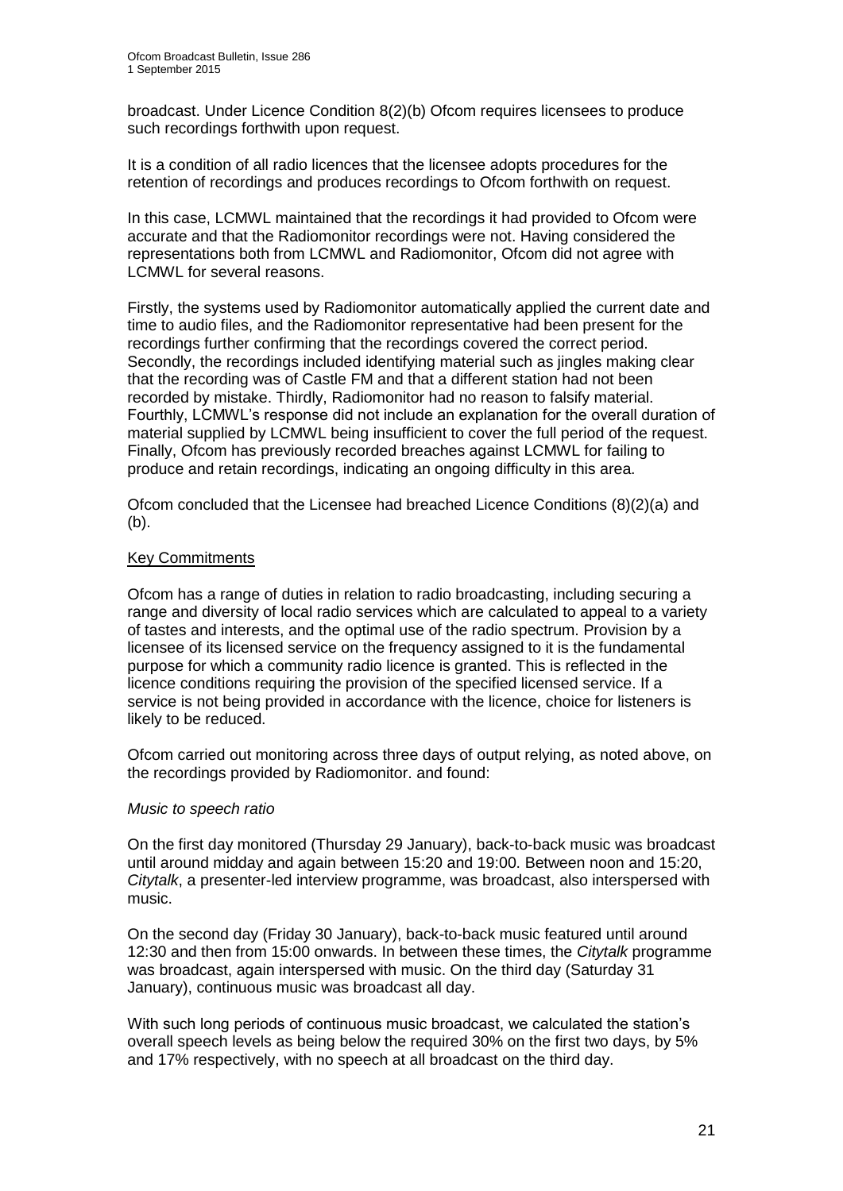broadcast. Under Licence Condition 8(2)(b) Ofcom requires licensees to produce such recordings forthwith upon request.

It is a condition of all radio licences that the licensee adopts procedures for the retention of recordings and produces recordings to Ofcom forthwith on request.

In this case, LCMWL maintained that the recordings it had provided to Ofcom were accurate and that the Radiomonitor recordings were not. Having considered the representations both from LCMWL and Radiomonitor, Ofcom did not agree with LCMWL for several reasons.

Firstly, the systems used by Radiomonitor automatically applied the current date and time to audio files, and the Radiomonitor representative had been present for the recordings further confirming that the recordings covered the correct period. Secondly, the recordings included identifying material such as jingles making clear that the recording was of Castle FM and that a different station had not been recorded by mistake. Thirdly, Radiomonitor had no reason to falsify material. Fourthly, LCMWL's response did not include an explanation for the overall duration of material supplied by LCMWL being insufficient to cover the full period of the request. Finally, Ofcom has previously recorded breaches against LCMWL for failing to produce and retain recordings, indicating an ongoing difficulty in this area.

Ofcom concluded that the Licensee had breached Licence Conditions (8)(2)(a) and (b).

Key Commitments

Ofcom has a range of duties in relation to radio broadcasting, including securing a range and diversity of local radio services which are calculated to appeal to a variety of tastes and interests, and the optimal use of the radio spectrum. Provision by a licensee of its licensed service on the frequency assigned to it is the fundamental purpose for which a community radio licence is granted. This is reflected in the licence conditions requiring the provision of the specified licensed service. If a service is not being provided in accordance with the licence, choice for listeners is likely to be reduced.

Ofcom carried out monitoring across three days of output relying, as noted above, on the recordings provided by Radiomonitor. and found:

*Music to speech ratio*

On the first day monitored (Thursday 29 January), back-to-back music was broadcast until around midday and again between 15:20 and 19:00. Between noon and 15:20, *Citytalk*, a presenter-led interview programme, was broadcast, also interspersed with music.

On the second day (Friday 30 January), back-to-back music featured until around 12:30 and then from 15:00 onwards. In between these times, the *Citytalk* programme was broadcast, again interspersed with music. On the third day (Saturday 31 January), continuous music was broadcast all day.

With such long periods of continuous music broadcast, we calculated the station's overall speech levels as being below the required 30% on the first two days, by 5% and 17% respectively, with no speech at all broadcast on the third day.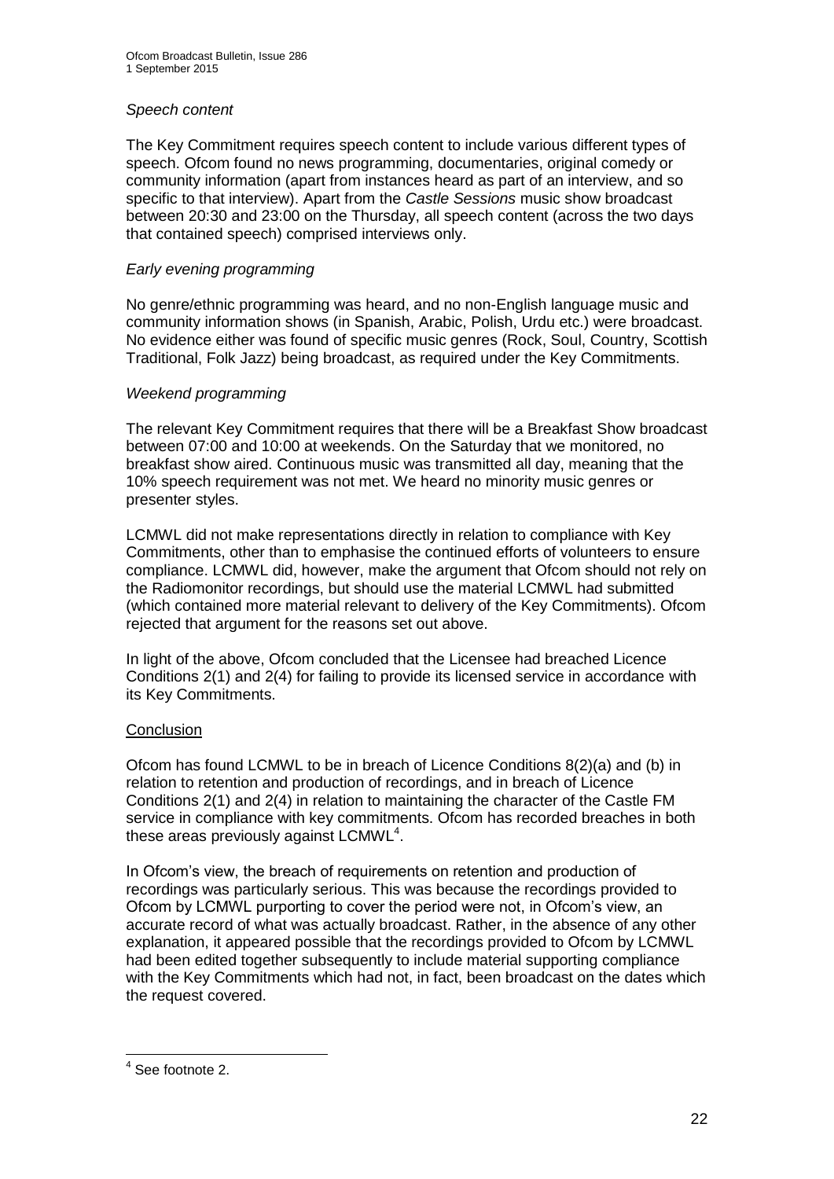*Speech content*

The Key Commitment requires speech content to include various different types of speech. Ofcom found no news programming, documentaries, original comedy or community information (apart from instances heard as part of an interview, and so specific to that interview). Apart from the *Castle Sessions* music show broadcast between 20:30 and 23:00 on the Thursday, all speech content (across the two days that contained speech) comprised interviews only.

*Early evening programming*

No genre/ethnic programming was heard, and no non-English language music and community information shows (in Spanish, Arabic, Polish, Urdu etc.) were broadcast. No evidence either was found of specific music genres (Rock, Soul, Country, Scottish Traditional, Folk Jazz) being broadcast, as required under the Key Commitments.

*Weekend programming*

The relevant Key Commitment requires that there will be a Breakfast Show broadcast between 07:00 and 10:00 at weekends. On the Saturday that we monitored, no breakfast show aired. Continuous music was transmitted all day, meaning that the 10% speech requirement was not met. We heard no minority music genres or presenter styles.

LCMWL did not make representations directly in relation to compliance with Key Commitments, other than to emphasise the continued efforts of volunteers to ensure compliance. LCMWL did, however, make the argument that Ofcom should not rely on the Radiomonitor recordings, but should use the material LCMWL had submitted (which contained more material relevant to delivery of the Key Commitments). Ofcom rejected that argument for the reasons set out above.

In light of the above, Ofcom concluded that the Licensee had breached Licence Conditions 2(1) and 2(4) for failing to provide its licensed service in accordance with its Key Commitments.

Conclusion

Ofcom has found LCMWL to be in breach of Licence Conditions 8(2)(a) and (b) in relation to retention and production of recordings, and in breach of Licence Conditions 2(1) and 2(4) in relation to maintaining the character of the Castle FM service in compliance with key commitments. Ofcom has recorded breaches in both these areas previously against LCMWL[4].

In Ofcom's view, the breach of requirements on retention and production of recordings was particularly serious. This was because the recordings provided to Ofcom by LCMWL purporting to cover the period were not, in Ofcom's view, an accurate record of what was actually broadcast. Rather, in the absence of any other explanation, it appeared possible that the recordings provided to Ofcom by LCMWL had been edited together subsequently to include material supporting compliance with the Key Commitments which had not, in fact, been broadcast on the dates which the request covered.

---

[4] See footnote 2.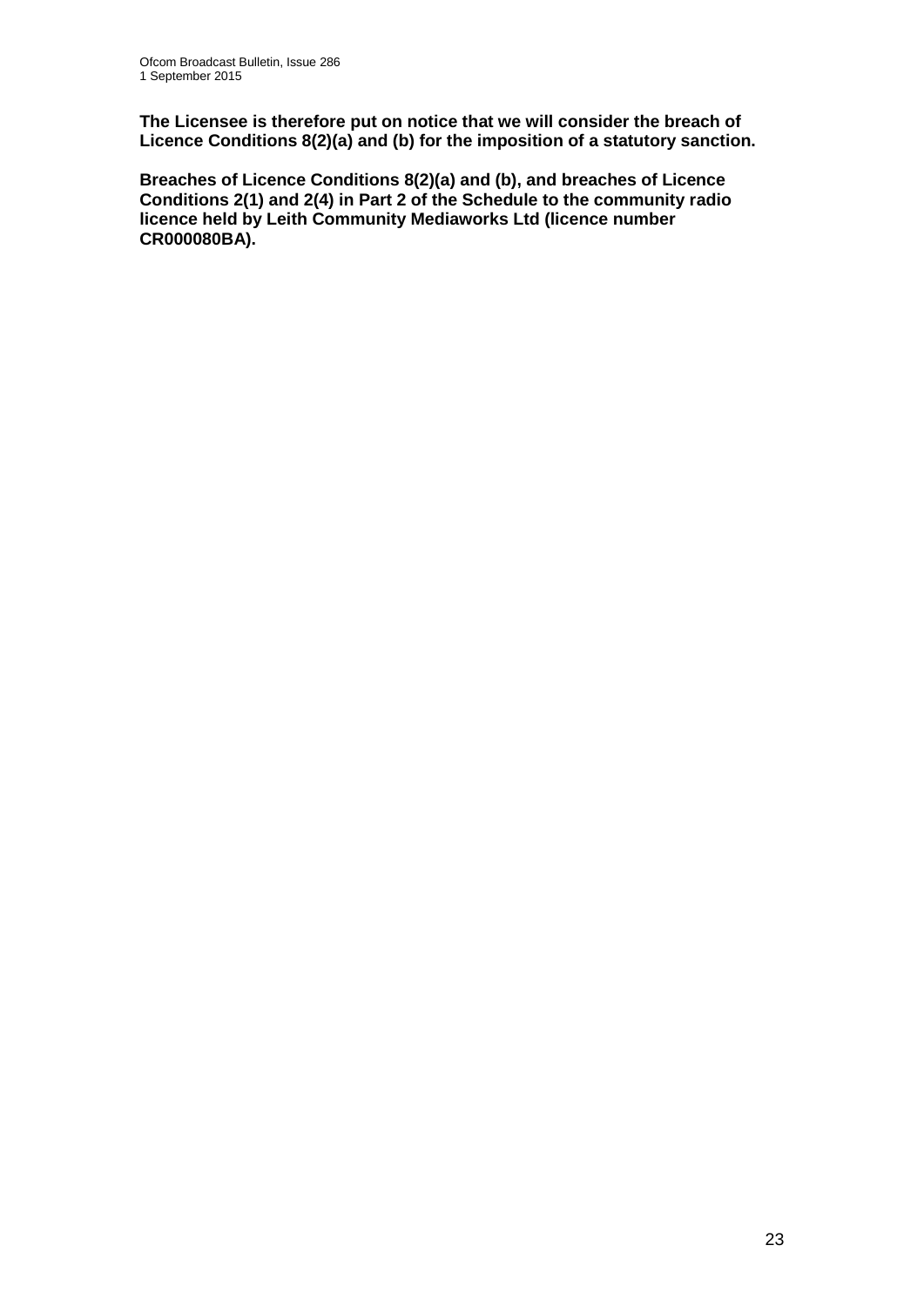**The Licensee is therefore put on notice that we will consider the breach of Licence Conditions 8(2)(a) and (b) for the imposition of a statutory sanction.**

**Breaches of Licence Conditions 8(2)(a) and (b), and breaches of Licence Conditions 2(1) and 2(4) in Part 2 of the Schedule to the community radio licence held by Leith Community Mediaworks Ltd (licence number CR000080BA).**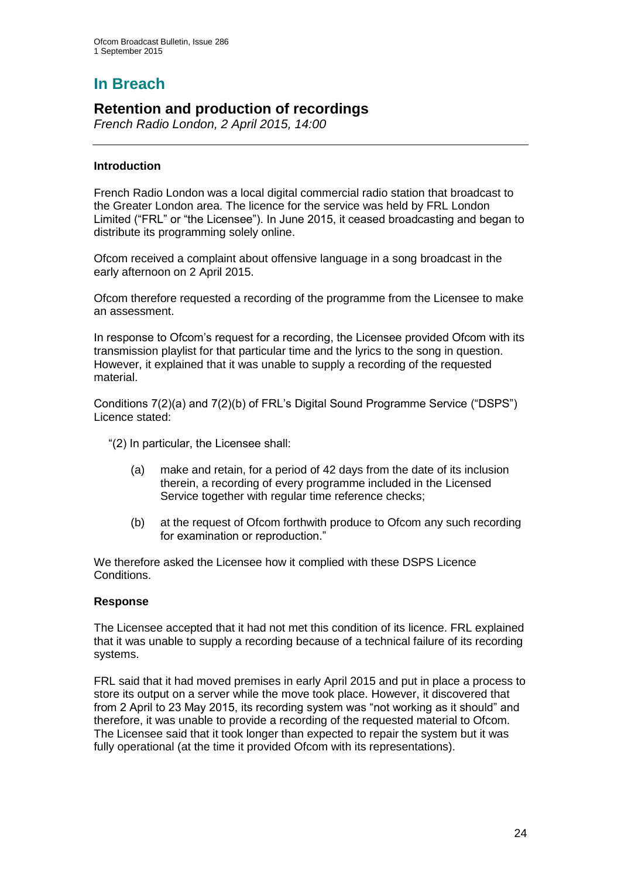# In Breach

## Retention and production of recordings

*French Radio London, 2 April 2015, 14:00*

---

### Introduction

French Radio London was a local digital commercial radio station that broadcast to the Greater London area. The licence for the service was held by FRL London Limited ("FRL" or "the Licensee"). In June 2015, it ceased broadcasting and began to distribute its programming solely online.

Ofcom received a complaint about offensive language in a song broadcast in the early afternoon on 2 April 2015.

Ofcom therefore requested a recording of the programme from the Licensee to make an assessment.

In response to Ofcom's request for a recording, the Licensee provided Ofcom with its transmission playlist for that particular time and the lyrics to the song in question. However, it explained that it was unable to supply a recording of the requested material.

Conditions 7(2)(a) and 7(2)(b) of FRL's Digital Sound Programme Service ("DSPS") Licence stated:

"(2) In particular, the Licensee shall:

(a) make and retain, for a period of 42 days from the date of its inclusion therein, a recording of every programme included in the Licensed Service together with regular time reference checks;

(b) at the request of Ofcom forthwith produce to Ofcom any such recording for examination or reproduction."

We therefore asked the Licensee how it complied with these DSPS Licence Conditions.

### Response

The Licensee accepted that it had not met this condition of its licence. FRL explained that it was unable to supply a recording because of a technical failure of its recording systems.

FRL said that it had moved premises in early April 2015 and put in place a process to store its output on a server while the move took place. However, it discovered that from 2 April to 23 May 2015, its recording system was "not working as it should" and therefore, it was unable to provide a recording of the requested material to Ofcom. The Licensee said that it took longer than expected to repair the system but it was fully operational (at the time it provided Ofcom with its representations).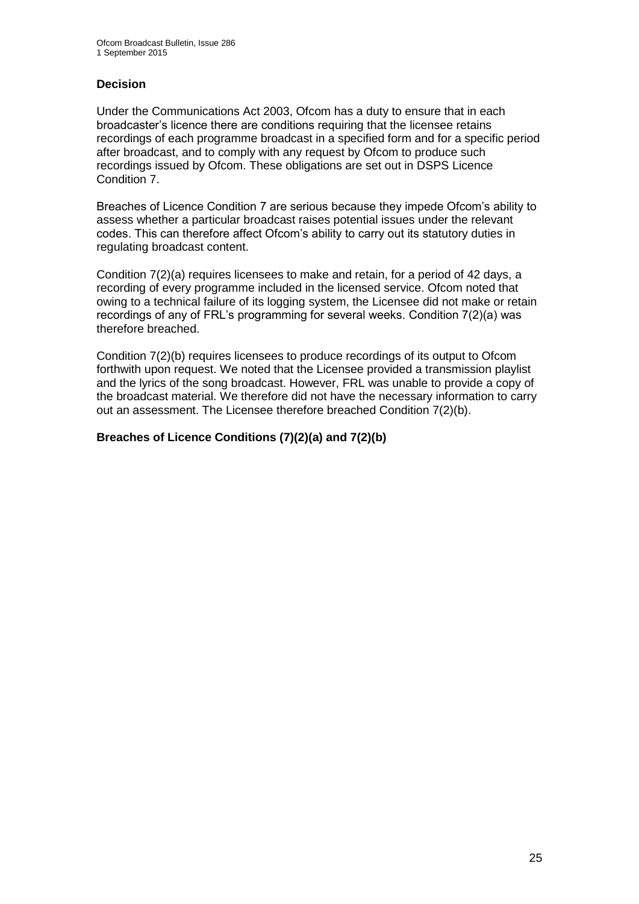### Decision

Under the Communications Act 2003, Ofcom has a duty to ensure that in each broadcaster's licence there are conditions requiring that the licensee retains recordings of each programme broadcast in a specified form and for a specific period after broadcast, and to comply with any request by Ofcom to produce such recordings issued by Ofcom. These obligations are set out in DSPS Licence Condition 7.

Breaches of Licence Condition 7 are serious because they impede Ofcom's ability to assess whether a particular broadcast raises potential issues under the relevant codes. This can therefore affect Ofcom's ability to carry out its statutory duties in regulating broadcast content.

Condition 7(2)(a) requires licensees to make and retain, for a period of 42 days, a recording of every programme included in the licensed service. Ofcom noted that owing to a technical failure of its logging system, the Licensee did not make or retain recordings of any of FRL's programming for several weeks. Condition 7(2)(a) was therefore breached.

Condition 7(2)(b) requires licensees to produce recordings of its output to Ofcom forthwith upon request. We noted that the Licensee provided a transmission playlist and the lyrics of the song broadcast. However, FRL was unable to provide a copy of the broadcast material. We therefore did not have the necessary information to carry out an assessment. The Licensee therefore breached Condition 7(2)(b).

**Breaches of Licence Conditions (7)(2)(a) and 7(2)(b)**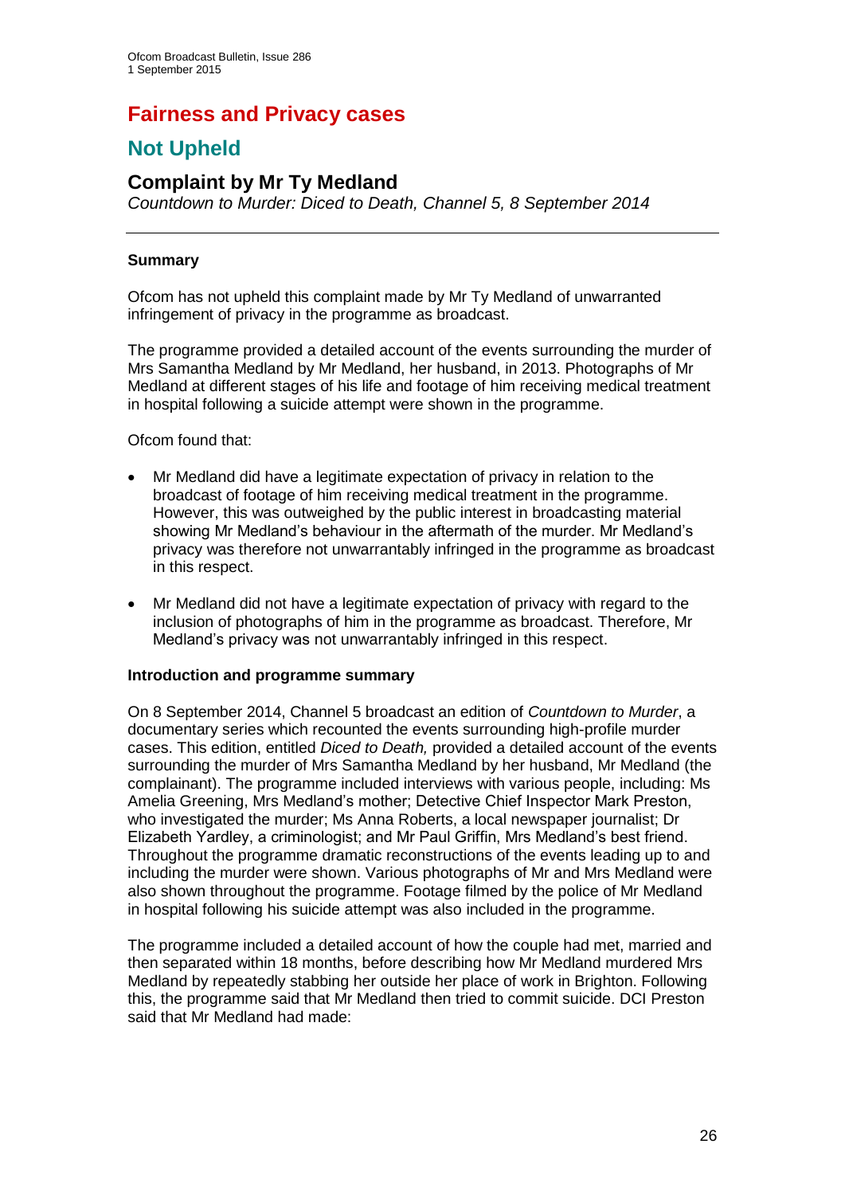# Fairness and Privacy cases

## Not Upheld

### Complaint by Mr Ty Medland

*Countdown to Murder: Diced to Death, Channel 5, 8 September 2014*

---

**Summary**

Ofcom has not upheld this complaint made by Mr Ty Medland of unwarranted infringement of privacy in the programme as broadcast.

The programme provided a detailed account of the events surrounding the murder of Mrs Samantha Medland by Mr Medland, her husband, in 2013. Photographs of Mr Medland at different stages of his life and footage of him receiving medical treatment in hospital following a suicide attempt were shown in the programme.

Ofcom found that:

- Mr Medland did have a legitimate expectation of privacy in relation to the broadcast of footage of him receiving medical treatment in the programme. However, this was outweighed by the public interest in broadcasting material showing Mr Medland's behaviour in the aftermath of the murder. Mr Medland's privacy was therefore not unwarrantably infringed in the programme as broadcast in this respect.
- Mr Medland did not have a legitimate expectation of privacy with regard to the inclusion of photographs of him in the programme as broadcast. Therefore, Mr Medland's privacy was not unwarrantably infringed in this respect.

**Introduction and programme summary**

On 8 September 2014, Channel 5 broadcast an edition of *Countdown to Murder*, a documentary series which recounted the events surrounding high-profile murder cases. This edition, entitled *Diced to Death,* provided a detailed account of the events surrounding the murder of Mrs Samantha Medland by her husband, Mr Medland (the complainant). The programme included interviews with various people, including: Ms Amelia Greening, Mrs Medland's mother; Detective Chief Inspector Mark Preston, who investigated the murder; Ms Anna Roberts, a local newspaper journalist; Dr Elizabeth Yardley, a criminologist; and Mr Paul Griffin, Mrs Medland's best friend. Throughout the programme dramatic reconstructions of the events leading up to and including the murder were shown. Various photographs of Mr and Mrs Medland were also shown throughout the programme. Footage filmed by the police of Mr Medland in hospital following his suicide attempt was also included in the programme.

The programme included a detailed account of how the couple had met, married and then separated within 18 months, before describing how Mr Medland murdered Mrs Medland by repeatedly stabbing her outside her place of work in Brighton. Following this, the programme said that Mr Medland then tried to commit suicide. DCI Preston said that Mr Medland had made: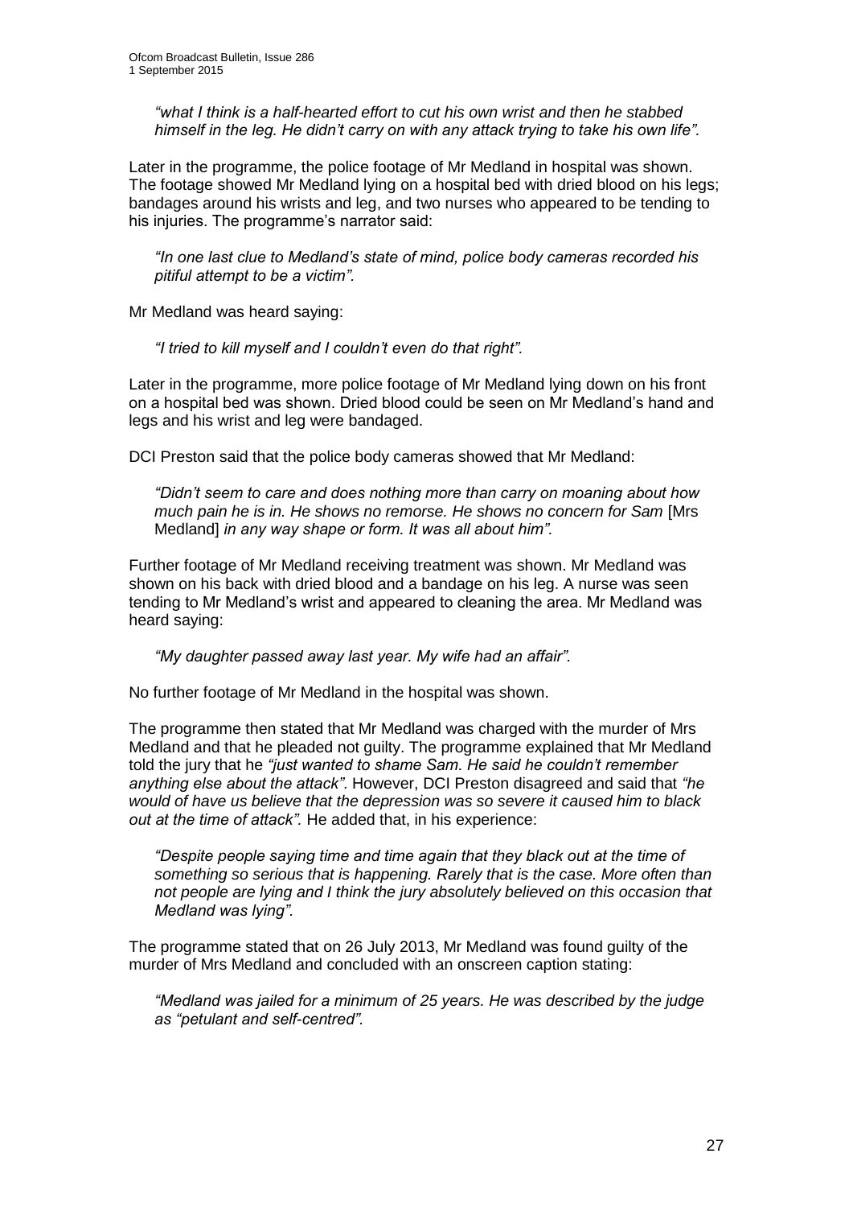*"what I think is a half-hearted effort to cut his own wrist and then he stabbed himself in the leg. He didn't carry on with any attack trying to take his own life".*

Later in the programme, the police footage of Mr Medland in hospital was shown. The footage showed Mr Medland lying on a hospital bed with dried blood on his legs; bandages around his wrists and leg, and two nurses who appeared to be tending to his injuries. The programme's narrator said:

> *"In one last clue to Medland's state of mind, police body cameras recorded his pitiful attempt to be a victim".*

Mr Medland was heard saying:

> *"I tried to kill myself and I couldn't even do that right".*

Later in the programme, more police footage of Mr Medland lying down on his front on a hospital bed was shown. Dried blood could be seen on Mr Medland's hand and legs and his wrist and leg were bandaged.

DCI Preston said that the police body cameras showed that Mr Medland:

> *"Didn't seem to care and does nothing more than carry on moaning about how much pain he is in. He shows no remorse. He shows no concern for Sam* [Mrs Medland] *in any way shape or form. It was all about him".*

Further footage of Mr Medland receiving treatment was shown. Mr Medland was shown on his back with dried blood and a bandage on his leg. A nurse was seen tending to Mr Medland's wrist and appeared to cleaning the area. Mr Medland was heard saying:

> *"My daughter passed away last year. My wife had an affair".*

No further footage of Mr Medland in the hospital was shown.

The programme then stated that Mr Medland was charged with the murder of Mrs Medland and that he pleaded not guilty. The programme explained that Mr Medland told the jury that he *"just wanted to shame Sam. He said he couldn't remember anything else about the attack"*. However, DCI Preston disagreed and said that *"he would of have us believe that the depression was so severe it caused him to black out at the time of attack".* He added that, in his experience:

> *"Despite people saying time and time again that they black out at the time of something so serious that is happening. Rarely that is the case. More often than not people are lying and I think the jury absolutely believed on this occasion that Medland was lying".*

The programme stated that on 26 July 2013, Mr Medland was found guilty of the murder of Mrs Medland and concluded with an onscreen caption stating:

> *"Medland was jailed for a minimum of 25 years. He was described by the judge as "petulant and self-centred".*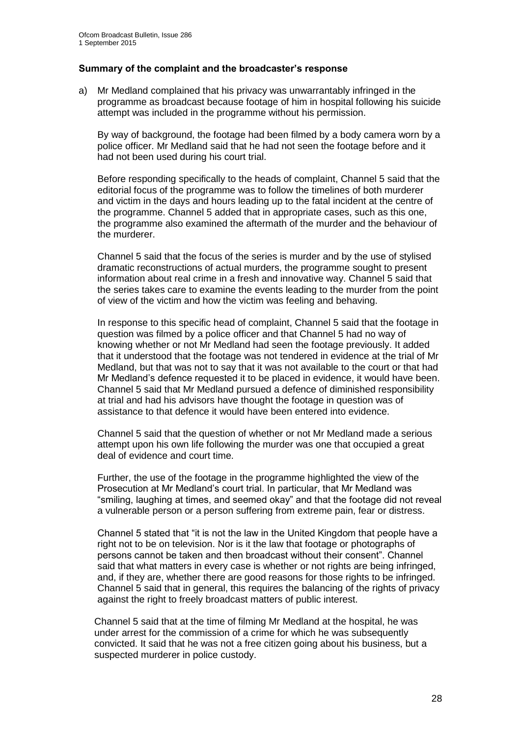### Summary of the complaint and the broadcaster's response

a) Mr Medland complained that his privacy was unwarrantably infringed in the programme as broadcast because footage of him in hospital following his suicide attempt was included in the programme without his permission.

By way of background, the footage had been filmed by a body camera worn by a police officer. Mr Medland said that he had not seen the footage before and it had not been used during his court trial.

Before responding specifically to the heads of complaint, Channel 5 said that the editorial focus of the programme was to follow the timelines of both murderer and victim in the days and hours leading up to the fatal incident at the centre of the programme. Channel 5 added that in appropriate cases, such as this one, the programme also examined the aftermath of the murder and the behaviour of the murderer.

Channel 5 said that the focus of the series is murder and by the use of stylised dramatic reconstructions of actual murders, the programme sought to present information about real crime in a fresh and innovative way. Channel 5 said that the series takes care to examine the events leading to the murder from the point of view of the victim and how the victim was feeling and behaving.

In response to this specific head of complaint, Channel 5 said that the footage in question was filmed by a police officer and that Channel 5 had no way of knowing whether or not Mr Medland had seen the footage previously. It added that it understood that the footage was not tendered in evidence at the trial of Mr Medland, but that was not to say that it was not available to the court or that had Mr Medland's defence requested it to be placed in evidence, it would have been. Channel 5 said that Mr Medland pursued a defence of diminished responsibility at trial and had his advisors have thought the footage in question was of assistance to that defence it would have been entered into evidence.

Channel 5 said that the question of whether or not Mr Medland made a serious attempt upon his own life following the murder was one that occupied a great deal of evidence and court time.

Further, the use of the footage in the programme highlighted the view of the Prosecution at Mr Medland's court trial. In particular, that Mr Medland was "smiling, laughing at times, and seemed okay" and that the footage did not reveal a vulnerable person or a person suffering from extreme pain, fear or distress.

Channel 5 stated that "it is not the law in the United Kingdom that people have a right not to be on television. Nor is it the law that footage or photographs of persons cannot be taken and then broadcast without their consent". Channel said that what matters in every case is whether or not rights are being infringed, and, if they are, whether there are good reasons for those rights to be infringed. Channel 5 said that in general, this requires the balancing of the rights of privacy against the right to freely broadcast matters of public interest.

Channel 5 said that at the time of filming Mr Medland at the hospital, he was under arrest for the commission of a crime for which he was subsequently convicted. It said that he was not a free citizen going about his business, but a suspected murderer in police custody.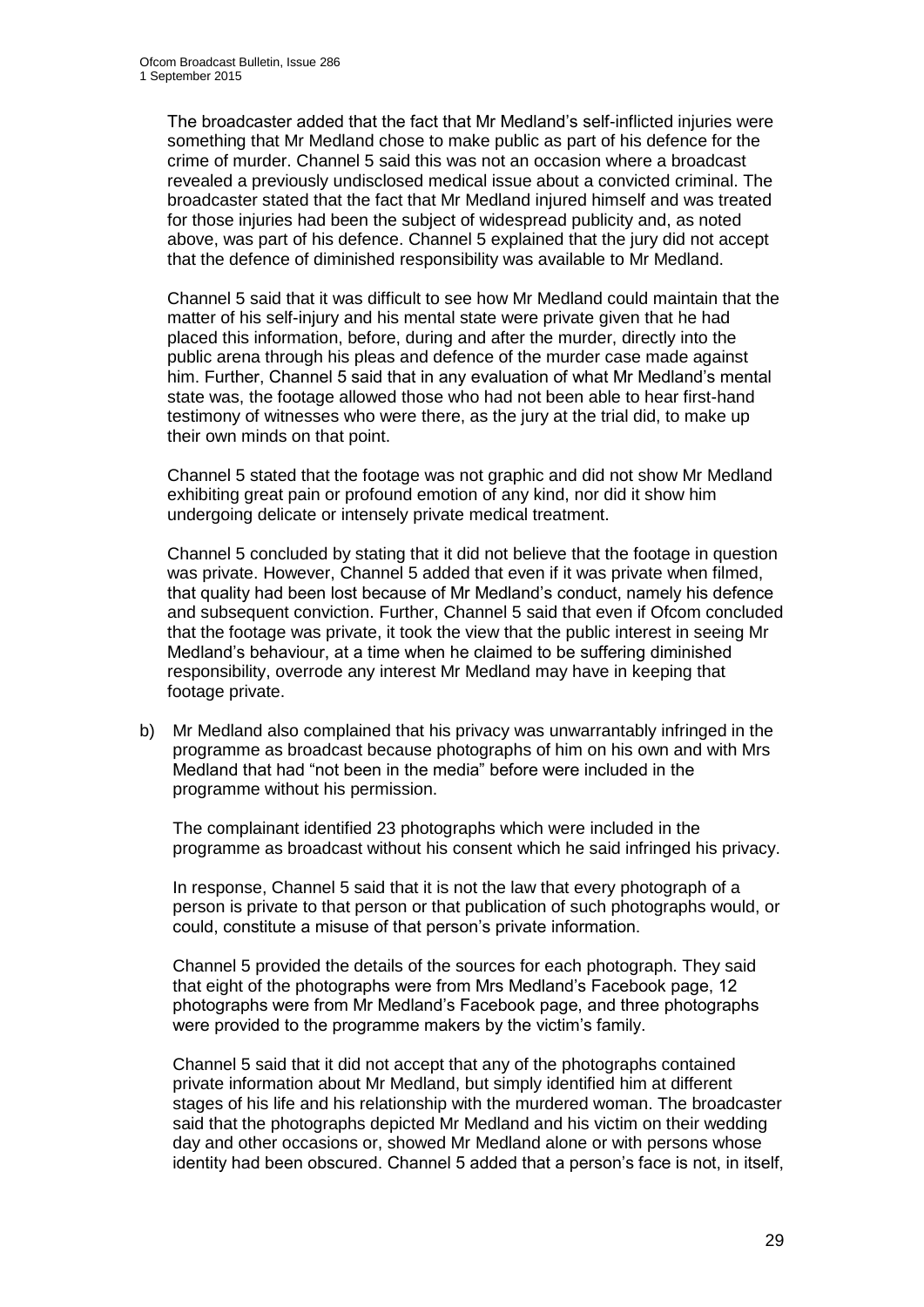The broadcaster added that the fact that Mr Medland's self-inflicted injuries were something that Mr Medland chose to make public as part of his defence for the crime of murder. Channel 5 said this was not an occasion where a broadcast revealed a previously undisclosed medical issue about a convicted criminal. The broadcaster stated that the fact that Mr Medland injured himself and was treated for those injuries had been the subject of widespread publicity and, as noted above, was part of his defence. Channel 5 explained that the jury did not accept that the defence of diminished responsibility was available to Mr Medland.

Channel 5 said that it was difficult to see how Mr Medland could maintain that the matter of his self-injury and his mental state were private given that he had placed this information, before, during and after the murder, directly into the public arena through his pleas and defence of the murder case made against him. Further, Channel 5 said that in any evaluation of what Mr Medland's mental state was, the footage allowed those who had not been able to hear first-hand testimony of witnesses who were there, as the jury at the trial did, to make up their own minds on that point.

Channel 5 stated that the footage was not graphic and did not show Mr Medland exhibiting great pain or profound emotion of any kind, nor did it show him undergoing delicate or intensely private medical treatment.

Channel 5 concluded by stating that it did not believe that the footage in question was private. However, Channel 5 added that even if it was private when filmed, that quality had been lost because of Mr Medland's conduct, namely his defence and subsequent conviction. Further, Channel 5 said that even if Ofcom concluded that the footage was private, it took the view that the public interest in seeing Mr Medland's behaviour, at a time when he claimed to be suffering diminished responsibility, overrode any interest Mr Medland may have in keeping that footage private.

b) Mr Medland also complained that his privacy was unwarrantably infringed in the programme as broadcast because photographs of him on his own and with Mrs Medland that had "not been in the media" before were included in the programme without his permission.

   The complainant identified 23 photographs which were included in the programme as broadcast without his consent which he said infringed his privacy.

   In response, Channel 5 said that it is not the law that every photograph of a person is private to that person or that publication of such photographs would, or could, constitute a misuse of that person's private information.

   Channel 5 provided the details of the sources for each photograph. They said that eight of the photographs were from Mrs Medland's Facebook page, 12 photographs were from Mr Medland's Facebook page, and three photographs were provided to the programme makers by the victim's family.

   Channel 5 said that it did not accept that any of the photographs contained private information about Mr Medland, but simply identified him at different stages of his life and his relationship with the murdered woman. The broadcaster said that the photographs depicted Mr Medland and his victim on their wedding day and other occasions or, showed Mr Medland alone or with persons whose identity had been obscured. Channel 5 added that a person's face is not, in itself,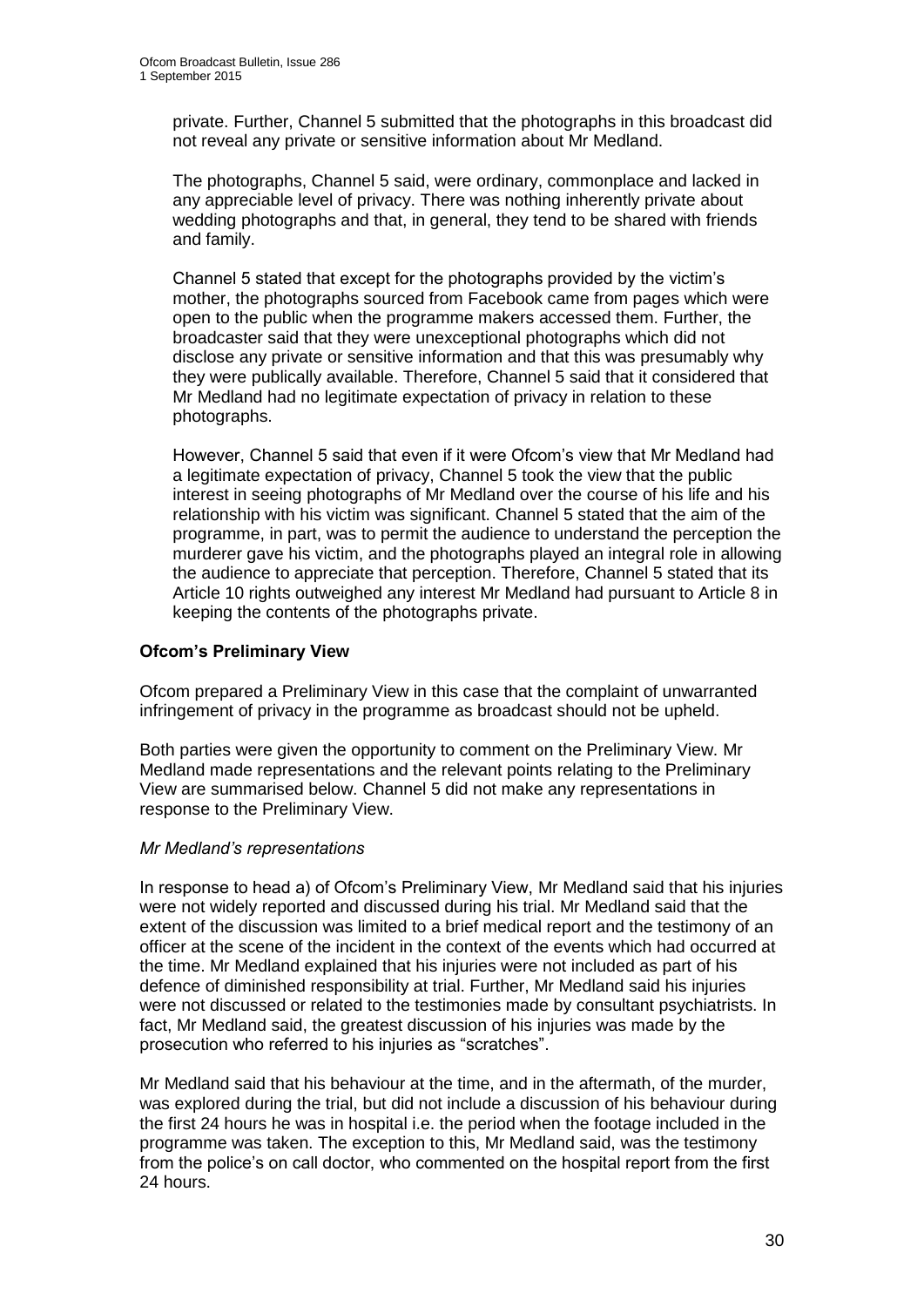private. Further, Channel 5 submitted that the photographs in this broadcast did not reveal any private or sensitive information about Mr Medland.

The photographs, Channel 5 said, were ordinary, commonplace and lacked in any appreciable level of privacy. There was nothing inherently private about wedding photographs and that, in general, they tend to be shared with friends and family.

Channel 5 stated that except for the photographs provided by the victim's mother, the photographs sourced from Facebook came from pages which were open to the public when the programme makers accessed them. Further, the broadcaster said that they were unexceptional photographs which did not disclose any private or sensitive information and that this was presumably why they were publically available. Therefore, Channel 5 said that it considered that Mr Medland had no legitimate expectation of privacy in relation to these photographs.

However, Channel 5 said that even if it were Ofcom's view that Mr Medland had a legitimate expectation of privacy, Channel 5 took the view that the public interest in seeing photographs of Mr Medland over the course of his life and his relationship with his victim was significant. Channel 5 stated that the aim of the programme, in part, was to permit the audience to understand the perception the murderer gave his victim, and the photographs played an integral role in allowing the audience to appreciate that perception. Therefore, Channel 5 stated that its Article 10 rights outweighed any interest Mr Medland had pursuant to Article 8 in keeping the contents of the photographs private.

### Ofcom's Preliminary View

Ofcom prepared a Preliminary View in this case that the complaint of unwarranted infringement of privacy in the programme as broadcast should not be upheld.

Both parties were given the opportunity to comment on the Preliminary View. Mr Medland made representations and the relevant points relating to the Preliminary View are summarised below. Channel 5 did not make any representations in response to the Preliminary View.

*Mr Medland's representations*

In response to head a) of Ofcom's Preliminary View, Mr Medland said that his injuries were not widely reported and discussed during his trial. Mr Medland said that the extent of the discussion was limited to a brief medical report and the testimony of an officer at the scene of the incident in the context of the events which had occurred at the time. Mr Medland explained that his injuries were not included as part of his defence of diminished responsibility at trial. Further, Mr Medland said his injuries were not discussed or related to the testimonies made by consultant psychiatrists. In fact, Mr Medland said, the greatest discussion of his injuries was made by the prosecution who referred to his injuries as "scratches".

Mr Medland said that his behaviour at the time, and in the aftermath, of the murder, was explored during the trial, but did not include a discussion of his behaviour during the first 24 hours he was in hospital i.e. the period when the footage included in the programme was taken. The exception to this, Mr Medland said, was the testimony from the police's on call doctor, who commented on the hospital report from the first 24 hours.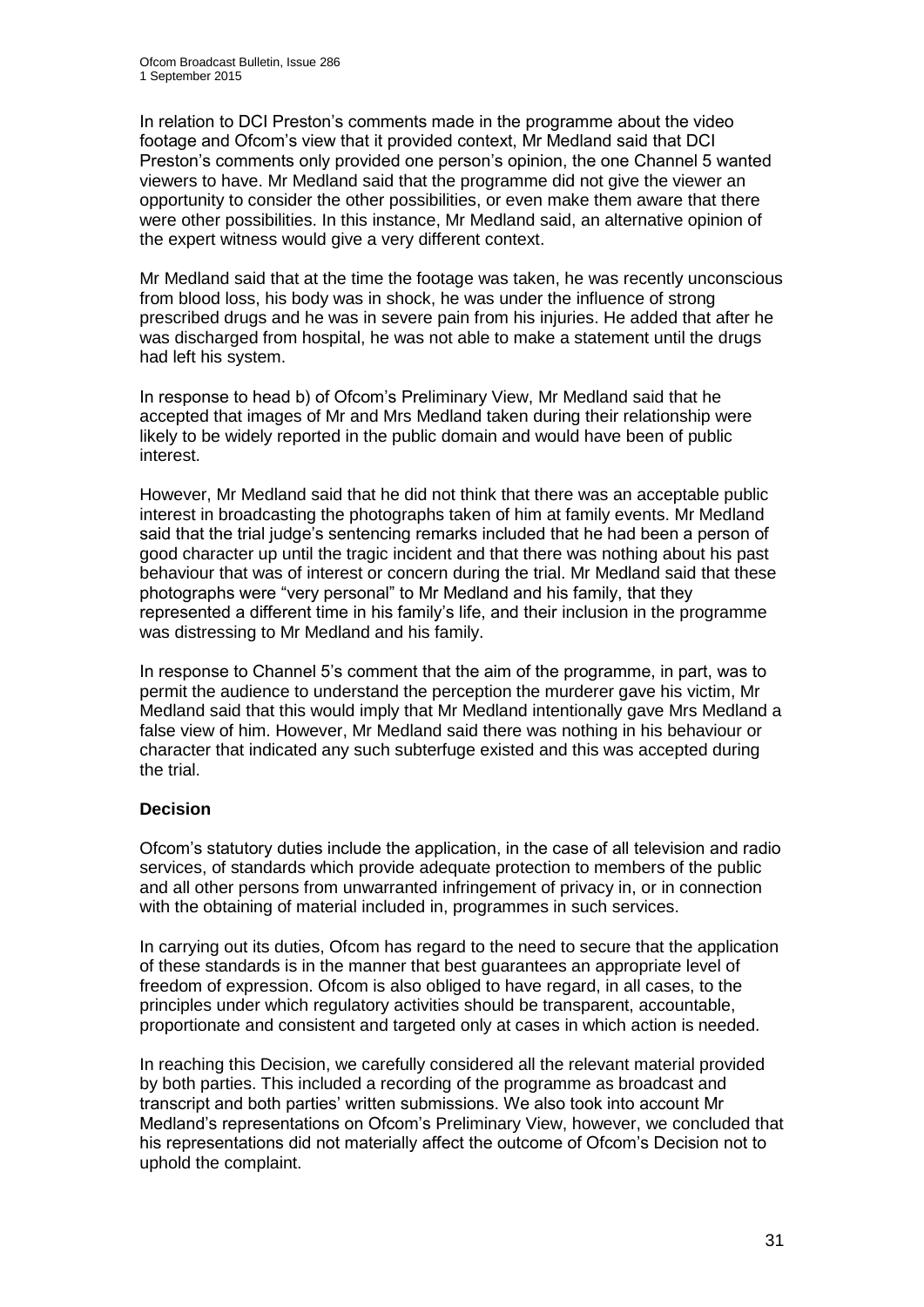In relation to DCI Preston's comments made in the programme about the video footage and Ofcom's view that it provided context, Mr Medland said that DCI Preston's comments only provided one person's opinion, the one Channel 5 wanted viewers to have. Mr Medland said that the programme did not give the viewer an opportunity to consider the other possibilities, or even make them aware that there were other possibilities. In this instance, Mr Medland said, an alternative opinion of the expert witness would give a very different context.

Mr Medland said that at the time the footage was taken, he was recently unconscious from blood loss, his body was in shock, he was under the influence of strong prescribed drugs and he was in severe pain from his injuries. He added that after he was discharged from hospital, he was not able to make a statement until the drugs had left his system.

In response to head b) of Ofcom's Preliminary View, Mr Medland said that he accepted that images of Mr and Mrs Medland taken during their relationship were likely to be widely reported in the public domain and would have been of public interest.

However, Mr Medland said that he did not think that there was an acceptable public interest in broadcasting the photographs taken of him at family events. Mr Medland said that the trial judge's sentencing remarks included that he had been a person of good character up until the tragic incident and that there was nothing about his past behaviour that was of interest or concern during the trial. Mr Medland said that these photographs were "very personal" to Mr Medland and his family, that they represented a different time in his family's life, and their inclusion in the programme was distressing to Mr Medland and his family.

In response to Channel 5's comment that the aim of the programme, in part, was to permit the audience to understand the perception the murderer gave his victim, Mr Medland said that this would imply that Mr Medland intentionally gave Mrs Medland a false view of him. However, Mr Medland said there was nothing in his behaviour or character that indicated any such subterfuge existed and this was accepted during the trial.

**Decision**

Ofcom's statutory duties include the application, in the case of all television and radio services, of standards which provide adequate protection to members of the public and all other persons from unwarranted infringement of privacy in, or in connection with the obtaining of material included in, programmes in such services.

In carrying out its duties, Ofcom has regard to the need to secure that the application of these standards is in the manner that best guarantees an appropriate level of freedom of expression. Ofcom is also obliged to have regard, in all cases, to the principles under which regulatory activities should be transparent, accountable, proportionate and consistent and targeted only at cases in which action is needed.

In reaching this Decision, we carefully considered all the relevant material provided by both parties. This included a recording of the programme as broadcast and transcript and both parties' written submissions. We also took into account Mr Medland's representations on Ofcom's Preliminary View, however, we concluded that his representations did not materially affect the outcome of Ofcom's Decision not to uphold the complaint.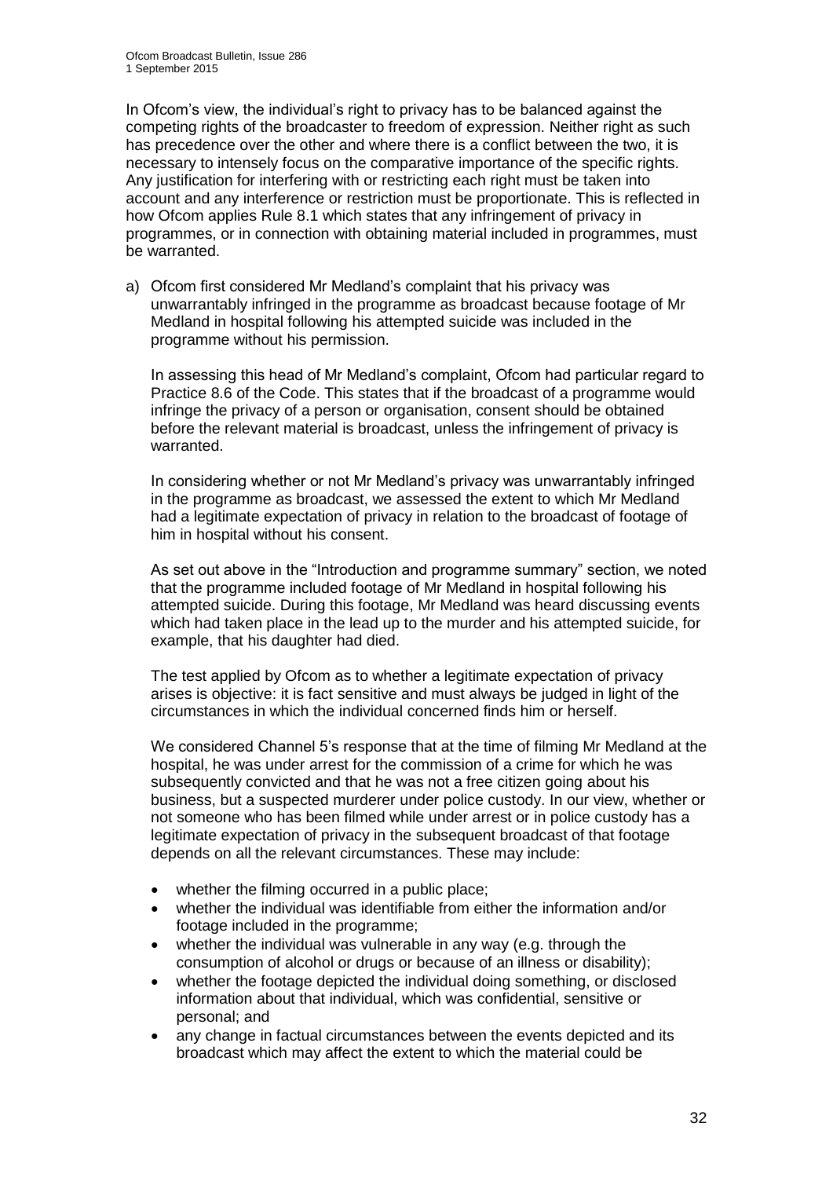In Ofcom's view, the individual's right to privacy has to be balanced against the competing rights of the broadcaster to freedom of expression. Neither right as such has precedence over the other and where there is a conflict between the two, it is necessary to intensely focus on the comparative importance of the specific rights. Any justification for interfering with or restricting each right must be taken into account and any interference or restriction must be proportionate. This is reflected in how Ofcom applies Rule 8.1 which states that any infringement of privacy in programmes, or in connection with obtaining material included in programmes, must be warranted.

a) Ofcom first considered Mr Medland's complaint that his privacy was unwarrantably infringed in the programme as broadcast because footage of Mr Medland in hospital following his attempted suicide was included in the programme without his permission.

   In assessing this head of Mr Medland's complaint, Ofcom had particular regard to Practice 8.6 of the Code. This states that if the broadcast of a programme would infringe the privacy of a person or organisation, consent should be obtained before the relevant material is broadcast, unless the infringement of privacy is warranted.

   In considering whether or not Mr Medland's privacy was unwarrantably infringed in the programme as broadcast, we assessed the extent to which Mr Medland had a legitimate expectation of privacy in relation to the broadcast of footage of him in hospital without his consent.

   As set out above in the "Introduction and programme summary" section, we noted that the programme included footage of Mr Medland in hospital following his attempted suicide. During this footage, Mr Medland was heard discussing events which had taken place in the lead up to the murder and his attempted suicide, for example, that his daughter had died.

   The test applied by Ofcom as to whether a legitimate expectation of privacy arises is objective: it is fact sensitive and must always be judged in light of the circumstances in which the individual concerned finds him or herself.

   We considered Channel 5's response that at the time of filming Mr Medland at the hospital, he was under arrest for the commission of a crime for which he was subsequently convicted and that he was not a free citizen going about his business, but a suspected murderer under police custody. In our view, whether or not someone who has been filmed while under arrest or in police custody has a legitimate expectation of privacy in the subsequent broadcast of that footage depends on all the relevant circumstances. These may include:

   - whether the filming occurred in a public place;
   - whether the individual was identifiable from either the information and/or footage included in the programme;
   - whether the individual was vulnerable in any way (e.g. through the consumption of alcohol or drugs or because of an illness or disability);
   - whether the footage depicted the individual doing something, or disclosed information about that individual, which was confidential, sensitive or personal; and
   - any change in factual circumstances between the events depicted and its broadcast which may affect the extent to which the material could be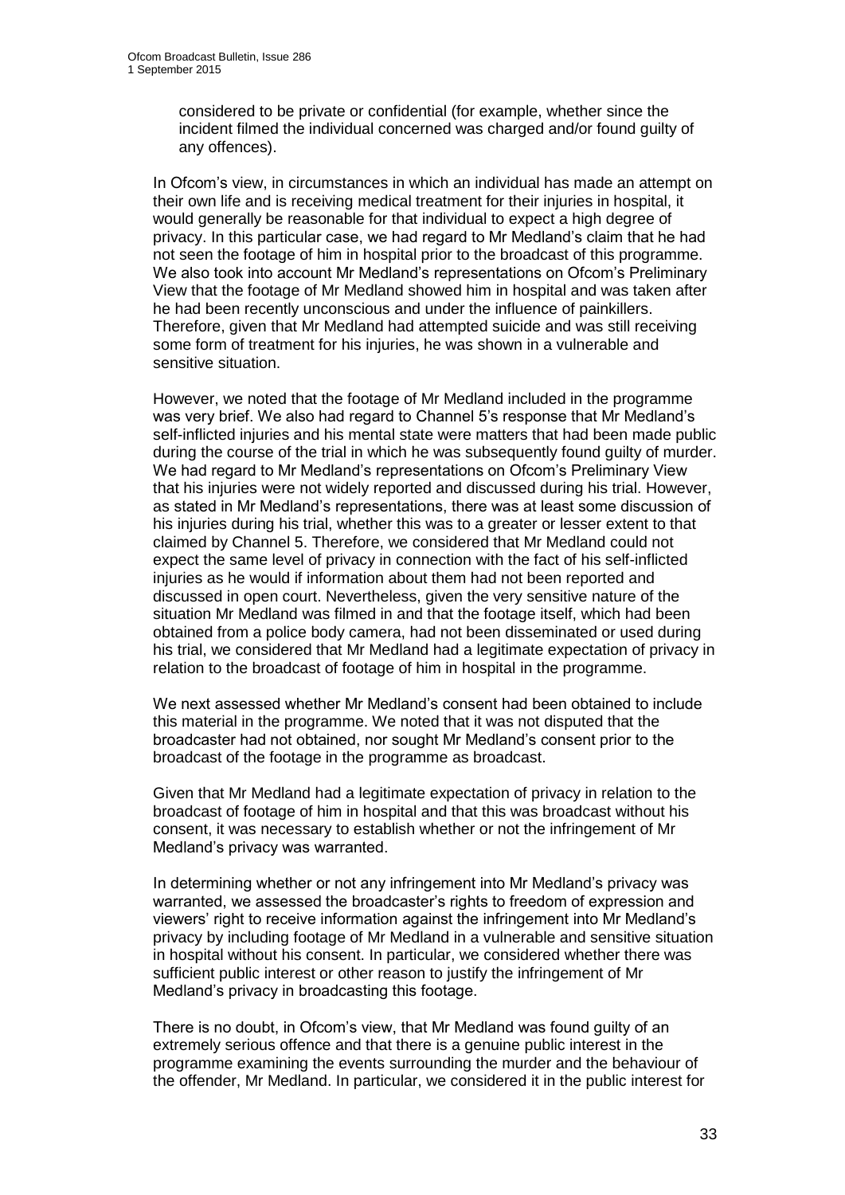considered to be private or confidential (for example, whether since the incident filmed the individual concerned was charged and/or found guilty of any offences).

In Ofcom's view, in circumstances in which an individual has made an attempt on their own life and is receiving medical treatment for their injuries in hospital, it would generally be reasonable for that individual to expect a high degree of privacy. In this particular case, we had regard to Mr Medland's claim that he had not seen the footage of him in hospital prior to the broadcast of this programme. We also took into account Mr Medland's representations on Ofcom's Preliminary View that the footage of Mr Medland showed him in hospital and was taken after he had been recently unconscious and under the influence of painkillers. Therefore, given that Mr Medland had attempted suicide and was still receiving some form of treatment for his injuries, he was shown in a vulnerable and sensitive situation.

However, we noted that the footage of Mr Medland included in the programme was very brief. We also had regard to Channel 5's response that Mr Medland's self-inflicted injuries and his mental state were matters that had been made public during the course of the trial in which he was subsequently found guilty of murder. We had regard to Mr Medland's representations on Ofcom's Preliminary View that his injuries were not widely reported and discussed during his trial. However, as stated in Mr Medland's representations, there was at least some discussion of his injuries during his trial, whether this was to a greater or lesser extent to that claimed by Channel 5. Therefore, we considered that Mr Medland could not expect the same level of privacy in connection with the fact of his self-inflicted injuries as he would if information about them had not been reported and discussed in open court. Nevertheless, given the very sensitive nature of the situation Mr Medland was filmed in and that the footage itself, which had been obtained from a police body camera, had not been disseminated or used during his trial, we considered that Mr Medland had a legitimate expectation of privacy in relation to the broadcast of footage of him in hospital in the programme.

We next assessed whether Mr Medland's consent had been obtained to include this material in the programme. We noted that it was not disputed that the broadcaster had not obtained, nor sought Mr Medland's consent prior to the broadcast of the footage in the programme as broadcast.

Given that Mr Medland had a legitimate expectation of privacy in relation to the broadcast of footage of him in hospital and that this was broadcast without his consent, it was necessary to establish whether or not the infringement of Mr Medland's privacy was warranted.

In determining whether or not any infringement into Mr Medland's privacy was warranted, we assessed the broadcaster's rights to freedom of expression and viewers' right to receive information against the infringement into Mr Medland's privacy by including footage of Mr Medland in a vulnerable and sensitive situation in hospital without his consent. In particular, we considered whether there was sufficient public interest or other reason to justify the infringement of Mr Medland's privacy in broadcasting this footage.

There is no doubt, in Ofcom's view, that Mr Medland was found guilty of an extremely serious offence and that there is a genuine public interest in the programme examining the events surrounding the murder and the behaviour of the offender, Mr Medland. In particular, we considered it in the public interest for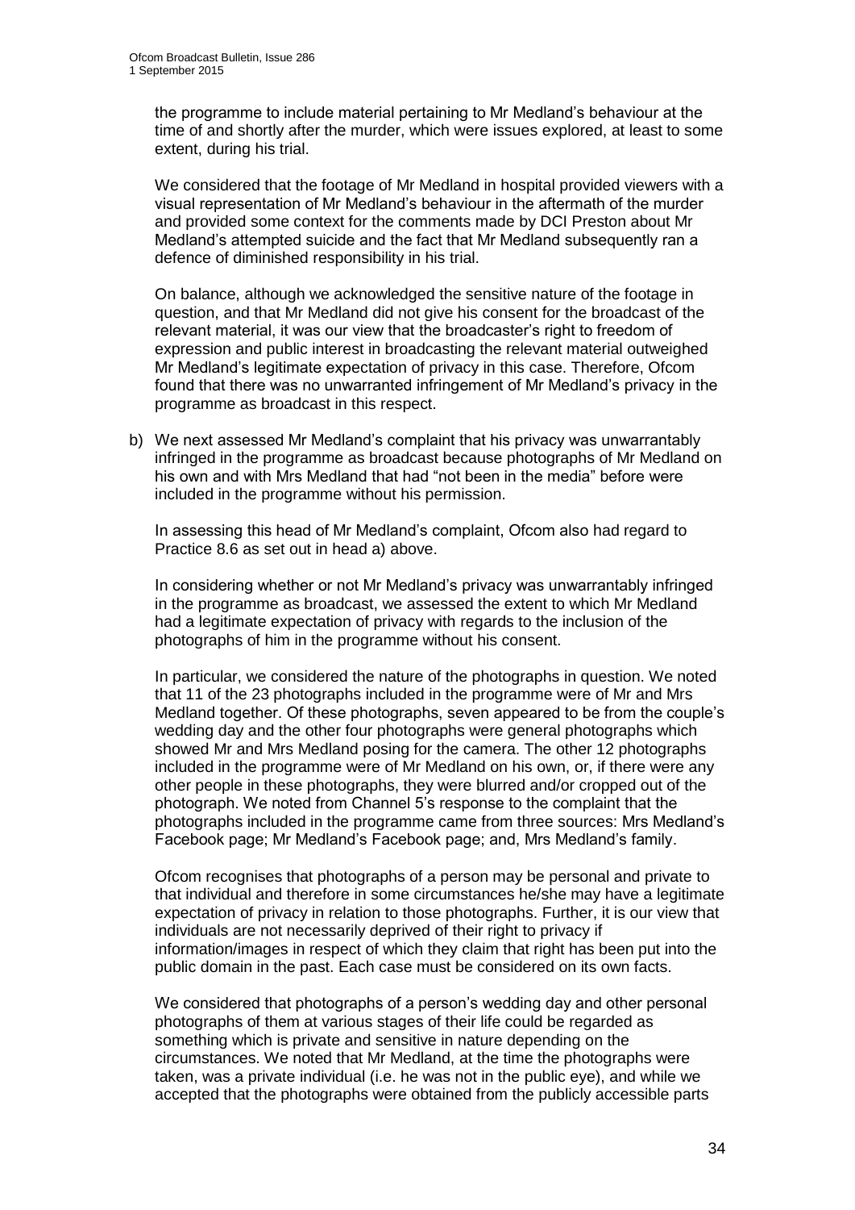the programme to include material pertaining to Mr Medland's behaviour at the time of and shortly after the murder, which were issues explored, at least to some extent, during his trial.

We considered that the footage of Mr Medland in hospital provided viewers with a visual representation of Mr Medland's behaviour in the aftermath of the murder and provided some context for the comments made by DCI Preston about Mr Medland's attempted suicide and the fact that Mr Medland subsequently ran a defence of diminished responsibility in his trial.

On balance, although we acknowledged the sensitive nature of the footage in question, and that Mr Medland did not give his consent for the broadcast of the relevant material, it was our view that the broadcaster's right to freedom of expression and public interest in broadcasting the relevant material outweighed Mr Medland's legitimate expectation of privacy in this case. Therefore, Ofcom found that there was no unwarranted infringement of Mr Medland's privacy in the programme as broadcast in this respect.

b) We next assessed Mr Medland's complaint that his privacy was unwarrantably infringed in the programme as broadcast because photographs of Mr Medland on his own and with Mrs Medland that had "not been in the media" before were included in the programme without his permission.

In assessing this head of Mr Medland's complaint, Ofcom also had regard to Practice 8.6 as set out in head a) above.

In considering whether or not Mr Medland's privacy was unwarrantably infringed in the programme as broadcast, we assessed the extent to which Mr Medland had a legitimate expectation of privacy with regards to the inclusion of the photographs of him in the programme without his consent.

In particular, we considered the nature of the photographs in question. We noted that 11 of the 23 photographs included in the programme were of Mr and Mrs Medland together. Of these photographs, seven appeared to be from the couple's wedding day and the other four photographs were general photographs which showed Mr and Mrs Medland posing for the camera. The other 12 photographs included in the programme were of Mr Medland on his own, or, if there were any other people in these photographs, they were blurred and/or cropped out of the photograph. We noted from Channel 5's response to the complaint that the photographs included in the programme came from three sources: Mrs Medland's Facebook page; Mr Medland's Facebook page; and, Mrs Medland's family.

Ofcom recognises that photographs of a person may be personal and private to that individual and therefore in some circumstances he/she may have a legitimate expectation of privacy in relation to those photographs. Further, it is our view that individuals are not necessarily deprived of their right to privacy if information/images in respect of which they claim that right has been put into the public domain in the past. Each case must be considered on its own facts.

We considered that photographs of a person's wedding day and other personal photographs of them at various stages of their life could be regarded as something which is private and sensitive in nature depending on the circumstances. We noted that Mr Medland, at the time the photographs were taken, was a private individual (i.e. he was not in the public eye), and while we accepted that the photographs were obtained from the publicly accessible parts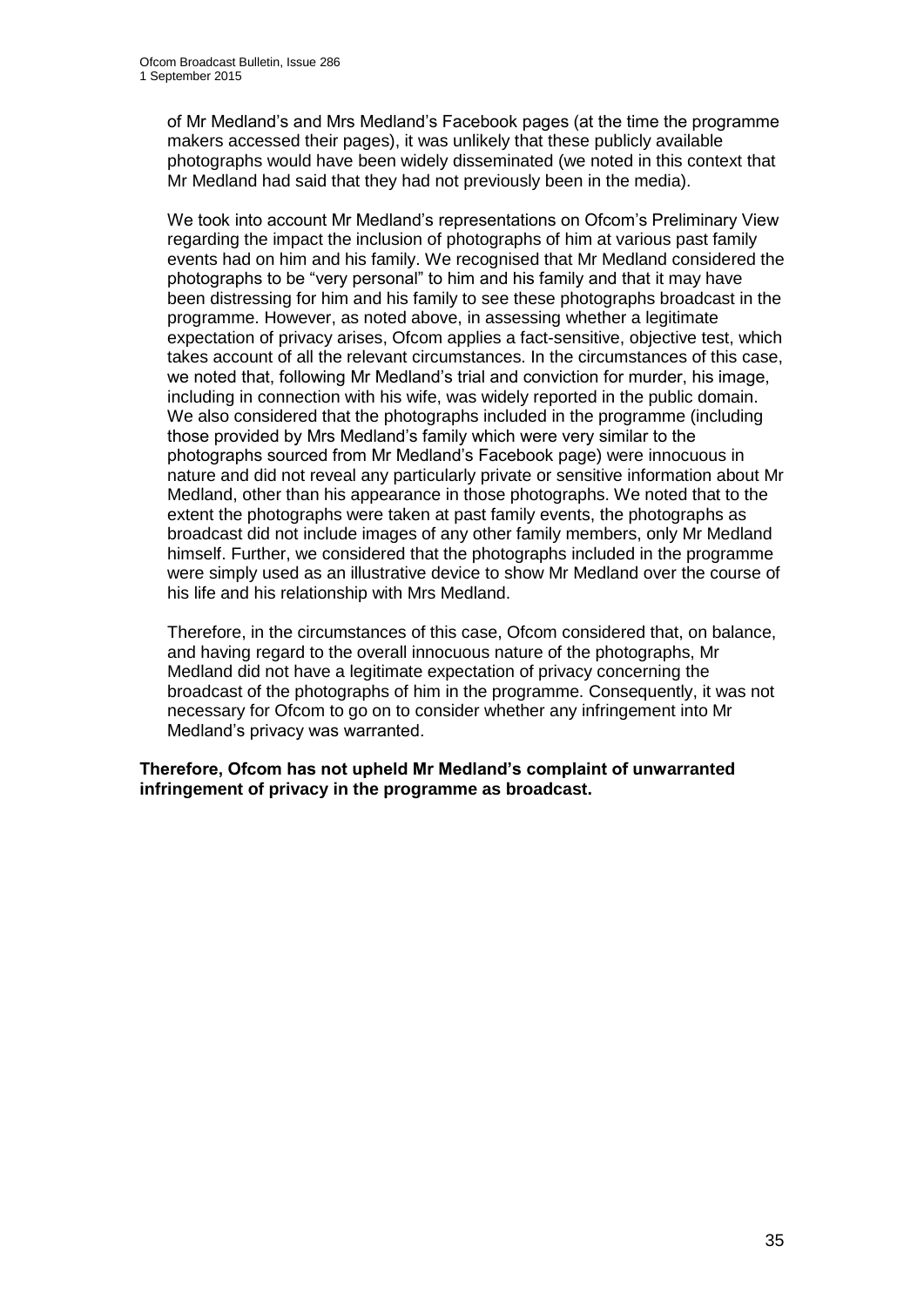of Mr Medland's and Mrs Medland's Facebook pages (at the time the programme makers accessed their pages), it was unlikely that these publicly available photographs would have been widely disseminated (we noted in this context that Mr Medland had said that they had not previously been in the media).

We took into account Mr Medland's representations on Ofcom's Preliminary View regarding the impact the inclusion of photographs of him at various past family events had on him and his family. We recognised that Mr Medland considered the photographs to be "very personal" to him and his family and that it may have been distressing for him and his family to see these photographs broadcast in the programme. However, as noted above, in assessing whether a legitimate expectation of privacy arises, Ofcom applies a fact-sensitive, objective test, which takes account of all the relevant circumstances. In the circumstances of this case, we noted that, following Mr Medland's trial and conviction for murder, his image, including in connection with his wife, was widely reported in the public domain. We also considered that the photographs included in the programme (including those provided by Mrs Medland's family which were very similar to the photographs sourced from Mr Medland's Facebook page) were innocuous in nature and did not reveal any particularly private or sensitive information about Mr Medland, other than his appearance in those photographs. We noted that to the extent the photographs were taken at past family events, the photographs as broadcast did not include images of any other family members, only Mr Medland himself. Further, we considered that the photographs included in the programme were simply used as an illustrative device to show Mr Medland over the course of his life and his relationship with Mrs Medland.

Therefore, in the circumstances of this case, Ofcom considered that, on balance, and having regard to the overall innocuous nature of the photographs, Mr Medland did not have a legitimate expectation of privacy concerning the broadcast of the photographs of him in the programme. Consequently, it was not necessary for Ofcom to go on to consider whether any infringement into Mr Medland's privacy was warranted.

**Therefore, Ofcom has not upheld Mr Medland's complaint of unwarranted infringement of privacy in the programme as broadcast.**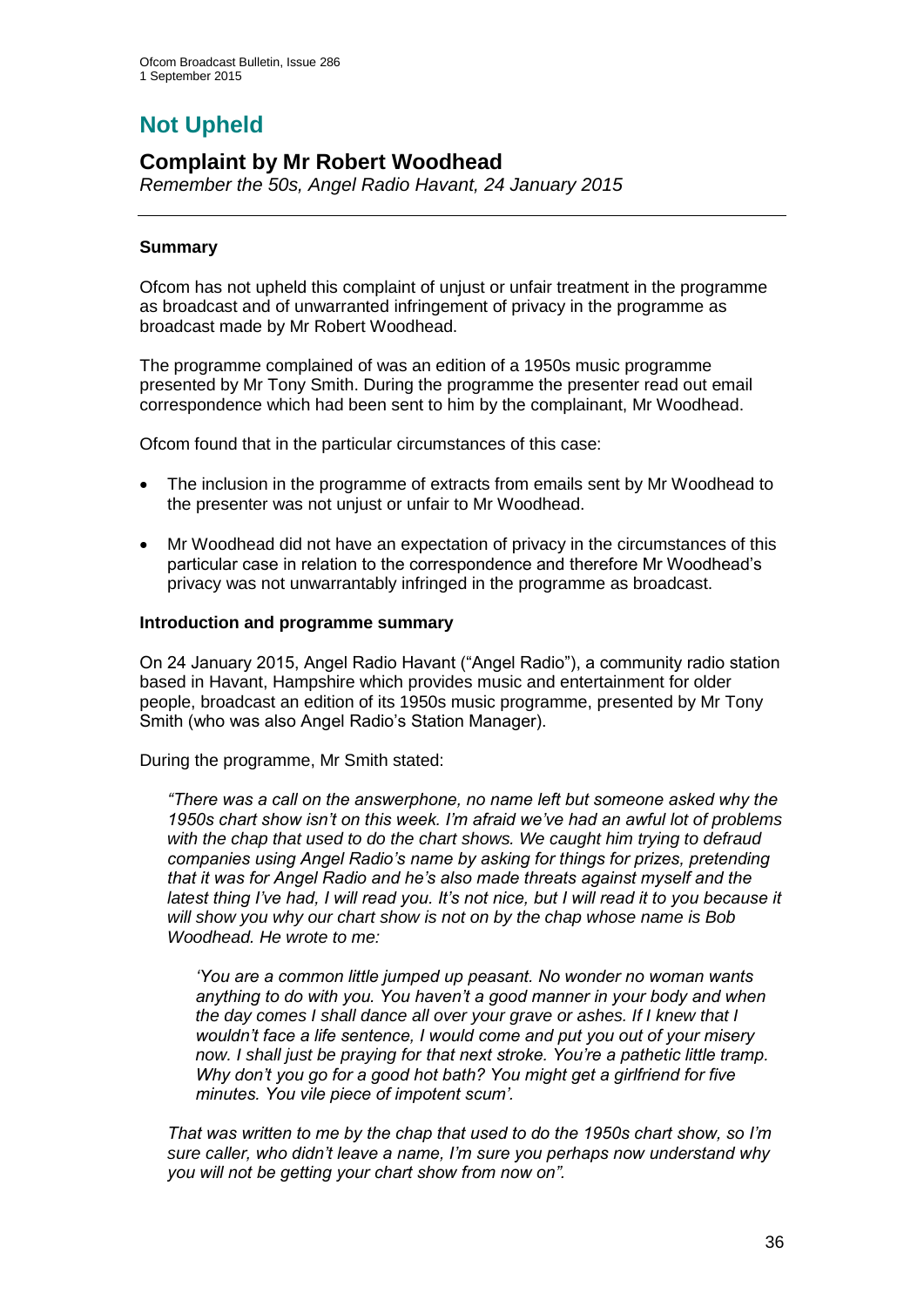# Not Upheld

## Complaint by Mr Robert Woodhead

*Remember the 50s, Angel Radio Havant, 24 January 2015*

### Summary

Ofcom has not upheld this complaint of unjust or unfair treatment in the programme as broadcast and of unwarranted infringement of privacy in the programme as broadcast made by Mr Robert Woodhead.

The programme complained of was an edition of a 1950s music programme presented by Mr Tony Smith. During the programme the presenter read out email correspondence which had been sent to him by the complainant, Mr Woodhead.

Ofcom found that in the particular circumstances of this case:

- The inclusion in the programme of extracts from emails sent by Mr Woodhead to the presenter was not unjust or unfair to Mr Woodhead.
- Mr Woodhead did not have an expectation of privacy in the circumstances of this particular case in relation to the correspondence and therefore Mr Woodhead's privacy was not unwarrantably infringed in the programme as broadcast.

### Introduction and programme summary

On 24 January 2015, Angel Radio Havant ("Angel Radio"), a community radio station based in Havant, Hampshire which provides music and entertainment for older people, broadcast an edition of its 1950s music programme, presented by Mr Tony Smith (who was also Angel Radio's Station Manager).

During the programme, Mr Smith stated:

> *"There was a call on the answerphone, no name left but someone asked why the 1950s chart show isn't on this week. I'm afraid we've had an awful lot of problems with the chap that used to do the chart shows. We caught him trying to defraud companies using Angel Radio's name by asking for things for prizes, pretending that it was for Angel Radio and he's also made threats against myself and the latest thing I've had, I will read you. It's not nice, but I will read it to you because it will show you why our chart show is not on by the chap whose name is Bob Woodhead. He wrote to me:*
>
> > *'You are a common little jumped up peasant. No wonder no woman wants anything to do with you. You haven't a good manner in your body and when the day comes I shall dance all over your grave or ashes. If I knew that I wouldn't face a life sentence, I would come and put you out of your misery now. I shall just be praying for that next stroke. You're a pathetic little tramp. Why don't you go for a good hot bath? You might get a girlfriend for five minutes. You vile piece of impotent scum'.*
>
> *That was written to me by the chap that used to do the 1950s chart show, so I'm sure caller, who didn't leave a name, I'm sure you perhaps now understand why you will not be getting your chart show from now on".*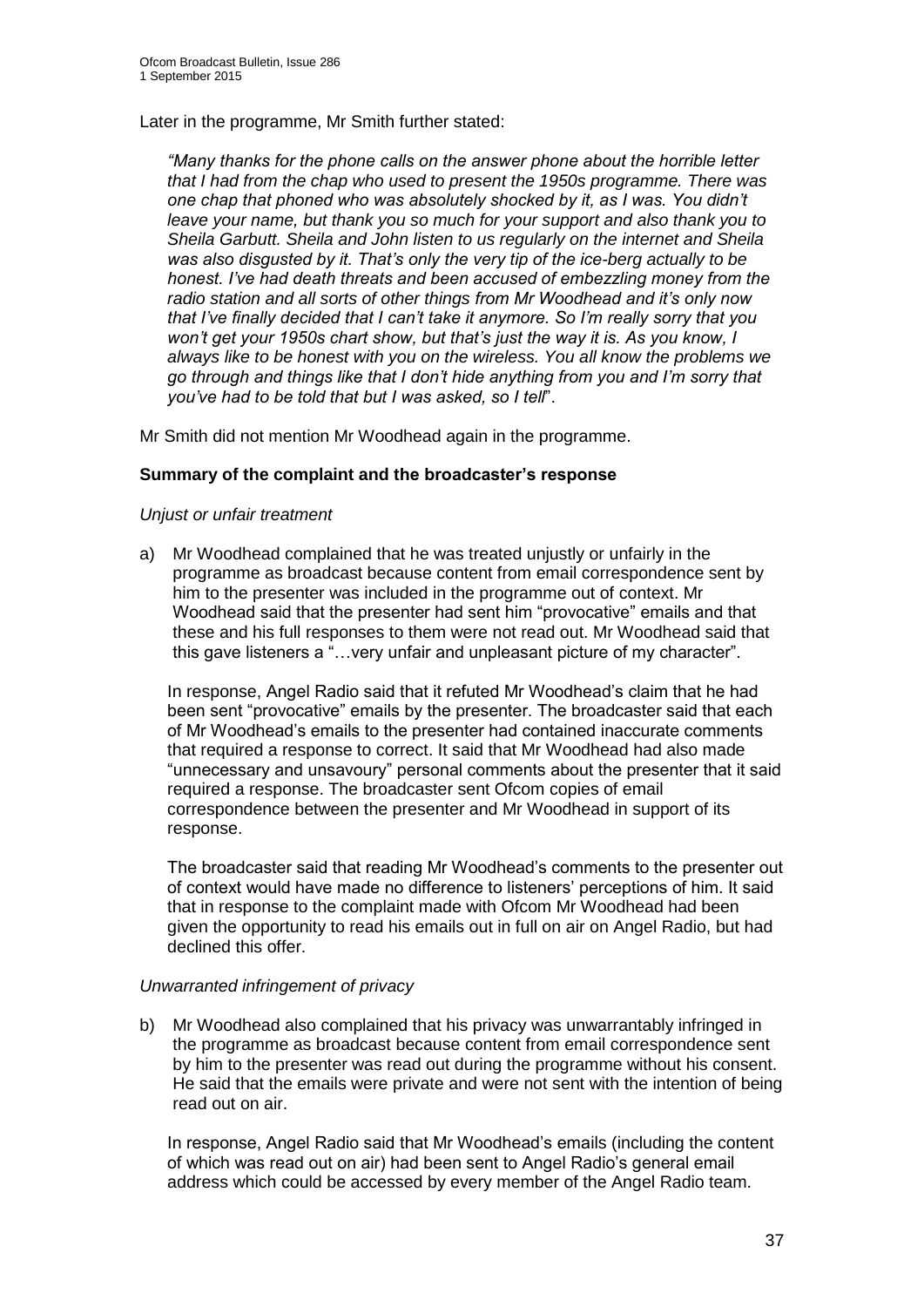Later in the programme, Mr Smith further stated:

> *"Many thanks for the phone calls on the answer phone about the horrible letter that I had from the chap who used to present the 1950s programme. There was one chap that phoned who was absolutely shocked by it, as I was. You didn't leave your name, but thank you so much for your support and also thank you to Sheila Garbutt. Sheila and John listen to us regularly on the internet and Sheila was also disgusted by it. That's only the very tip of the ice-berg actually to be honest. I've had death threats and been accused of embezzling money from the radio station and all sorts of other things from Mr Woodhead and it's only now that I've finally decided that I can't take it anymore. So I'm really sorry that you won't get your 1950s chart show, but that's just the way it is. As you know, I always like to be honest with you on the wireless. You all know the problems we go through and things like that I don't hide anything from you and I'm sorry that you've had to be told that but I was asked, so I tell*".

Mr Smith did not mention Mr Woodhead again in the programme.

**Summary of the complaint and the broadcaster's response**

*Unjust or unfair treatment*

a) Mr Woodhead complained that he was treated unjustly or unfairly in the programme as broadcast because content from email correspondence sent by him to the presenter was included in the programme out of context. Mr Woodhead said that the presenter had sent him "provocative" emails and that these and his full responses to them were not read out. Mr Woodhead said that this gave listeners a "…very unfair and unpleasant picture of my character".

   In response, Angel Radio said that it refuted Mr Woodhead's claim that he had been sent "provocative" emails by the presenter. The broadcaster said that each of Mr Woodhead's emails to the presenter had contained inaccurate comments that required a response to correct. It said that Mr Woodhead had also made "unnecessary and unsavoury" personal comments about the presenter that it said required a response. The broadcaster sent Ofcom copies of email correspondence between the presenter and Mr Woodhead in support of its response.

   The broadcaster said that reading Mr Woodhead's comments to the presenter out of context would have made no difference to listeners' perceptions of him. It said that in response to the complaint made with Ofcom Mr Woodhead had been given the opportunity to read his emails out in full on air on Angel Radio, but had declined this offer.

*Unwarranted infringement of privacy*

b) Mr Woodhead also complained that his privacy was unwarrantably infringed in the programme as broadcast because content from email correspondence sent by him to the presenter was read out during the programme without his consent. He said that the emails were private and were not sent with the intention of being read out on air.

   In response, Angel Radio said that Mr Woodhead's emails (including the content of which was read out on air) had been sent to Angel Radio's general email address which could be accessed by every member of the Angel Radio team.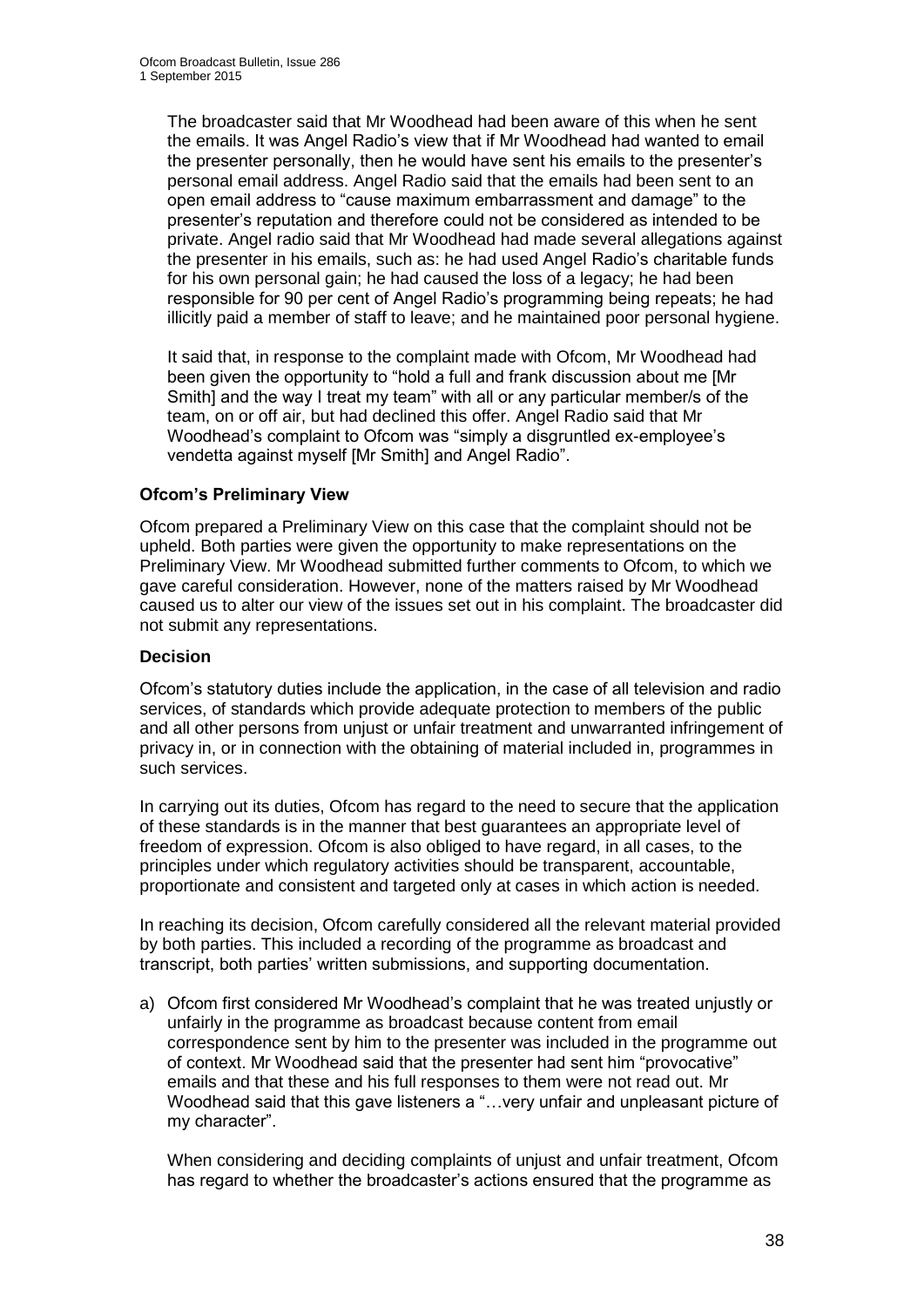The broadcaster said that Mr Woodhead had been aware of this when he sent the emails. It was Angel Radio's view that if Mr Woodhead had wanted to email the presenter personally, then he would have sent his emails to the presenter's personal email address. Angel Radio said that the emails had been sent to an open email address to "cause maximum embarrassment and damage" to the presenter's reputation and therefore could not be considered as intended to be private. Angel radio said that Mr Woodhead had made several allegations against the presenter in his emails, such as: he had used Angel Radio's charitable funds for his own personal gain; he had caused the loss of a legacy; he had been responsible for 90 per cent of Angel Radio's programming being repeats; he had illicitly paid a member of staff to leave; and he maintained poor personal hygiene.

It said that, in response to the complaint made with Ofcom, Mr Woodhead had been given the opportunity to "hold a full and frank discussion about me [Mr Smith] and the way I treat my team" with all or any particular member/s of the team, on or off air, but had declined this offer. Angel Radio said that Mr Woodhead's complaint to Ofcom was "simply a disgruntled ex-employee's vendetta against myself [Mr Smith] and Angel Radio".

**Ofcom's Preliminary View**

Ofcom prepared a Preliminary View on this case that the complaint should not be upheld. Both parties were given the opportunity to make representations on the Preliminary View. Mr Woodhead submitted further comments to Ofcom, to which we gave careful consideration. However, none of the matters raised by Mr Woodhead caused us to alter our view of the issues set out in his complaint. The broadcaster did not submit any representations.

**Decision**

Ofcom's statutory duties include the application, in the case of all television and radio services, of standards which provide adequate protection to members of the public and all other persons from unjust or unfair treatment and unwarranted infringement of privacy in, or in connection with the obtaining of material included in, programmes in such services.

In carrying out its duties, Ofcom has regard to the need to secure that the application of these standards is in the manner that best guarantees an appropriate level of freedom of expression. Ofcom is also obliged to have regard, in all cases, to the principles under which regulatory activities should be transparent, accountable, proportionate and consistent and targeted only at cases in which action is needed.

In reaching its decision, Ofcom carefully considered all the relevant material provided by both parties. This included a recording of the programme as broadcast and transcript, both parties' written submissions, and supporting documentation.

a) Ofcom first considered Mr Woodhead's complaint that he was treated unjustly or unfairly in the programme as broadcast because content from email correspondence sent by him to the presenter was included in the programme out of context. Mr Woodhead said that the presenter had sent him "provocative" emails and that these and his full responses to them were not read out. Mr Woodhead said that this gave listeners a "…very unfair and unpleasant picture of my character".

   When considering and deciding complaints of unjust and unfair treatment, Ofcom has regard to whether the broadcaster's actions ensured that the programme as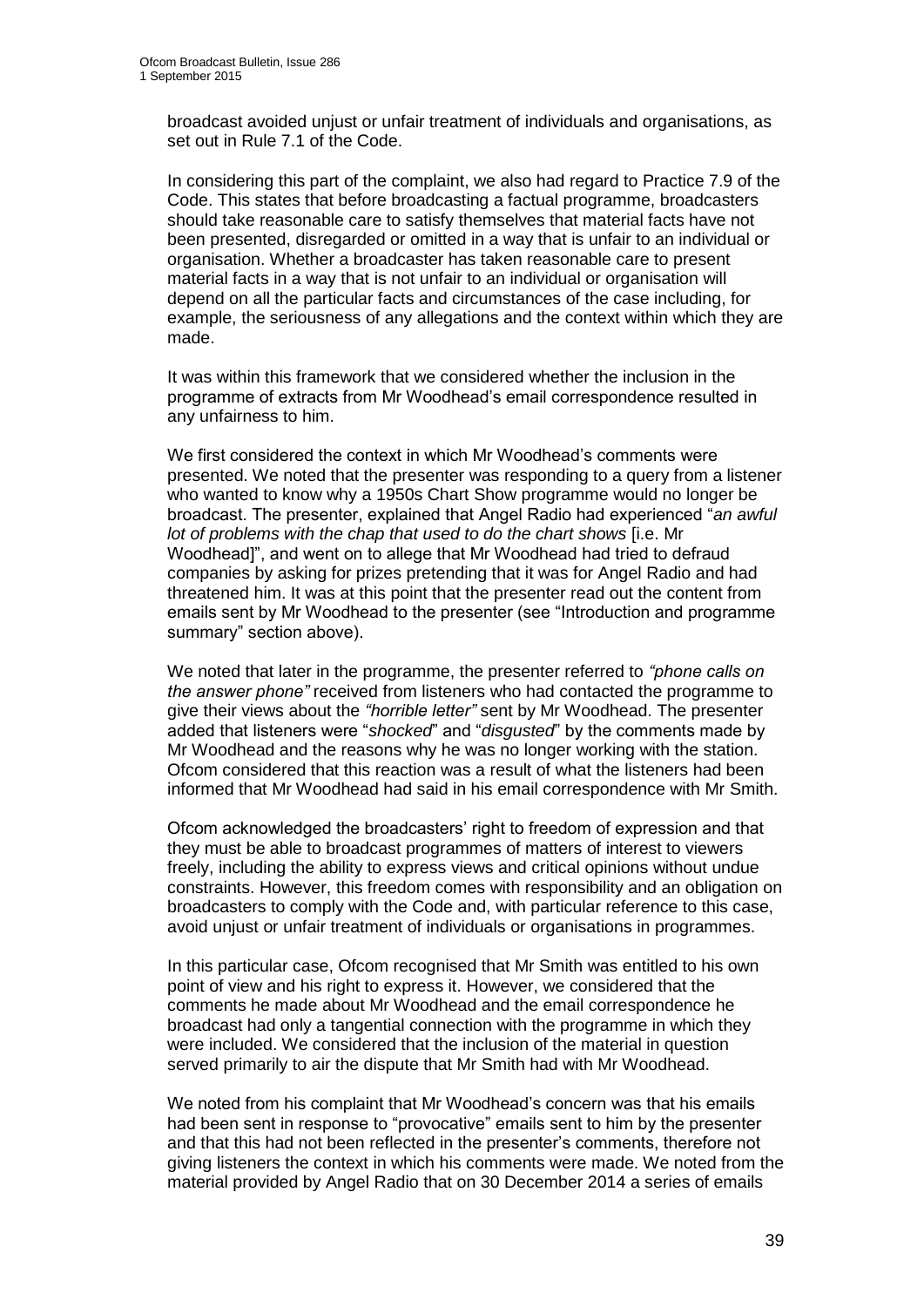broadcast avoided unjust or unfair treatment of individuals and organisations, as set out in Rule 7.1 of the Code.

In considering this part of the complaint, we also had regard to Practice 7.9 of the Code. This states that before broadcasting a factual programme, broadcasters should take reasonable care to satisfy themselves that material facts have not been presented, disregarded or omitted in a way that is unfair to an individual or organisation. Whether a broadcaster has taken reasonable care to present material facts in a way that is not unfair to an individual or organisation will depend on all the particular facts and circumstances of the case including, for example, the seriousness of any allegations and the context within which they are made.

It was within this framework that we considered whether the inclusion in the programme of extracts from Mr Woodhead's email correspondence resulted in any unfairness to him.

We first considered the context in which Mr Woodhead's comments were presented. We noted that the presenter was responding to a query from a listener who wanted to know why a 1950s Chart Show programme would no longer be broadcast. The presenter, explained that Angel Radio had experienced "*an awful lot of problems with the chap that used to do the chart shows* [i.e. Mr Woodhead]", and went on to allege that Mr Woodhead had tried to defraud companies by asking for prizes pretending that it was for Angel Radio and had threatened him. It was at this point that the presenter read out the content from emails sent by Mr Woodhead to the presenter (see "Introduction and programme summary" section above).

We noted that later in the programme, the presenter referred to *"phone calls on the answer phone"* received from listeners who had contacted the programme to give their views about the *"horrible letter"* sent by Mr Woodhead. The presenter added that listeners were "*shocked*" and "*disgusted*" by the comments made by Mr Woodhead and the reasons why he was no longer working with the station. Ofcom considered that this reaction was a result of what the listeners had been informed that Mr Woodhead had said in his email correspondence with Mr Smith.

Ofcom acknowledged the broadcasters' right to freedom of expression and that they must be able to broadcast programmes of matters of interest to viewers freely, including the ability to express views and critical opinions without undue constraints. However, this freedom comes with responsibility and an obligation on broadcasters to comply with the Code and, with particular reference to this case, avoid unjust or unfair treatment of individuals or organisations in programmes.

In this particular case, Ofcom recognised that Mr Smith was entitled to his own point of view and his right to express it. However, we considered that the comments he made about Mr Woodhead and the email correspondence he broadcast had only a tangential connection with the programme in which they were included. We considered that the inclusion of the material in question served primarily to air the dispute that Mr Smith had with Mr Woodhead.

We noted from his complaint that Mr Woodhead's concern was that his emails had been sent in response to "provocative" emails sent to him by the presenter and that this had not been reflected in the presenter's comments, therefore not giving listeners the context in which his comments were made. We noted from the material provided by Angel Radio that on 30 December 2014 a series of emails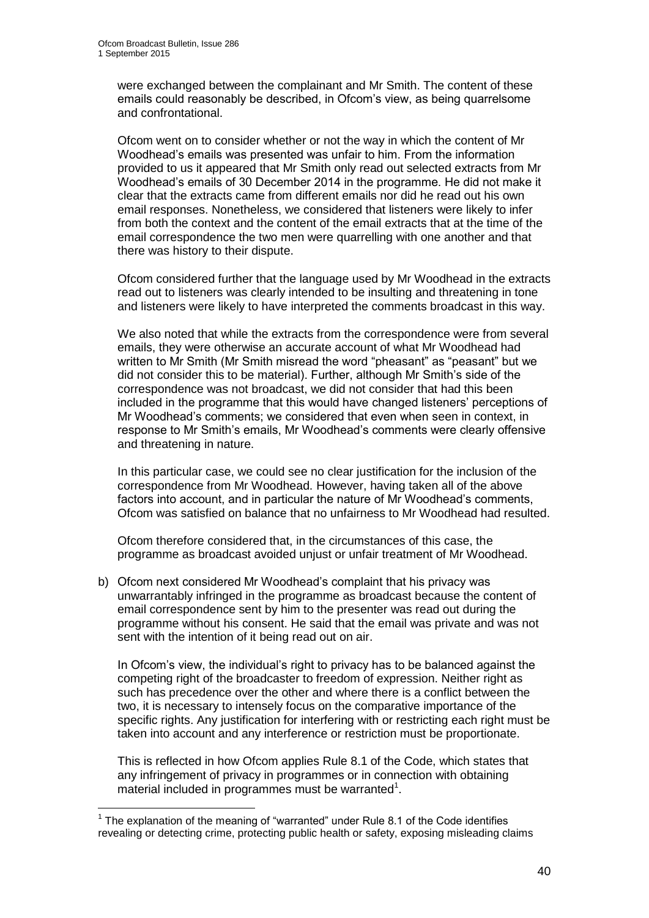were exchanged between the complainant and Mr Smith. The content of these emails could reasonably be described, in Ofcom's view, as being quarrelsome and confrontational.

Ofcom went on to consider whether or not the way in which the content of Mr Woodhead's emails was presented was unfair to him. From the information provided to us it appeared that Mr Smith only read out selected extracts from Mr Woodhead's emails of 30 December 2014 in the programme. He did not make it clear that the extracts came from different emails nor did he read out his own email responses. Nonetheless, we considered that listeners were likely to infer from both the context and the content of the email extracts that at the time of the email correspondence the two men were quarrelling with one another and that there was history to their dispute.

Ofcom considered further that the language used by Mr Woodhead in the extracts read out to listeners was clearly intended to be insulting and threatening in tone and listeners were likely to have interpreted the comments broadcast in this way.

We also noted that while the extracts from the correspondence were from several emails, they were otherwise an accurate account of what Mr Woodhead had written to Mr Smith (Mr Smith misread the word "pheasant" as "peasant" but we did not consider this to be material). Further, although Mr Smith's side of the correspondence was not broadcast, we did not consider that had this been included in the programme that this would have changed listeners' perceptions of Mr Woodhead's comments; we considered that even when seen in context, in response to Mr Smith's emails, Mr Woodhead's comments were clearly offensive and threatening in nature.

In this particular case, we could see no clear justification for the inclusion of the correspondence from Mr Woodhead. However, having taken all of the above factors into account, and in particular the nature of Mr Woodhead's comments, Ofcom was satisfied on balance that no unfairness to Mr Woodhead had resulted.

Ofcom therefore considered that, in the circumstances of this case, the programme as broadcast avoided unjust or unfair treatment of Mr Woodhead.

b) Ofcom next considered Mr Woodhead's complaint that his privacy was unwarrantably infringed in the programme as broadcast because the content of email correspondence sent by him to the presenter was read out during the programme without his consent. He said that the email was private and was not sent with the intention of it being read out on air.

   In Ofcom's view, the individual's right to privacy has to be balanced against the competing right of the broadcaster to freedom of expression. Neither right as such has precedence over the other and where there is a conflict between the two, it is necessary to intensely focus on the comparative importance of the specific rights. Any justification for interfering with or restricting each right must be taken into account and any interference or restriction must be proportionate.

   This is reflected in how Ofcom applies Rule 8.1 of the Code, which states that any infringement of privacy in programmes or in connection with obtaining material included in programmes must be warranted[1].

[1] The explanation of the meaning of "warranted" under Rule 8.1 of the Code identifies revealing or detecting crime, protecting public health or safety, exposing misleading claims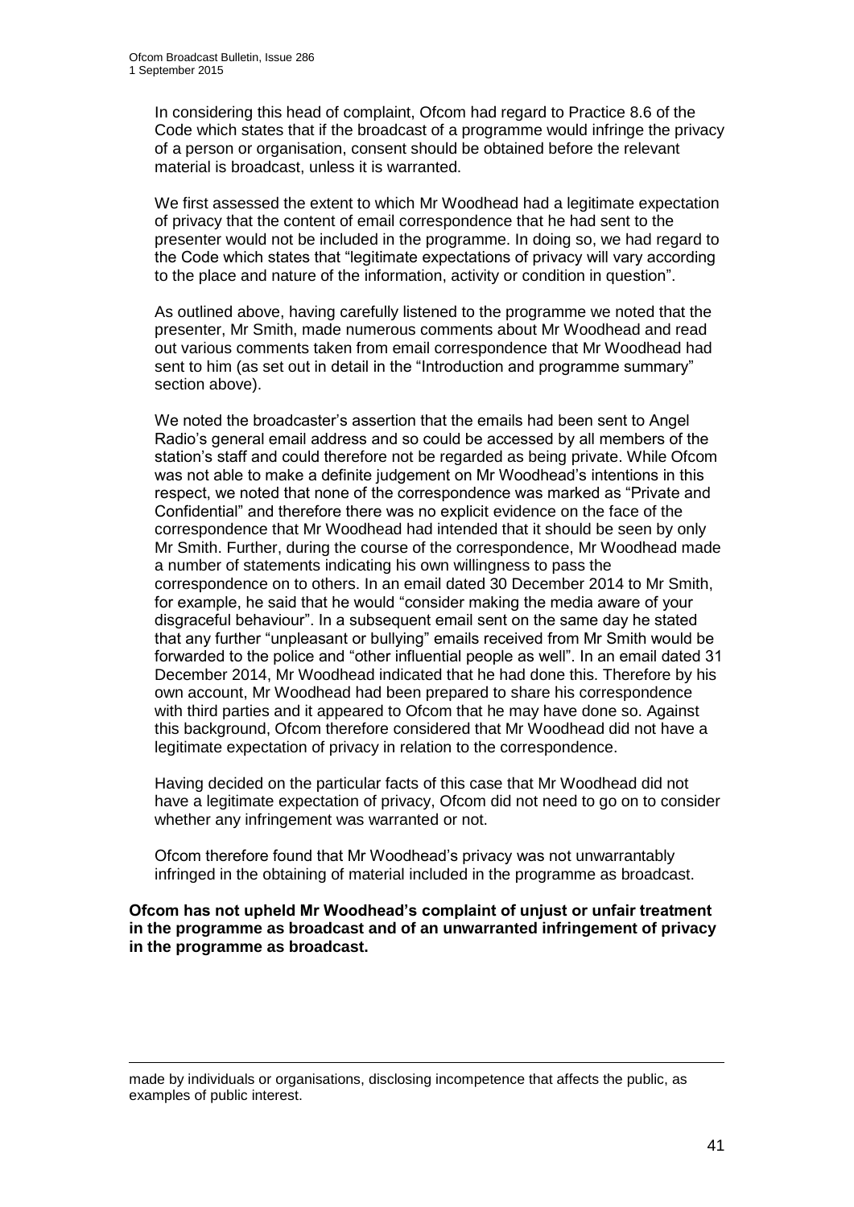In considering this head of complaint, Ofcom had regard to Practice 8.6 of the Code which states that if the broadcast of a programme would infringe the privacy of a person or organisation, consent should be obtained before the relevant material is broadcast, unless it is warranted.

We first assessed the extent to which Mr Woodhead had a legitimate expectation of privacy that the content of email correspondence that he had sent to the presenter would not be included in the programme. In doing so, we had regard to the Code which states that "legitimate expectations of privacy will vary according to the place and nature of the information, activity or condition in question".

As outlined above, having carefully listened to the programme we noted that the presenter, Mr Smith, made numerous comments about Mr Woodhead and read out various comments taken from email correspondence that Mr Woodhead had sent to him (as set out in detail in the "Introduction and programme summary" section above).

We noted the broadcaster's assertion that the emails had been sent to Angel Radio's general email address and so could be accessed by all members of the station's staff and could therefore not be regarded as being private. While Ofcom was not able to make a definite judgement on Mr Woodhead's intentions in this respect, we noted that none of the correspondence was marked as "Private and Confidential" and therefore there was no explicit evidence on the face of the correspondence that Mr Woodhead had intended that it should be seen by only Mr Smith. Further, during the course of the correspondence, Mr Woodhead made a number of statements indicating his own willingness to pass the correspondence on to others. In an email dated 30 December 2014 to Mr Smith, for example, he said that he would "consider making the media aware of your disgraceful behaviour". In a subsequent email sent on the same day he stated that any further "unpleasant or bullying" emails received from Mr Smith would be forwarded to the police and "other influential people as well". In an email dated 31 December 2014, Mr Woodhead indicated that he had done this. Therefore by his own account, Mr Woodhead had been prepared to share his correspondence with third parties and it appeared to Ofcom that he may have done so. Against this background, Ofcom therefore considered that Mr Woodhead did not have a legitimate expectation of privacy in relation to the correspondence.

Having decided on the particular facts of this case that Mr Woodhead did not have a legitimate expectation of privacy, Ofcom did not need to go on to consider whether any infringement was warranted or not.

Ofcom therefore found that Mr Woodhead's privacy was not unwarrantably infringed in the obtaining of material included in the programme as broadcast.

**Ofcom has not upheld Mr Woodhead's complaint of unjust or unfair treatment in the programme as broadcast and of an unwarranted infringement of privacy in the programme as broadcast.**

---

made by individuals or organisations, disclosing incompetence that affects the public, as examples of public interest.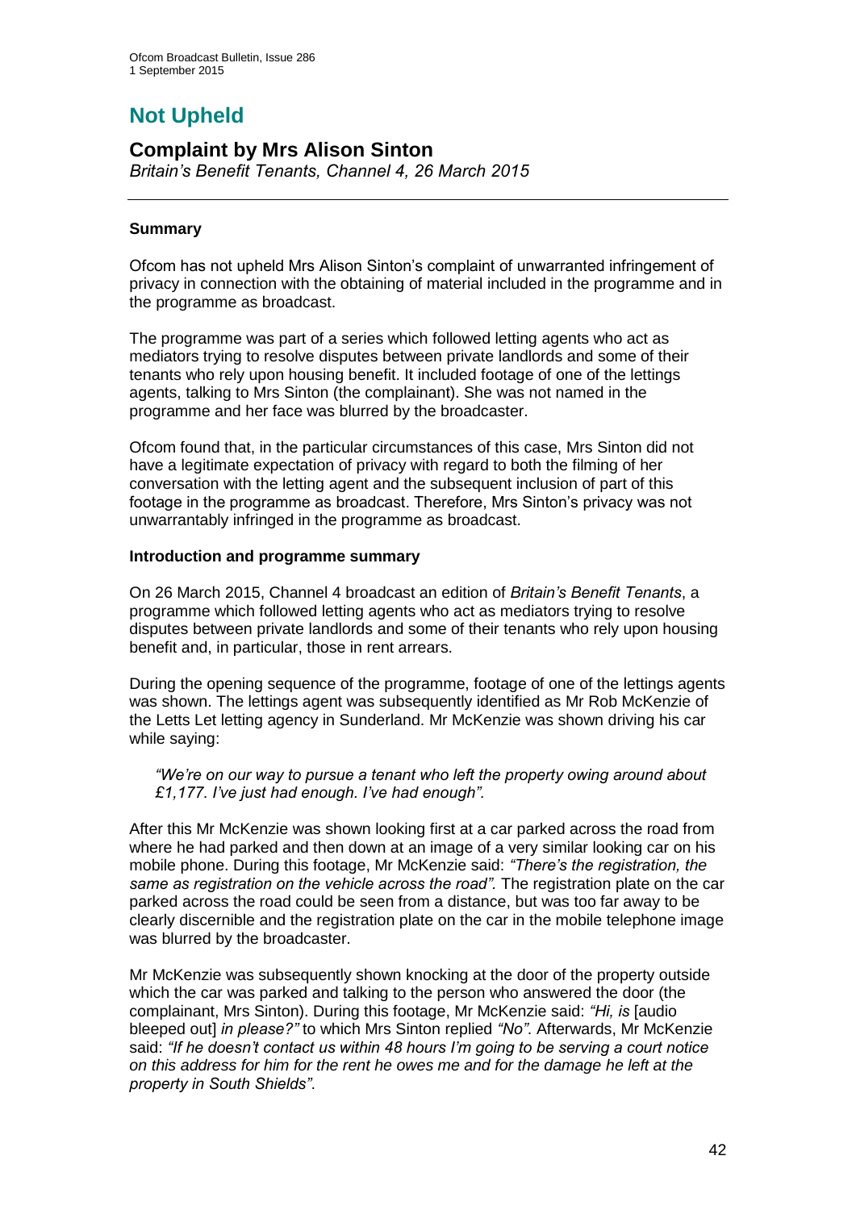# Not Upheld

## Complaint by Mrs Alison Sinton

*Britain's Benefit Tenants, Channel 4, 26 March 2015*

---

### Summary

Ofcom has not upheld Mrs Alison Sinton's complaint of unwarranted infringement of privacy in connection with the obtaining of material included in the programme and in the programme as broadcast.

The programme was part of a series which followed letting agents who act as mediators trying to resolve disputes between private landlords and some of their tenants who rely upon housing benefit. It included footage of one of the lettings agents, talking to Mrs Sinton (the complainant). She was not named in the programme and her face was blurred by the broadcaster.

Ofcom found that, in the particular circumstances of this case, Mrs Sinton did not have a legitimate expectation of privacy with regard to both the filming of her conversation with the letting agent and the subsequent inclusion of part of this footage in the programme as broadcast. Therefore, Mrs Sinton's privacy was not unwarrantably infringed in the programme as broadcast.

### Introduction and programme summary

On 26 March 2015, Channel 4 broadcast an edition of *Britain's Benefit Tenants*, a programme which followed letting agents who act as mediators trying to resolve disputes between private landlords and some of their tenants who rely upon housing benefit and, in particular, those in rent arrears.

During the opening sequence of the programme, footage of one of the lettings agents was shown. The lettings agent was subsequently identified as Mr Rob McKenzie of the Letts Let letting agency in Sunderland. Mr McKenzie was shown driving his car while saying:

> *"We're on our way to pursue a tenant who left the property owing around about £1,177. I've just had enough. I've had enough".*

After this Mr McKenzie was shown looking first at a car parked across the road from where he had parked and then down at an image of a very similar looking car on his mobile phone. During this footage, Mr McKenzie said: *"There's the registration, the same as registration on the vehicle across the road".* The registration plate on the car parked across the road could be seen from a distance, but was too far away to be clearly discernible and the registration plate on the car in the mobile telephone image was blurred by the broadcaster.

Mr McKenzie was subsequently shown knocking at the door of the property outside which the car was parked and talking to the person who answered the door (the complainant, Mrs Sinton). During this footage, Mr McKenzie said: *"Hi, is* [audio bleeped out] *in please?"* to which Mrs Sinton replied *"No".* Afterwards, Mr McKenzie said: *"If he doesn't contact us within 48 hours I'm going to be serving a court notice on this address for him for the rent he owes me and for the damage he left at the property in South Shields".*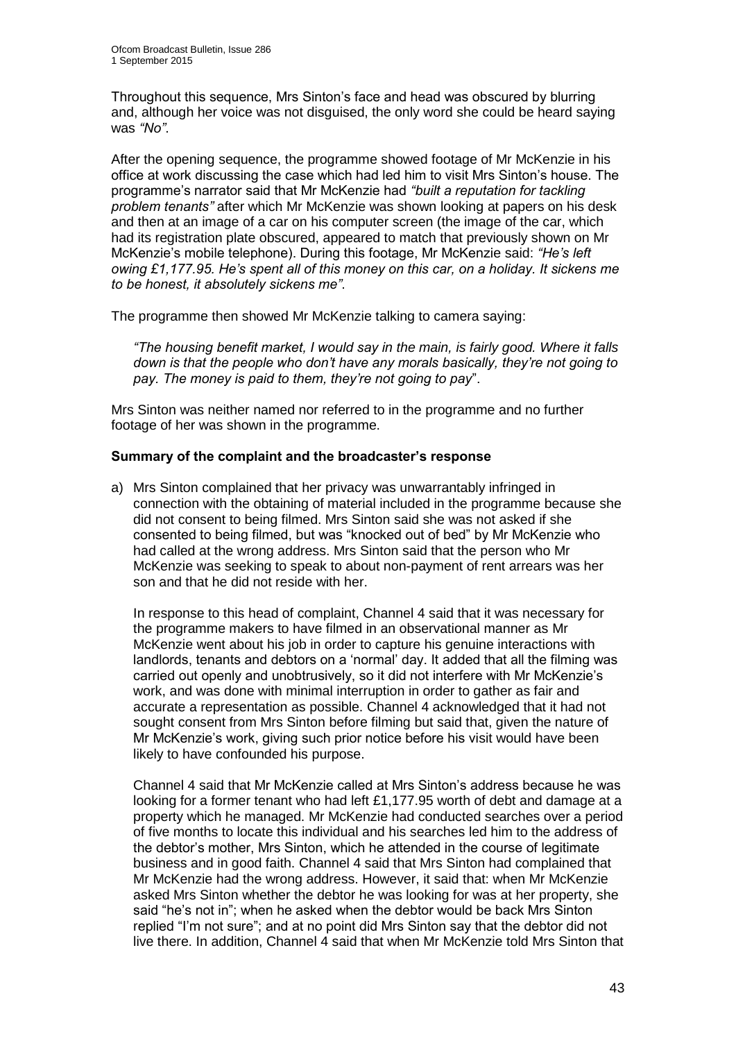Throughout this sequence, Mrs Sinton's face and head was obscured by blurring and, although her voice was not disguised, the only word she could be heard saying was *"No"*.

After the opening sequence, the programme showed footage of Mr McKenzie in his office at work discussing the case which had led him to visit Mrs Sinton's house. The programme's narrator said that Mr McKenzie had *"built a reputation for tackling problem tenants"* after which Mr McKenzie was shown looking at papers on his desk and then at an image of a car on his computer screen (the image of the car, which had its registration plate obscured, appeared to match that previously shown on Mr McKenzie's mobile telephone). During this footage, Mr McKenzie said: *"He's left owing £1,177.95. He's spent all of this money on this car, on a holiday. It sickens me to be honest, it absolutely sickens me"*.

The programme then showed Mr McKenzie talking to camera saying:

> *"The housing benefit market, I would say in the main, is fairly good. Where it falls down is that the people who don't have any morals basically, they're not going to pay. The money is paid to them, they're not going to pay*".

Mrs Sinton was neither named nor referred to in the programme and no further footage of her was shown in the programme.

**Summary of the complaint and the broadcaster's response**

a) Mrs Sinton complained that her privacy was unwarrantably infringed in connection with the obtaining of material included in the programme because she did not consent to being filmed. Mrs Sinton said she was not asked if she consented to being filmed, but was "knocked out of bed" by Mr McKenzie who had called at the wrong address. Mrs Sinton said that the person who Mr McKenzie was seeking to speak to about non-payment of rent arrears was her son and that he did not reside with her.

   In response to this head of complaint, Channel 4 said that it was necessary for the programme makers to have filmed in an observational manner as Mr McKenzie went about his job in order to capture his genuine interactions with landlords, tenants and debtors on a 'normal' day. It added that all the filming was carried out openly and unobtrusively, so it did not interfere with Mr McKenzie's work, and was done with minimal interruption in order to gather as fair and accurate a representation as possible. Channel 4 acknowledged that it had not sought consent from Mrs Sinton before filming but said that, given the nature of Mr McKenzie's work, giving such prior notice before his visit would have been likely to have confounded his purpose.

   Channel 4 said that Mr McKenzie called at Mrs Sinton's address because he was looking for a former tenant who had left £1,177.95 worth of debt and damage at a property which he managed. Mr McKenzie had conducted searches over a period of five months to locate this individual and his searches led him to the address of the debtor's mother, Mrs Sinton, which he attended in the course of legitimate business and in good faith. Channel 4 said that Mrs Sinton had complained that Mr McKenzie had the wrong address. However, it said that: when Mr McKenzie asked Mrs Sinton whether the debtor he was looking for was at her property, she said "he's not in"; when he asked when the debtor would be back Mrs Sinton replied "I'm not sure"; and at no point did Mrs Sinton say that the debtor did not live there. In addition, Channel 4 said that when Mr McKenzie told Mrs Sinton that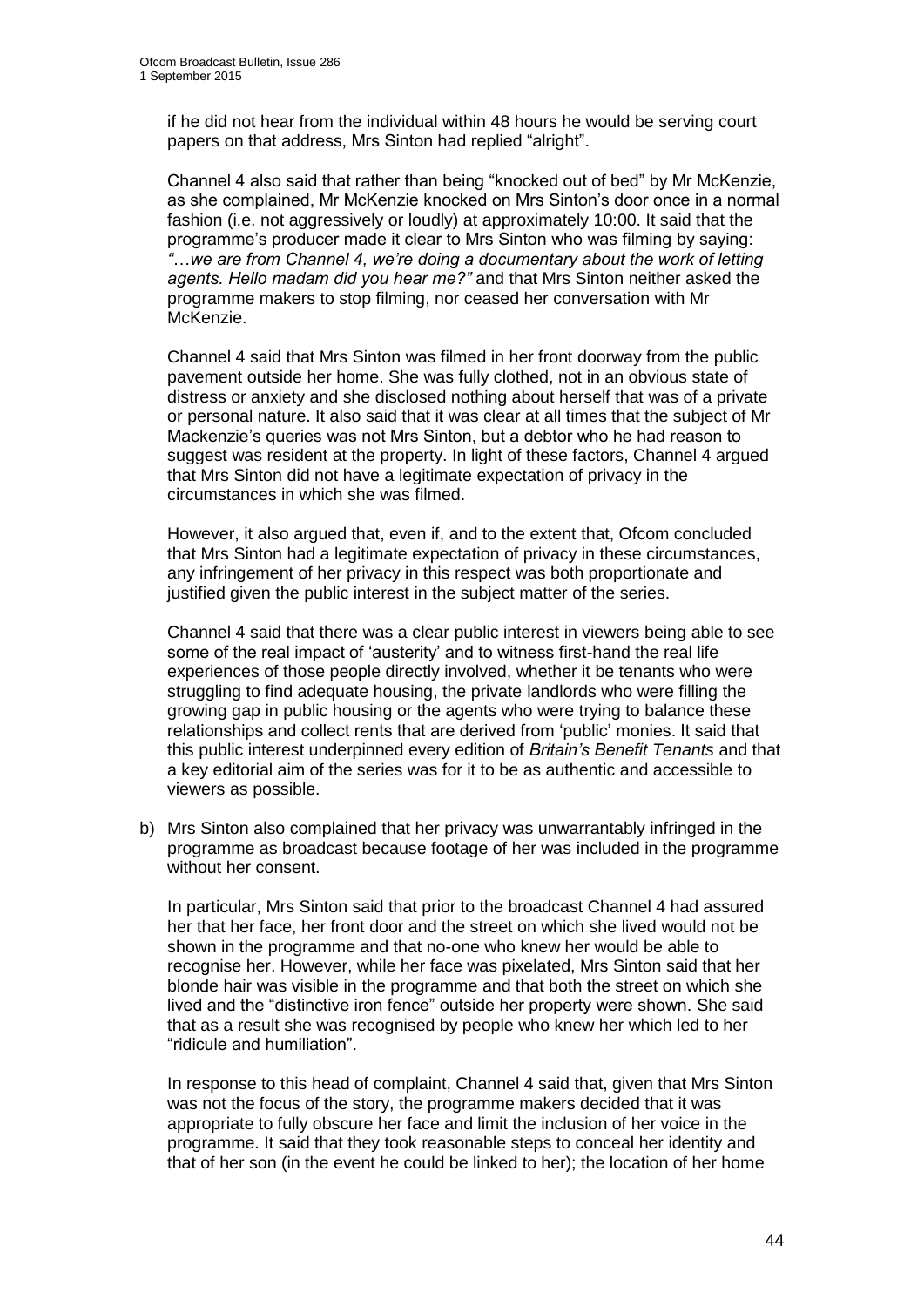if he did not hear from the individual within 48 hours he would be serving court papers on that address, Mrs Sinton had replied "alright".

Channel 4 also said that rather than being "knocked out of bed" by Mr McKenzie, as she complained, Mr McKenzie knocked on Mrs Sinton's door once in a normal fashion (i.e. not aggressively or loudly) at approximately 10:00. It said that the programme's producer made it clear to Mrs Sinton who was filming by saying: *"…we are from Channel 4, we're doing a documentary about the work of letting agents. Hello madam did you hear me?"* and that Mrs Sinton neither asked the programme makers to stop filming, nor ceased her conversation with Mr McKenzie.

Channel 4 said that Mrs Sinton was filmed in her front doorway from the public pavement outside her home. She was fully clothed, not in an obvious state of distress or anxiety and she disclosed nothing about herself that was of a private or personal nature. It also said that it was clear at all times that the subject of Mr Mackenzie's queries was not Mrs Sinton, but a debtor who he had reason to suggest was resident at the property. In light of these factors, Channel 4 argued that Mrs Sinton did not have a legitimate expectation of privacy in the circumstances in which she was filmed.

However, it also argued that, even if, and to the extent that, Ofcom concluded that Mrs Sinton had a legitimate expectation of privacy in these circumstances, any infringement of her privacy in this respect was both proportionate and justified given the public interest in the subject matter of the series.

Channel 4 said that there was a clear public interest in viewers being able to see some of the real impact of 'austerity' and to witness first-hand the real life experiences of those people directly involved, whether it be tenants who were struggling to find adequate housing, the private landlords who were filling the growing gap in public housing or the agents who were trying to balance these relationships and collect rents that are derived from 'public' monies. It said that this public interest underpinned every edition of *Britain's Benefit Tenants* and that a key editorial aim of the series was for it to be as authentic and accessible to viewers as possible.

b) Mrs Sinton also complained that her privacy was unwarrantably infringed in the programme as broadcast because footage of her was included in the programme without her consent.

In particular, Mrs Sinton said that prior to the broadcast Channel 4 had assured her that her face, her front door and the street on which she lived would not be shown in the programme and that no-one who knew her would be able to recognise her. However, while her face was pixelated, Mrs Sinton said that her blonde hair was visible in the programme and that both the street on which she lived and the "distinctive iron fence" outside her property were shown. She said that as a result she was recognised by people who knew her which led to her "ridicule and humiliation".

In response to this head of complaint, Channel 4 said that, given that Mrs Sinton was not the focus of the story, the programme makers decided that it was appropriate to fully obscure her face and limit the inclusion of her voice in the programme. It said that they took reasonable steps to conceal her identity and that of her son (in the event he could be linked to her); the location of her home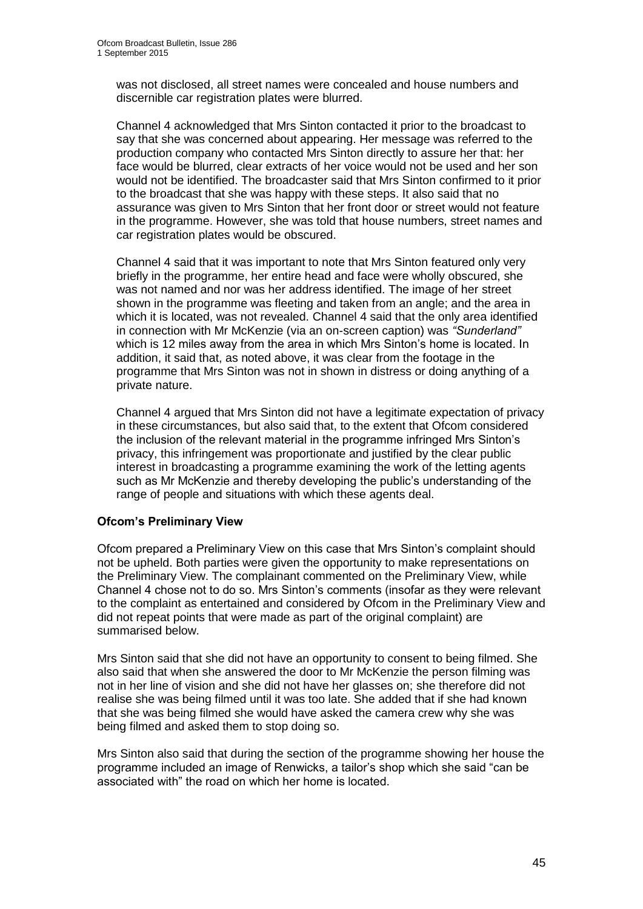was not disclosed, all street names were concealed and house numbers and discernible car registration plates were blurred.

Channel 4 acknowledged that Mrs Sinton contacted it prior to the broadcast to say that she was concerned about appearing. Her message was referred to the production company who contacted Mrs Sinton directly to assure her that: her face would be blurred, clear extracts of her voice would not be used and her son would not be identified. The broadcaster said that Mrs Sinton confirmed to it prior to the broadcast that she was happy with these steps. It also said that no assurance was given to Mrs Sinton that her front door or street would not feature in the programme. However, she was told that house numbers, street names and car registration plates would be obscured.

Channel 4 said that it was important to note that Mrs Sinton featured only very briefly in the programme, her entire head and face were wholly obscured, she was not named and nor was her address identified. The image of her street shown in the programme was fleeting and taken from an angle; and the area in which it is located, was not revealed. Channel 4 said that the only area identified in connection with Mr McKenzie (via an on-screen caption) was *"Sunderland"* which is 12 miles away from the area in which Mrs Sinton's home is located. In addition, it said that, as noted above, it was clear from the footage in the programme that Mrs Sinton was not in shown in distress or doing anything of a private nature.

Channel 4 argued that Mrs Sinton did not have a legitimate expectation of privacy in these circumstances, but also said that, to the extent that Ofcom considered the inclusion of the relevant material in the programme infringed Mrs Sinton's privacy, this infringement was proportionate and justified by the clear public interest in broadcasting a programme examining the work of the letting agents such as Mr McKenzie and thereby developing the public's understanding of the range of people and situations with which these agents deal.

**Ofcom's Preliminary View**

Ofcom prepared a Preliminary View on this case that Mrs Sinton's complaint should not be upheld. Both parties were given the opportunity to make representations on the Preliminary View. The complainant commented on the Preliminary View, while Channel 4 chose not to do so. Mrs Sinton's comments (insofar as they were relevant to the complaint as entertained and considered by Ofcom in the Preliminary View and did not repeat points that were made as part of the original complaint) are summarised below.

Mrs Sinton said that she did not have an opportunity to consent to being filmed. She also said that when she answered the door to Mr McKenzie the person filming was not in her line of vision and she did not have her glasses on; she therefore did not realise she was being filmed until it was too late. She added that if she had known that she was being filmed she would have asked the camera crew why she was being filmed and asked them to stop doing so.

Mrs Sinton also said that during the section of the programme showing her house the programme included an image of Renwicks, a tailor's shop which she said "can be associated with" the road on which her home is located.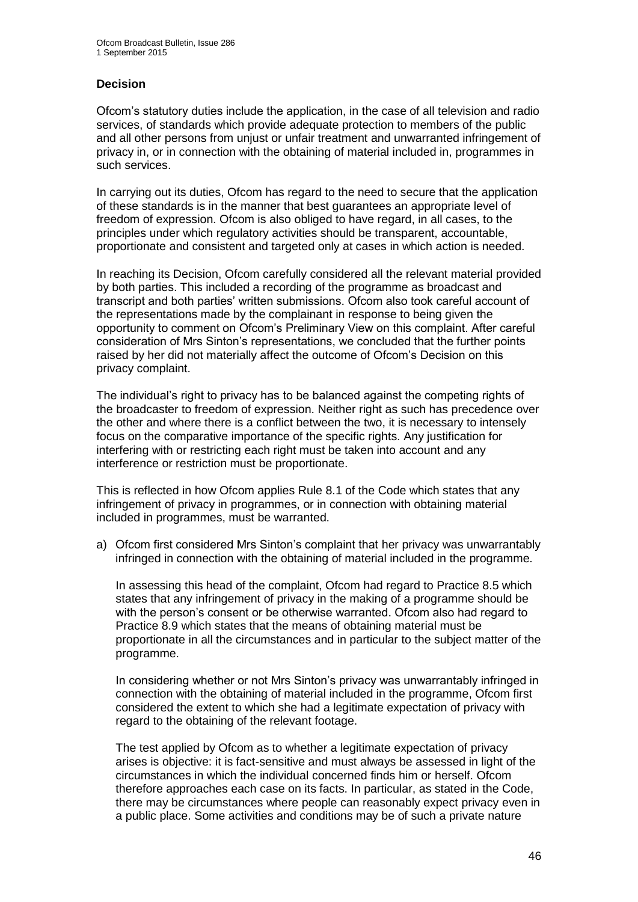### Decision

Ofcom's statutory duties include the application, in the case of all television and radio services, of standards which provide adequate protection to members of the public and all other persons from unjust or unfair treatment and unwarranted infringement of privacy in, or in connection with the obtaining of material included in, programmes in such services.

In carrying out its duties, Ofcom has regard to the need to secure that the application of these standards is in the manner that best guarantees an appropriate level of freedom of expression. Ofcom is also obliged to have regard, in all cases, to the principles under which regulatory activities should be transparent, accountable, proportionate and consistent and targeted only at cases in which action is needed.

In reaching its Decision, Ofcom carefully considered all the relevant material provided by both parties. This included a recording of the programme as broadcast and transcript and both parties' written submissions. Ofcom also took careful account of the representations made by the complainant in response to being given the opportunity to comment on Ofcom's Preliminary View on this complaint. After careful consideration of Mrs Sinton's representations, we concluded that the further points raised by her did not materially affect the outcome of Ofcom's Decision on this privacy complaint.

The individual's right to privacy has to be balanced against the competing rights of the broadcaster to freedom of expression. Neither right as such has precedence over the other and where there is a conflict between the two, it is necessary to intensely focus on the comparative importance of the specific rights. Any justification for interfering with or restricting each right must be taken into account and any interference or restriction must be proportionate.

This is reflected in how Ofcom applies Rule 8.1 of the Code which states that any infringement of privacy in programmes, or in connection with obtaining material included in programmes, must be warranted.

a) Ofcom first considered Mrs Sinton's complaint that her privacy was unwarrantably infringed in connection with the obtaining of material included in the programme.

   In assessing this head of the complaint, Ofcom had regard to Practice 8.5 which states that any infringement of privacy in the making of a programme should be with the person's consent or be otherwise warranted. Ofcom also had regard to Practice 8.9 which states that the means of obtaining material must be proportionate in all the circumstances and in particular to the subject matter of the programme.

   In considering whether or not Mrs Sinton's privacy was unwarrantably infringed in connection with the obtaining of material included in the programme, Ofcom first considered the extent to which she had a legitimate expectation of privacy with regard to the obtaining of the relevant footage.

   The test applied by Ofcom as to whether a legitimate expectation of privacy arises is objective: it is fact-sensitive and must always be assessed in light of the circumstances in which the individual concerned finds him or herself. Ofcom therefore approaches each case on its facts. In particular, as stated in the Code, there may be circumstances where people can reasonably expect privacy even in a public place. Some activities and conditions may be of such a private nature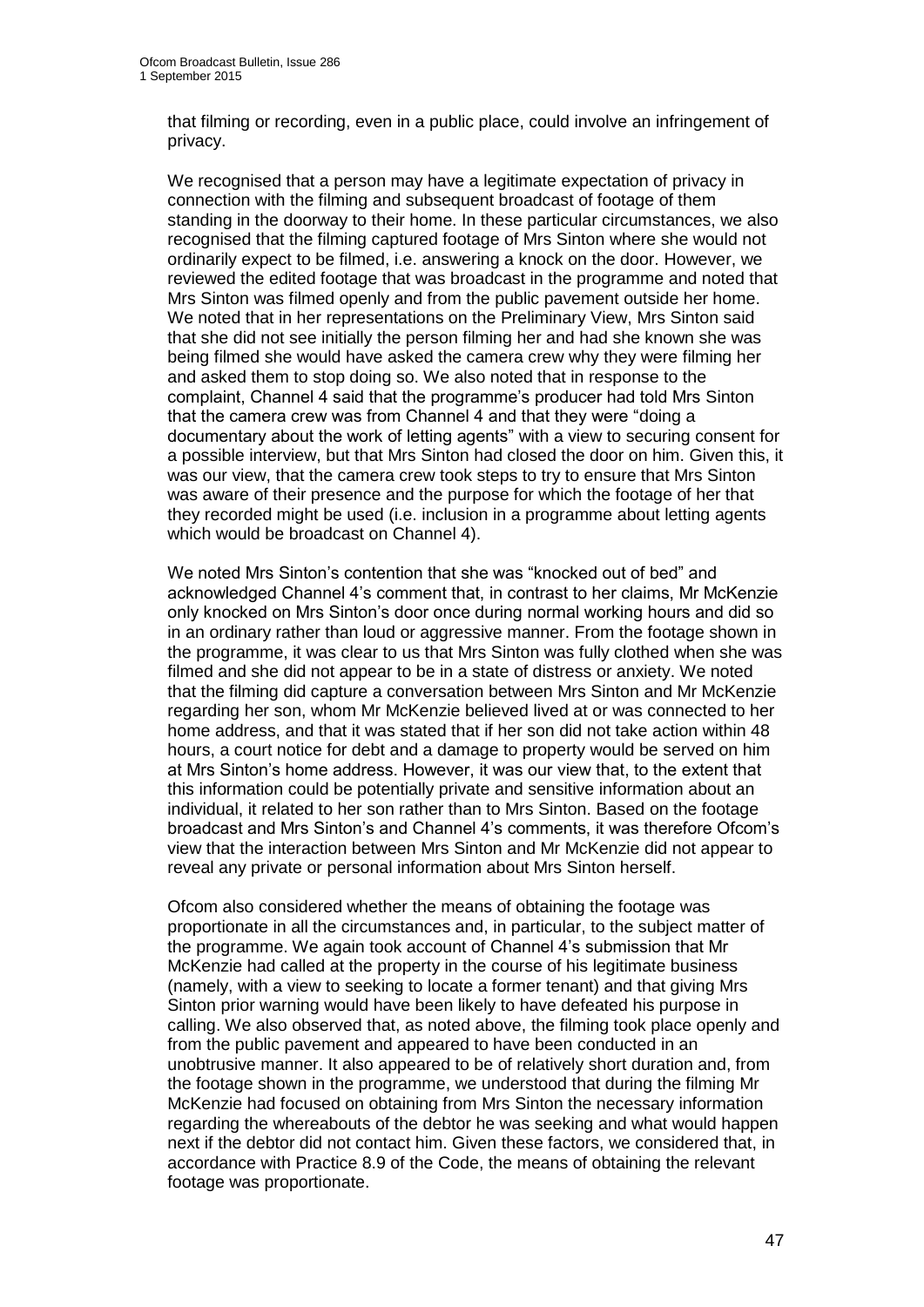that filming or recording, even in a public place, could involve an infringement of privacy.

We recognised that a person may have a legitimate expectation of privacy in connection with the filming and subsequent broadcast of footage of them standing in the doorway to their home. In these particular circumstances, we also recognised that the filming captured footage of Mrs Sinton where she would not ordinarily expect to be filmed, i.e. answering a knock on the door. However, we reviewed the edited footage that was broadcast in the programme and noted that Mrs Sinton was filmed openly and from the public pavement outside her home. We noted that in her representations on the Preliminary View, Mrs Sinton said that she did not see initially the person filming her and had she known she was being filmed she would have asked the camera crew why they were filming her and asked them to stop doing so. We also noted that in response to the complaint, Channel 4 said that the programme's producer had told Mrs Sinton that the camera crew was from Channel 4 and that they were "doing a documentary about the work of letting agents" with a view to securing consent for a possible interview, but that Mrs Sinton had closed the door on him. Given this, it was our view, that the camera crew took steps to try to ensure that Mrs Sinton was aware of their presence and the purpose for which the footage of her that they recorded might be used (i.e. inclusion in a programme about letting agents which would be broadcast on Channel 4).

We noted Mrs Sinton's contention that she was "knocked out of bed" and acknowledged Channel 4's comment that, in contrast to her claims, Mr McKenzie only knocked on Mrs Sinton's door once during normal working hours and did so in an ordinary rather than loud or aggressive manner. From the footage shown in the programme, it was clear to us that Mrs Sinton was fully clothed when she was filmed and she did not appear to be in a state of distress or anxiety. We noted that the filming did capture a conversation between Mrs Sinton and Mr McKenzie regarding her son, whom Mr McKenzie believed lived at or was connected to her home address, and that it was stated that if her son did not take action within 48 hours, a court notice for debt and a damage to property would be served on him at Mrs Sinton's home address. However, it was our view that, to the extent that this information could be potentially private and sensitive information about an individual, it related to her son rather than to Mrs Sinton. Based on the footage broadcast and Mrs Sinton's and Channel 4's comments, it was therefore Ofcom's view that the interaction between Mrs Sinton and Mr McKenzie did not appear to reveal any private or personal information about Mrs Sinton herself.

Ofcom also considered whether the means of obtaining the footage was proportionate in all the circumstances and, in particular, to the subject matter of the programme. We again took account of Channel 4's submission that Mr McKenzie had called at the property in the course of his legitimate business (namely, with a view to seeking to locate a former tenant) and that giving Mrs Sinton prior warning would have been likely to have defeated his purpose in calling. We also observed that, as noted above, the filming took place openly and from the public pavement and appeared to have been conducted in an unobtrusive manner. It also appeared to be of relatively short duration and, from the footage shown in the programme, we understood that during the filming Mr McKenzie had focused on obtaining from Mrs Sinton the necessary information regarding the whereabouts of the debtor he was seeking and what would happen next if the debtor did not contact him. Given these factors, we considered that, in accordance with Practice 8.9 of the Code, the means of obtaining the relevant footage was proportionate.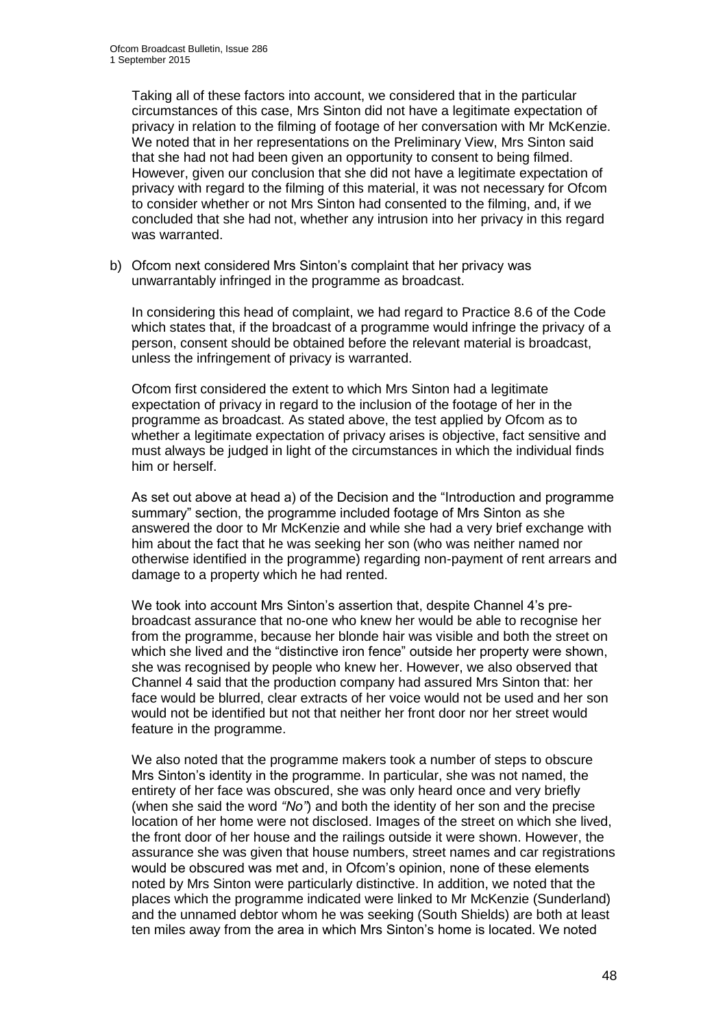Taking all of these factors into account, we considered that in the particular circumstances of this case, Mrs Sinton did not have a legitimate expectation of privacy in relation to the filming of footage of her conversation with Mr McKenzie. We noted that in her representations on the Preliminary View, Mrs Sinton said that she had not had been given an opportunity to consent to being filmed. However, given our conclusion that she did not have a legitimate expectation of privacy with regard to the filming of this material, it was not necessary for Ofcom to consider whether or not Mrs Sinton had consented to the filming, and, if we concluded that she had not, whether any intrusion into her privacy in this regard was warranted.

b) Ofcom next considered Mrs Sinton's complaint that her privacy was unwarrantably infringed in the programme as broadcast.

In considering this head of complaint, we had regard to Practice 8.6 of the Code which states that, if the broadcast of a programme would infringe the privacy of a person, consent should be obtained before the relevant material is broadcast, unless the infringement of privacy is warranted.

Ofcom first considered the extent to which Mrs Sinton had a legitimate expectation of privacy in regard to the inclusion of the footage of her in the programme as broadcast. As stated above, the test applied by Ofcom as to whether a legitimate expectation of privacy arises is objective, fact sensitive and must always be judged in light of the circumstances in which the individual finds him or herself.

As set out above at head a) of the Decision and the "Introduction and programme summary" section, the programme included footage of Mrs Sinton as she answered the door to Mr McKenzie and while she had a very brief exchange with him about the fact that he was seeking her son (who was neither named nor otherwise identified in the programme) regarding non-payment of rent arrears and damage to a property which he had rented.

We took into account Mrs Sinton's assertion that, despite Channel 4's pre-broadcast assurance that no-one who knew her would be able to recognise her from the programme, because her blonde hair was visible and both the street on which she lived and the "distinctive iron fence" outside her property were shown, she was recognised by people who knew her. However, we also observed that Channel 4 said that the production company had assured Mrs Sinton that: her face would be blurred, clear extracts of her voice would not be used and her son would not be identified but not that neither her front door nor her street would feature in the programme.

We also noted that the programme makers took a number of steps to obscure Mrs Sinton's identity in the programme. In particular, she was not named, the entirety of her face was obscured, she was only heard once and very briefly (when she said the word *"No"*) and both the identity of her son and the precise location of her home were not disclosed. Images of the street on which she lived, the front door of her house and the railings outside it were shown. However, the assurance she was given that house numbers, street names and car registrations would be obscured was met and, in Ofcom's opinion, none of these elements noted by Mrs Sinton were particularly distinctive. In addition, we noted that the places which the programme indicated were linked to Mr McKenzie (Sunderland) and the unnamed debtor whom he was seeking (South Shields) are both at least ten miles away from the area in which Mrs Sinton's home is located. We noted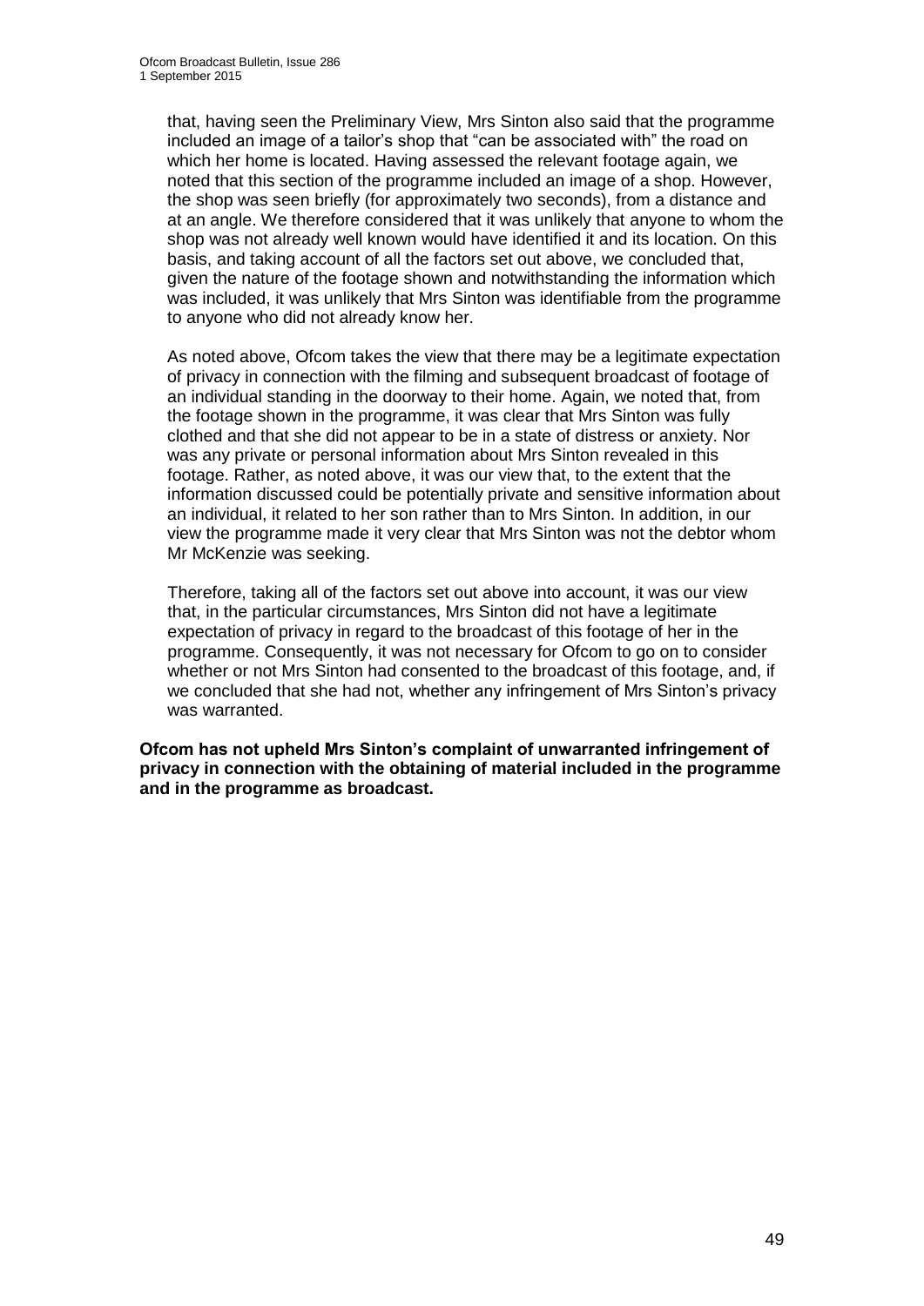that, having seen the Preliminary View, Mrs Sinton also said that the programme included an image of a tailor's shop that "can be associated with" the road on which her home is located. Having assessed the relevant footage again, we noted that this section of the programme included an image of a shop. However, the shop was seen briefly (for approximately two seconds), from a distance and at an angle. We therefore considered that it was unlikely that anyone to whom the shop was not already well known would have identified it and its location. On this basis, and taking account of all the factors set out above, we concluded that, given the nature of the footage shown and notwithstanding the information which was included, it was unlikely that Mrs Sinton was identifiable from the programme to anyone who did not already know her.

As noted above, Ofcom takes the view that there may be a legitimate expectation of privacy in connection with the filming and subsequent broadcast of footage of an individual standing in the doorway to their home. Again, we noted that, from the footage shown in the programme, it was clear that Mrs Sinton was fully clothed and that she did not appear to be in a state of distress or anxiety. Nor was any private or personal information about Mrs Sinton revealed in this footage. Rather, as noted above, it was our view that, to the extent that the information discussed could be potentially private and sensitive information about an individual, it related to her son rather than to Mrs Sinton. In addition, in our view the programme made it very clear that Mrs Sinton was not the debtor whom Mr McKenzie was seeking.

Therefore, taking all of the factors set out above into account, it was our view that, in the particular circumstances, Mrs Sinton did not have a legitimate expectation of privacy in regard to the broadcast of this footage of her in the programme. Consequently, it was not necessary for Ofcom to go on to consider whether or not Mrs Sinton had consented to the broadcast of this footage, and, if we concluded that she had not, whether any infringement of Mrs Sinton's privacy was warranted.

**Ofcom has not upheld Mrs Sinton's complaint of unwarranted infringement of privacy in connection with the obtaining of material included in the programme and in the programme as broadcast.**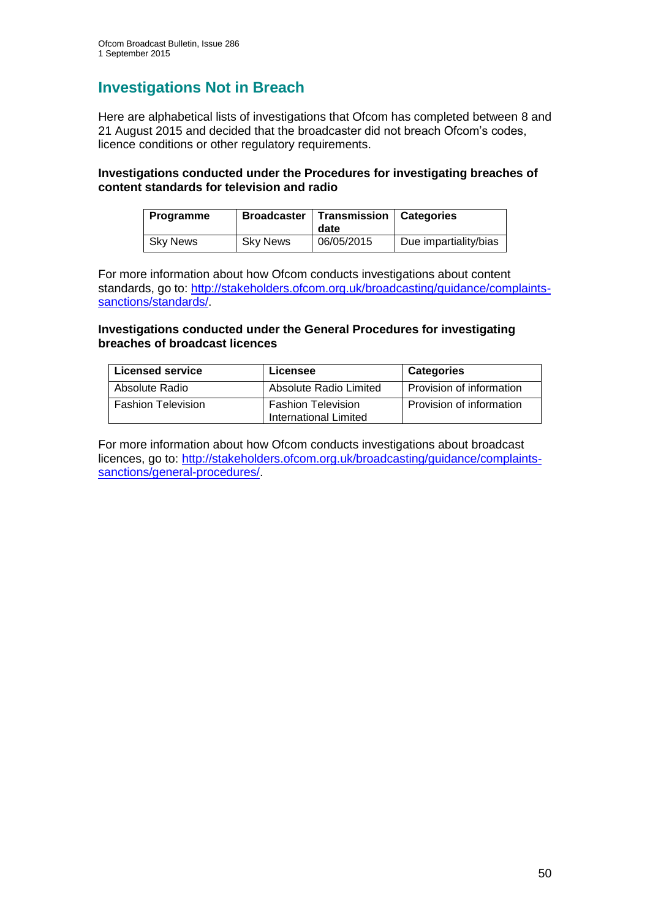# Investigations Not in Breach

Here are alphabetical lists of investigations that Ofcom has completed between 8 and 21 August 2015 and decided that the broadcaster did not breach Ofcom's codes, licence conditions or other regulatory requirements.

**Investigations conducted under the Procedures for investigating breaches of content standards for television and radio**

| Programme | Broadcaster | Transmission date | Categories |
|---|---|---|---|
| Sky News | Sky News | 06/05/2015 | Due impartiality/bias |

For more information about how Ofcom conducts investigations about content standards, go to: http://stakeholders.ofcom.org.uk/broadcasting/guidance/complaints-sanctions/standards/.

**Investigations conducted under the General Procedures for investigating breaches of broadcast licences**

| Licensed service | Licensee | Categories |
|---|---|---|
| Absolute Radio | Absolute Radio Limited | Provision of information |
| Fashion Television | Fashion Television International Limited | Provision of information |

For more information about how Ofcom conducts investigations about broadcast licences, go to: http://stakeholders.ofcom.org.uk/broadcasting/guidance/complaints-sanctions/general-procedures/.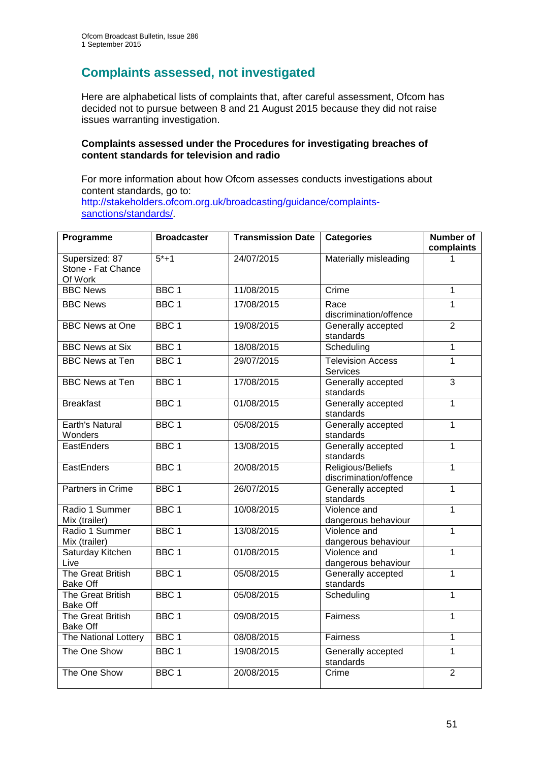## Complaints assessed, not investigated

Here are alphabetical lists of complaints that, after careful assessment, Ofcom has decided not to pursue between 8 and 21 August 2015 because they did not raise issues warranting investigation.

**Complaints assessed under the Procedures for investigating breaches of content standards for television and radio**

For more information about how Ofcom assesses conducts investigations about content standards, go to: [http://stakeholders.ofcom.org.uk/broadcasting/guidance/complaints-sanctions/standards/](http://stakeholders.ofcom.org.uk/broadcasting/guidance/complaints-sanctions/standards/).

| Programme | Broadcaster | Transmission Date | Categories | Number of complaints |
|---|---|---|---|---|
| Supersized: 87 Stone - Fat Chance Of Work | 5*+1 | 24/07/2015 | Materially misleading | 1 |
| BBC News | BBC 1 | 11/08/2015 | Crime | 1 |
| BBC News | BBC 1 | 17/08/2015 | Race discrimination/offence | 1 |
| BBC News at One | BBC 1 | 19/08/2015 | Generally accepted standards | 2 |
| BBC News at Six | BBC 1 | 18/08/2015 | Scheduling | 1 |
| BBC News at Ten | BBC 1 | 29/07/2015 | Television Access Services | 1 |
| BBC News at Ten | BBC 1 | 17/08/2015 | Generally accepted standards | 3 |
| Breakfast | BBC 1 | 01/08/2015 | Generally accepted standards | 1 |
| Earth's Natural Wonders | BBC 1 | 05/08/2015 | Generally accepted standards | 1 |
| EastEnders | BBC 1 | 13/08/2015 | Generally accepted standards | 1 |
| EastEnders | BBC 1 | 20/08/2015 | Religious/Beliefs discrimination/offence | 1 |
| Partners in Crime | BBC 1 | 26/07/2015 | Generally accepted standards | 1 |
| Radio 1 Summer Mix (trailer) | BBC 1 | 10/08/2015 | Violence and dangerous behaviour | 1 |
| Radio 1 Summer Mix (trailer) | BBC 1 | 13/08/2015 | Violence and dangerous behaviour | 1 |
| Saturday Kitchen Live | BBC 1 | 01/08/2015 | Violence and dangerous behaviour | 1 |
| The Great British Bake Off | BBC 1 | 05/08/2015 | Generally accepted standards | 1 |
| The Great British Bake Off | BBC 1 | 05/08/2015 | Scheduling | 1 |
| The Great British Bake Off | BBC 1 | 09/08/2015 | Fairness | 1 |
| The National Lottery | BBC 1 | 08/08/2015 | Fairness | 1 |
| The One Show | BBC 1 | 19/08/2015 | Generally accepted standards | 1 |
| The One Show | BBC 1 | 20/08/2015 | Crime | 2 |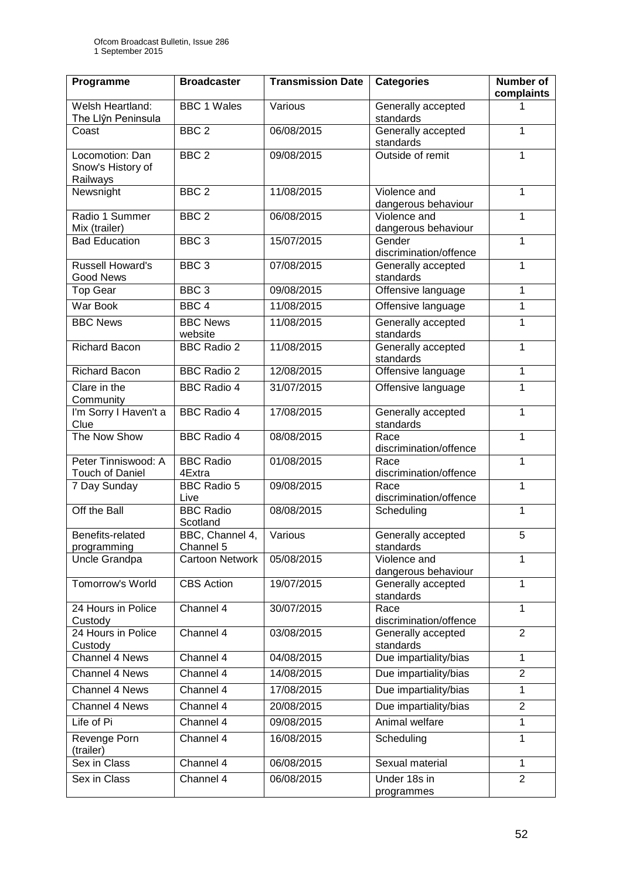| Programme | Broadcaster | Transmission Date | Categories | Number of complaints |
|---|---|---|---|---|
| Welsh Heartland: The Llŷn Peninsula | BBC 1 Wales | Various | Generally accepted standards | 1 |
| Coast | BBC 2 | 06/08/2015 | Generally accepted standards | 1 |
| Locomotion: Dan Snow's History of Railways | BBC 2 | 09/08/2015 | Outside of remit | 1 |
| Newsnight | BBC 2 | 11/08/2015 | Violence and dangerous behaviour | 1 |
| Radio 1 Summer Mix (trailer) | BBC 2 | 06/08/2015 | Violence and dangerous behaviour | 1 |
| Bad Education | BBC 3 | 15/07/2015 | Gender discrimination/offence | 1 |
| Russell Howard's Good News | BBC 3 | 07/08/2015 | Generally accepted standards | 1 |
| Top Gear | BBC 3 | 09/08/2015 | Offensive language | 1 |
| War Book | BBC 4 | 11/08/2015 | Offensive language | 1 |
| BBC News | BBC News website | 11/08/2015 | Generally accepted standards | 1 |
| Richard Bacon | BBC Radio 2 | 11/08/2015 | Generally accepted standards | 1 |
| Richard Bacon | BBC Radio 2 | 12/08/2015 | Offensive language | 1 |
| Clare in the Community | BBC Radio 4 | 31/07/2015 | Offensive language | 1 |
| I'm Sorry I Haven't a Clue | BBC Radio 4 | 17/08/2015 | Generally accepted standards | 1 |
| The Now Show | BBC Radio 4 | 08/08/2015 | Race discrimination/offence | 1 |
| Peter Tinniswood: A Touch of Daniel | BBC Radio 4Extra | 01/08/2015 | Race discrimination/offence | 1 |
| 7 Day Sunday | BBC Radio 5 Live | 09/08/2015 | Race discrimination/offence | 1 |
| Off the Ball | BBC Radio Scotland | 08/08/2015 | Scheduling | 1 |
| Benefits-related programming | BBC, Channel 4, Channel 5 | Various | Generally accepted standards | 5 |
| Uncle Grandpa | Cartoon Network | 05/08/2015 | Violence and dangerous behaviour | 1 |
| Tomorrow's World | CBS Action | 19/07/2015 | Generally accepted standards | 1 |
| 24 Hours in Police Custody | Channel 4 | 30/07/2015 | Race discrimination/offence | 1 |
| 24 Hours in Police Custody | Channel 4 | 03/08/2015 | Generally accepted standards | 2 |
| Channel 4 News | Channel 4 | 04/08/2015 | Due impartiality/bias | 1 |
| Channel 4 News | Channel 4 | 14/08/2015 | Due impartiality/bias | 2 |
| Channel 4 News | Channel 4 | 17/08/2015 | Due impartiality/bias | 1 |
| Channel 4 News | Channel 4 | 20/08/2015 | Due impartiality/bias | 2 |
| Life of Pi | Channel 4 | 09/08/2015 | Animal welfare | 1 |
| Revenge Porn (trailer) | Channel 4 | 16/08/2015 | Scheduling | 1 |
| Sex in Class | Channel 4 | 06/08/2015 | Sexual material | 1 |
| Sex in Class | Channel 4 | 06/08/2015 | Under 18s in programmes | 2 |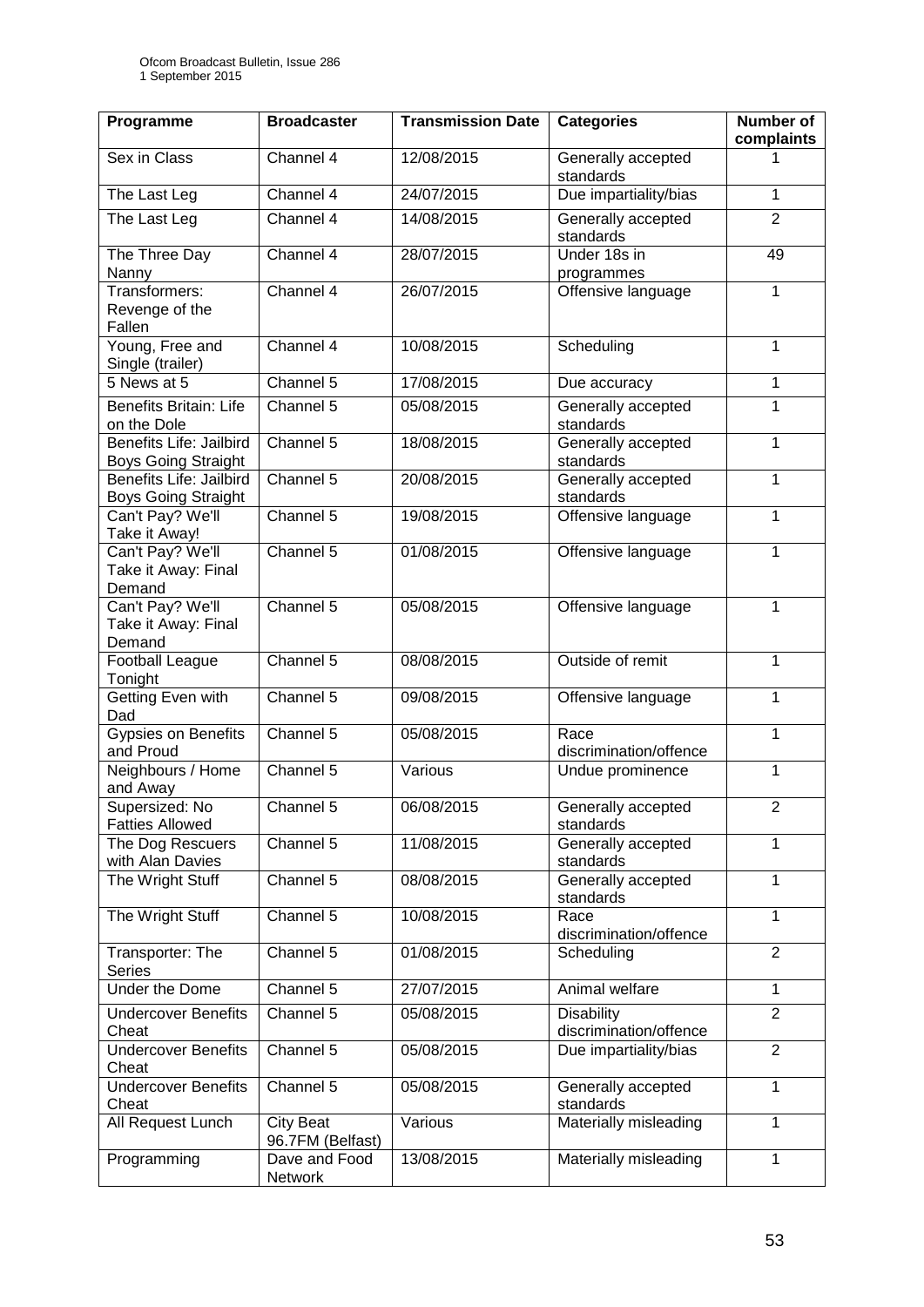| Programme | Broadcaster | Transmission Date | Categories | Number of complaints |
| --- | --- | --- | --- | --- |
| Sex in Class | Channel 4 | 12/08/2015 | Generally accepted standards | 1 |
| The Last Leg | Channel 4 | 24/07/2015 | Due impartiality/bias | 1 |
| The Last Leg | Channel 4 | 14/08/2015 | Generally accepted standards | 2 |
| The Three Day Nanny | Channel 4 | 28/07/2015 | Under 18s in programmes | 49 |
| Transformers: Revenge of the Fallen | Channel 4 | 26/07/2015 | Offensive language | 1 |
| Young, Free and Single (trailer) | Channel 4 | 10/08/2015 | Scheduling | 1 |
| 5 News at 5 | Channel 5 | 17/08/2015 | Due accuracy | 1 |
| Benefits Britain: Life on the Dole | Channel 5 | 05/08/2015 | Generally accepted standards | 1 |
| Benefits Life: Jailbird Boys Going Straight | Channel 5 | 18/08/2015 | Generally accepted standards | 1 |
| Benefits Life: Jailbird Boys Going Straight | Channel 5 | 20/08/2015 | Generally accepted standards | 1 |
| Can't Pay? We'll Take it Away! | Channel 5 | 19/08/2015 | Offensive language | 1 |
| Can't Pay? We'll Take it Away: Final Demand | Channel 5 | 01/08/2015 | Offensive language | 1 |
| Can't Pay? We'll Take it Away: Final Demand | Channel 5 | 05/08/2015 | Offensive language | 1 |
| Football League Tonight | Channel 5 | 08/08/2015 | Outside of remit | 1 |
| Getting Even with Dad | Channel 5 | 09/08/2015 | Offensive language | 1 |
| Gypsies on Benefits and Proud | Channel 5 | 05/08/2015 | Race discrimination/offence | 1 |
| Neighbours / Home and Away | Channel 5 | Various | Undue prominence | 1 |
| Supersized: No Fatties Allowed | Channel 5 | 06/08/2015 | Generally accepted standards | 2 |
| The Dog Rescuers with Alan Davies | Channel 5 | 11/08/2015 | Generally accepted standards | 1 |
| The Wright Stuff | Channel 5 | 08/08/2015 | Generally accepted standards | 1 |
| The Wright Stuff | Channel 5 | 10/08/2015 | Race discrimination/offence | 1 |
| Transporter: The Series | Channel 5 | 01/08/2015 | Scheduling | 2 |
| Under the Dome | Channel 5 | 27/07/2015 | Animal welfare | 1 |
| Undercover Benefits Cheat | Channel 5 | 05/08/2015 | Disability discrimination/offence | 2 |
| Undercover Benefits Cheat | Channel 5 | 05/08/2015 | Due impartiality/bias | 2 |
| Undercover Benefits Cheat | Channel 5 | 05/08/2015 | Generally accepted standards | 1 |
| All Request Lunch | City Beat 96.7FM (Belfast) | Various | Materially misleading | 1 |
| Programming | Dave and Food Network | 13/08/2015 | Materially misleading | 1 |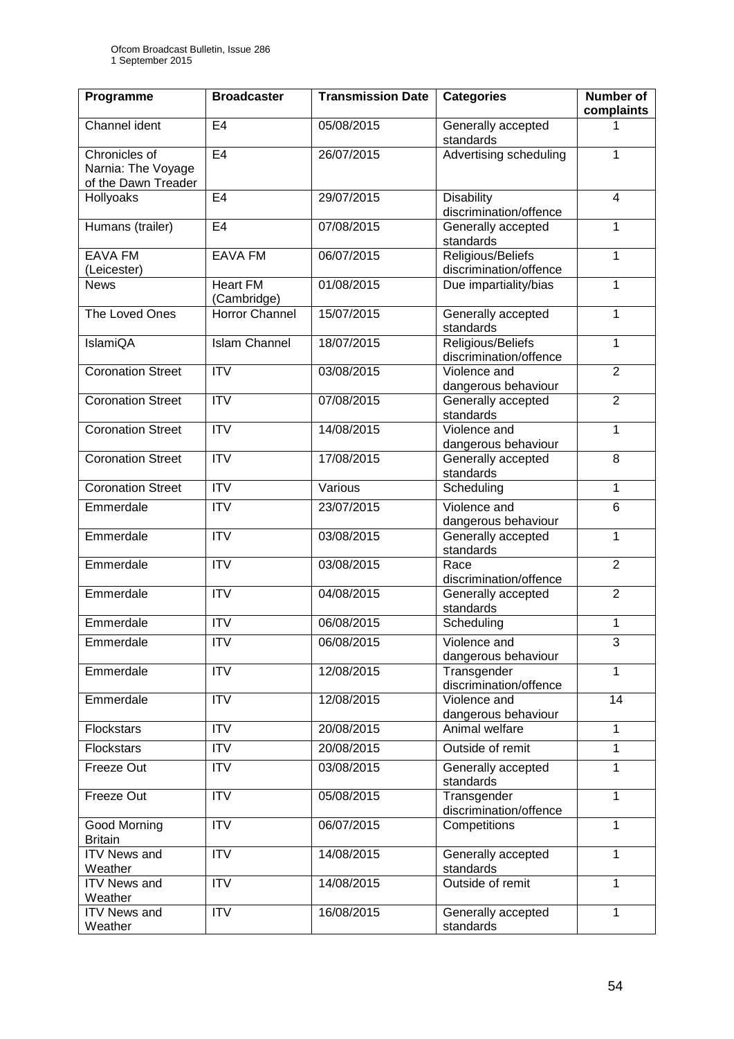| Programme | Broadcaster | Transmission Date | Categories | Number of complaints |
|---|---|---|---|---|
| Channel ident | E4 | 05/08/2015 | Generally accepted standards | 1 |
| Chronicles of Narnia: The Voyage of the Dawn Treader | E4 | 26/07/2015 | Advertising scheduling | 1 |
| Hollyoaks | E4 | 29/07/2015 | Disability discrimination/offence | 4 |
| Humans (trailer) | E4 | 07/08/2015 | Generally accepted standards | 1 |
| EAVA FM (Leicester) | EAVA FM | 06/07/2015 | Religious/Beliefs discrimination/offence | 1 |
| News | Heart FM (Cambridge) | 01/08/2015 | Due impartiality/bias | 1 |
| The Loved Ones | Horror Channel | 15/07/2015 | Generally accepted standards | 1 |
| IslamiQA | Islam Channel | 18/07/2015 | Religious/Beliefs discrimination/offence | 1 |
| Coronation Street | ITV | 03/08/2015 | Violence and dangerous behaviour | 2 |
| Coronation Street | ITV | 07/08/2015 | Generally accepted standards | 2 |
| Coronation Street | ITV | 14/08/2015 | Violence and dangerous behaviour | 1 |
| Coronation Street | ITV | 17/08/2015 | Generally accepted standards | 8 |
| Coronation Street | ITV | Various | Scheduling | 1 |
| Emmerdale | ITV | 23/07/2015 | Violence and dangerous behaviour | 6 |
| Emmerdale | ITV | 03/08/2015 | Generally accepted standards | 1 |
| Emmerdale | ITV | 03/08/2015 | Race discrimination/offence | 2 |
| Emmerdale | ITV | 04/08/2015 | Generally accepted standards | 2 |
| Emmerdale | ITV | 06/08/2015 | Scheduling | 1 |
| Emmerdale | ITV | 06/08/2015 | Violence and dangerous behaviour | 3 |
| Emmerdale | ITV | 12/08/2015 | Transgender discrimination/offence | 1 |
| Emmerdale | ITV | 12/08/2015 | Violence and dangerous behaviour | 14 |
| Flockstars | ITV | 20/08/2015 | Animal welfare | 1 |
| Flockstars | ITV | 20/08/2015 | Outside of remit | 1 |
| Freeze Out | ITV | 03/08/2015 | Generally accepted standards | 1 |
| Freeze Out | ITV | 05/08/2015 | Transgender discrimination/offence | 1 |
| Good Morning Britain | ITV | 06/07/2015 | Competitions | 1 |
| ITV News and Weather | ITV | 14/08/2015 | Generally accepted standards | 1 |
| ITV News and Weather | ITV | 14/08/2015 | Outside of remit | 1 |
| ITV News and Weather | ITV | 16/08/2015 | Generally accepted standards | 1 |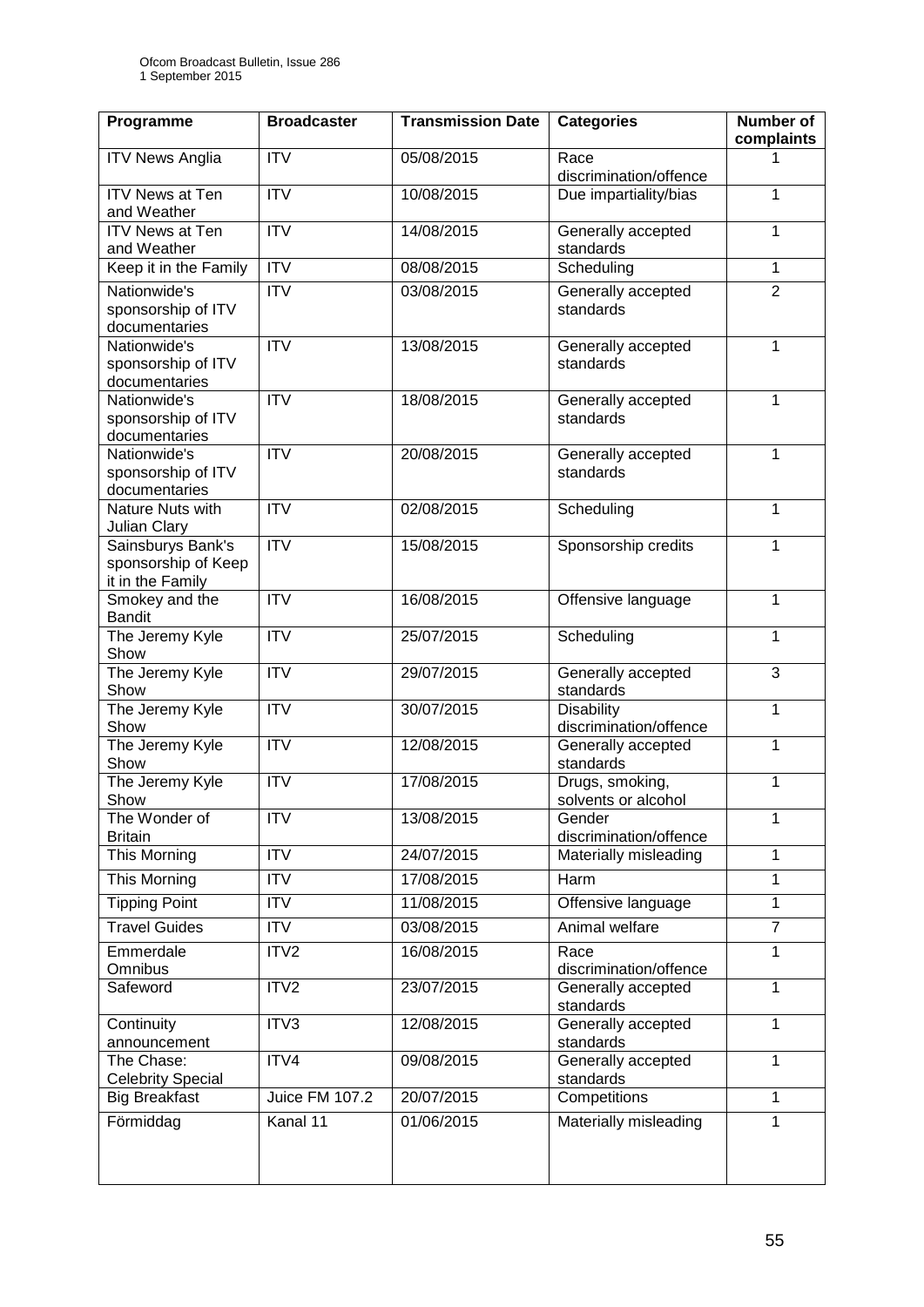| Programme | Broadcaster | Transmission Date | Categories | Number of complaints |
|---|---|---|---|---|
| ITV News Anglia | ITV | 05/08/2015 | Race discrimination/offence | 1 |
| ITV News at Ten and Weather | ITV | 10/08/2015 | Due impartiality/bias | 1 |
| ITV News at Ten and Weather | ITV | 14/08/2015 | Generally accepted standards | 1 |
| Keep it in the Family | ITV | 08/08/2015 | Scheduling | 1 |
| Nationwide's sponsorship of ITV documentaries | ITV | 03/08/2015 | Generally accepted standards | 2 |
| Nationwide's sponsorship of ITV documentaries | ITV | 13/08/2015 | Generally accepted standards | 1 |
| Nationwide's sponsorship of ITV documentaries | ITV | 18/08/2015 | Generally accepted standards | 1 |
| Nationwide's sponsorship of ITV documentaries | ITV | 20/08/2015 | Generally accepted standards | 1 |
| Nature Nuts with Julian Clary | ITV | 02/08/2015 | Scheduling | 1 |
| Sainsburys Bank's sponsorship of Keep it in the Family | ITV | 15/08/2015 | Sponsorship credits | 1 |
| Smokey and the Bandit | ITV | 16/08/2015 | Offensive language | 1 |
| The Jeremy Kyle Show | ITV | 25/07/2015 | Scheduling | 1 |
| The Jeremy Kyle Show | ITV | 29/07/2015 | Generally accepted standards | 3 |
| The Jeremy Kyle Show | ITV | 30/07/2015 | Disability discrimination/offence | 1 |
| The Jeremy Kyle Show | ITV | 12/08/2015 | Generally accepted standards | 1 |
| The Jeremy Kyle Show | ITV | 17/08/2015 | Drugs, smoking, solvents or alcohol | 1 |
| The Wonder of Britain | ITV | 13/08/2015 | Gender discrimination/offence | 1 |
| This Morning | ITV | 24/07/2015 | Materially misleading | 1 |
| This Morning | ITV | 17/08/2015 | Harm | 1 |
| Tipping Point | ITV | 11/08/2015 | Offensive language | 1 |
| Travel Guides | ITV | 03/08/2015 | Animal welfare | 7 |
| Emmerdale Omnibus | ITV2 | 16/08/2015 | Race discrimination/offence | 1 |
| Safeword | ITV2 | 23/07/2015 | Generally accepted standards | 1 |
| Continuity announcement | ITV3 | 12/08/2015 | Generally accepted standards | 1 |
| The Chase: Celebrity Special | ITV4 | 09/08/2015 | Generally accepted standards | 1 |
| Big Breakfast | Juice FM 107.2 | 20/07/2015 | Competitions | 1 |
| Förmiddag | Kanal 11 | 01/06/2015 | Materially misleading | 1 |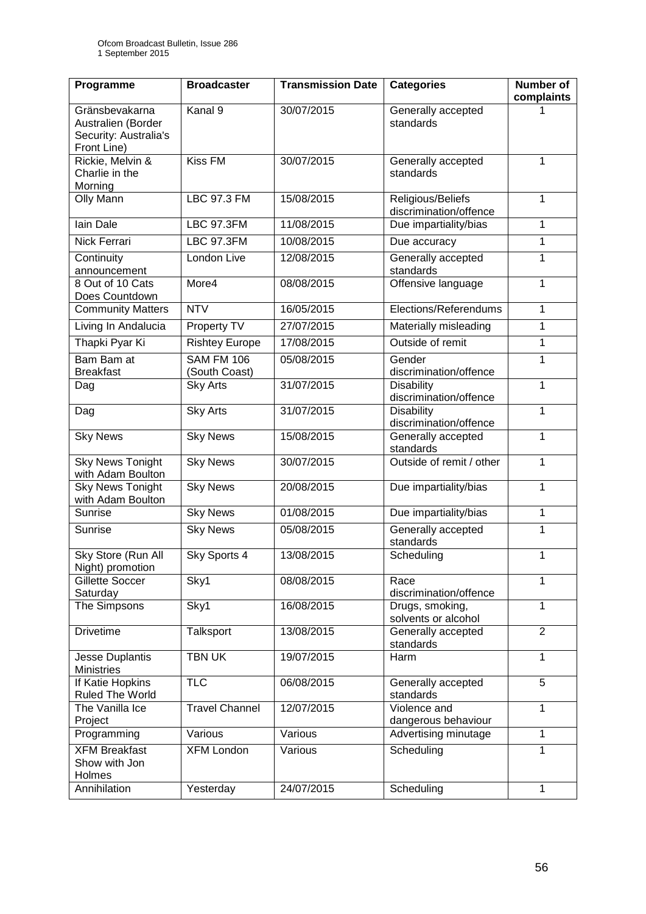| Programme | Broadcaster | Transmission Date | Categories | Number of complaints |
| --- | --- | --- | --- | --- |
| Gränsbevakarna Australien (Border Security: Australia's Front Line) | Kanal 9 | 30/07/2015 | Generally accepted standards | 1 |
| Rickie, Melvin & Charlie in the Morning | Kiss FM | 30/07/2015 | Generally accepted standards | 1 |
| Olly Mann | LBC 97.3 FM | 15/08/2015 | Religious/Beliefs discrimination/offence | 1 |
| Iain Dale | LBC 97.3FM | 11/08/2015 | Due impartiality/bias | 1 |
| Nick Ferrari | LBC 97.3FM | 10/08/2015 | Due accuracy | 1 |
| Continuity announcement | London Live | 12/08/2015 | Generally accepted standards | 1 |
| 8 Out of 10 Cats Does Countdown | More4 | 08/08/2015 | Offensive language | 1 |
| Community Matters | NTV | 16/05/2015 | Elections/Referendums | 1 |
| Living In Andalucia | Property TV | 27/07/2015 | Materially misleading | 1 |
| Thapki Pyar Ki | Rishtey Europe | 17/08/2015 | Outside of remit | 1 |
| Bam Bam at Breakfast | SAM FM 106 (South Coast) | 05/08/2015 | Gender discrimination/offence | 1 |
| Dag | Sky Arts | 31/07/2015 | Disability discrimination/offence | 1 |
| Dag | Sky Arts | 31/07/2015 | Disability discrimination/offence | 1 |
| Sky News | Sky News | 15/08/2015 | Generally accepted standards | 1 |
| Sky News Tonight with Adam Boulton | Sky News | 30/07/2015 | Outside of remit / other | 1 |
| Sky News Tonight with Adam Boulton | Sky News | 20/08/2015 | Due impartiality/bias | 1 |
| Sunrise | Sky News | 01/08/2015 | Due impartiality/bias | 1 |
| Sunrise | Sky News | 05/08/2015 | Generally accepted standards | 1 |
| Sky Store (Run All Night) promotion | Sky Sports 4 | 13/08/2015 | Scheduling | 1 |
| Gillette Soccer Saturday | Sky1 | 08/08/2015 | Race discrimination/offence | 1 |
| The Simpsons | Sky1 | 16/08/2015 | Drugs, smoking, solvents or alcohol | 1 |
| Drivetime | Talksport | 13/08/2015 | Generally accepted standards | 2 |
| Jesse Duplantis Ministries | TBN UK | 19/07/2015 | Harm | 1 |
| If Katie Hopkins Ruled The World | TLC | 06/08/2015 | Generally accepted standards | 5 |
| The Vanilla Ice Project | Travel Channel | 12/07/2015 | Violence and dangerous behaviour | 1 |
| Programming | Various | Various | Advertising minutage | 1 |
| XFM Breakfast Show with Jon Holmes | XFM London | Various | Scheduling | 1 |
| Annihilation | Yesterday | 24/07/2015 | Scheduling | 1 |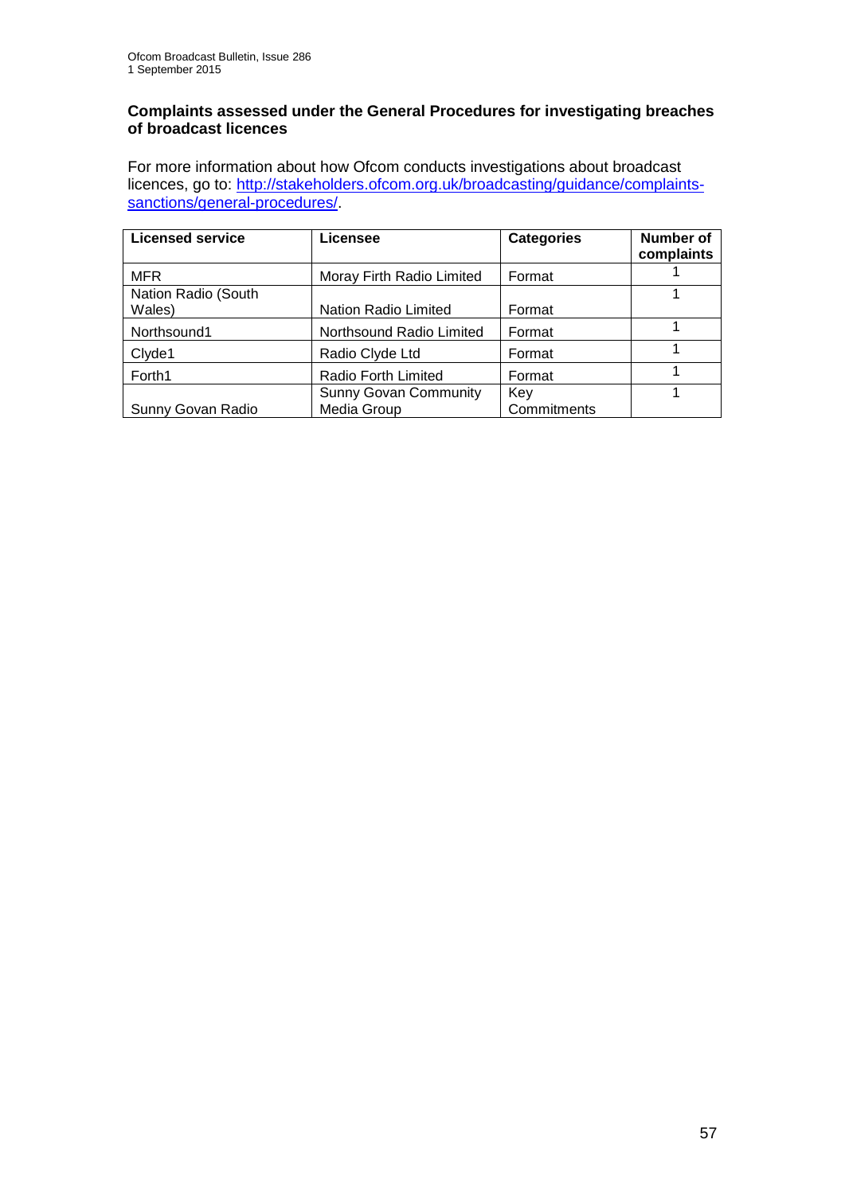**Complaints assessed under the General Procedures for investigating breaches of broadcast licences**

For more information about how Ofcom conducts investigations about broadcast licences, go to: [http://stakeholders.ofcom.org.uk/broadcasting/guidance/complaints-sanctions/general-procedures/](http://stakeholders.ofcom.org.uk/broadcasting/guidance/complaints-sanctions/general-procedures/).

| Licensed service | Licensee | Categories | Number of complaints |
|---|---|---|---|
| MFR | Moray Firth Radio Limited | Format | 1 |
| Nation Radio (South Wales) | Nation Radio Limited | Format | 1 |
| Northsound1 | Northsound Radio Limited | Format | 1 |
| Clyde1 | Radio Clyde Ltd | Format | 1 |
| Forth1 | Radio Forth Limited | Format | 1 |
| Sunny Govan Radio | Sunny Govan Community Media Group | Key Commitments | 1 |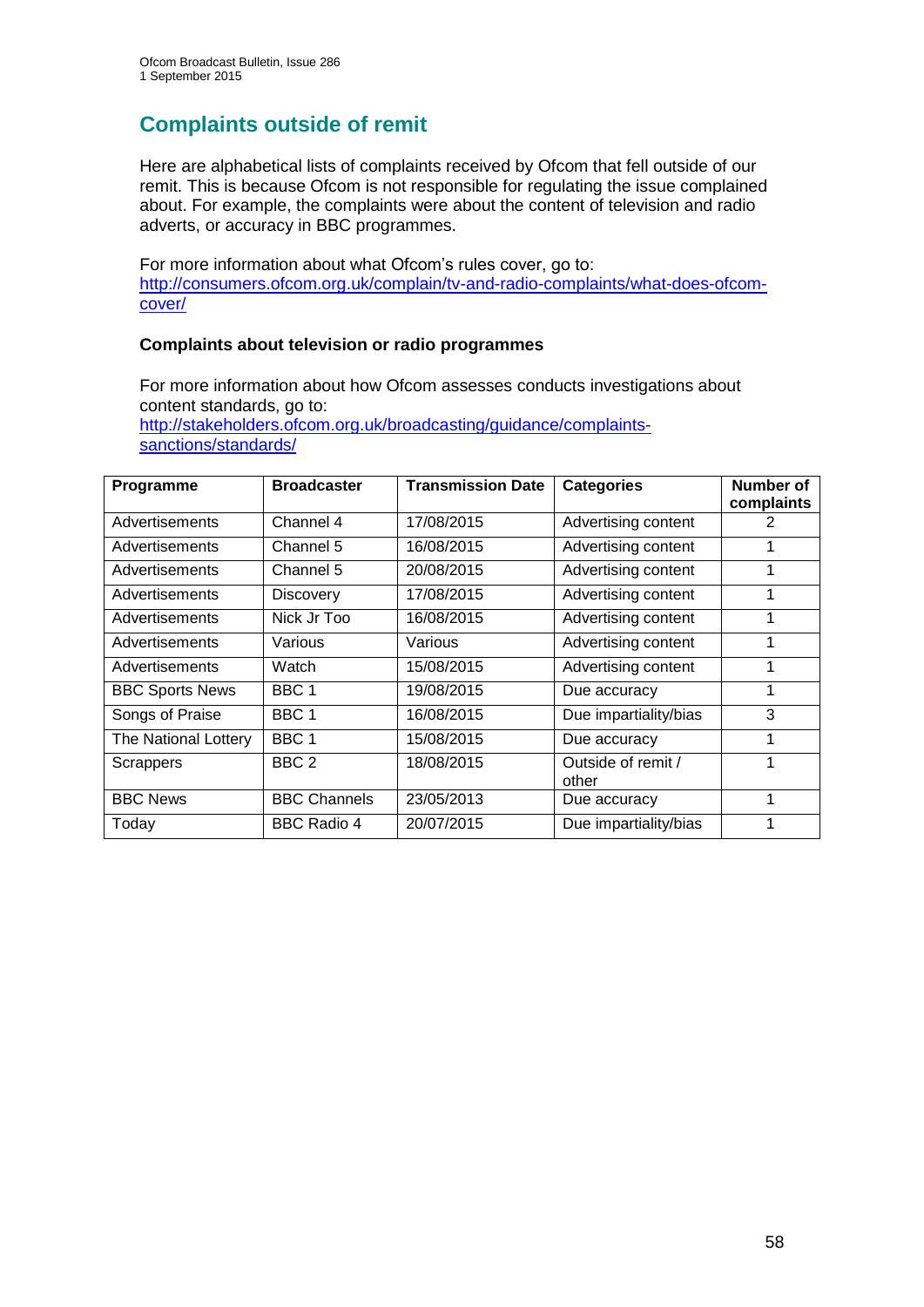## Complaints outside of remit

Here are alphabetical lists of complaints received by Ofcom that fell outside of our remit. This is because Ofcom is not responsible for regulating the issue complained about. For example, the complaints were about the content of television and radio adverts, or accuracy in BBC programmes.

For more information about what Ofcom's rules cover, go to: [http://consumers.ofcom.org.uk/complain/tv-and-radio-complaints/what-does-ofcom-cover/](http://consumers.ofcom.org.uk/complain/tv-and-radio-complaints/what-does-ofcom-cover/)

### Complaints about television or radio programmes

For more information about how Ofcom assesses conducts investigations about content standards, go to: [http://stakeholders.ofcom.org.uk/broadcasting/guidance/complaints-sanctions/standards/](http://stakeholders.ofcom.org.uk/broadcasting/guidance/complaints-sanctions/standards/)

| Programme | Broadcaster | Transmission Date | Categories | Number of complaints |
|---|---|---|---|---|
| Advertisements | Channel 4 | 17/08/2015 | Advertising content | 2 |
| Advertisements | Channel 5 | 16/08/2015 | Advertising content | 1 |
| Advertisements | Channel 5 | 20/08/2015 | Advertising content | 1 |
| Advertisements | Discovery | 17/08/2015 | Advertising content | 1 |
| Advertisements | Nick Jr Too | 16/08/2015 | Advertising content | 1 |
| Advertisements | Various | Various | Advertising content | 1 |
| Advertisements | Watch | 15/08/2015 | Advertising content | 1 |
| BBC Sports News | BBC 1 | 19/08/2015 | Due accuracy | 1 |
| Songs of Praise | BBC 1 | 16/08/2015 | Due impartiality/bias | 3 |
| The National Lottery | BBC 1 | 15/08/2015 | Due accuracy | 1 |
| Scrappers | BBC 2 | 18/08/2015 | Outside of remit / other | 1 |
| BBC News | BBC Channels | 23/05/2013 | Due accuracy | 1 |
| Today | BBC Radio 4 | 20/07/2015 | Due impartiality/bias | 1 |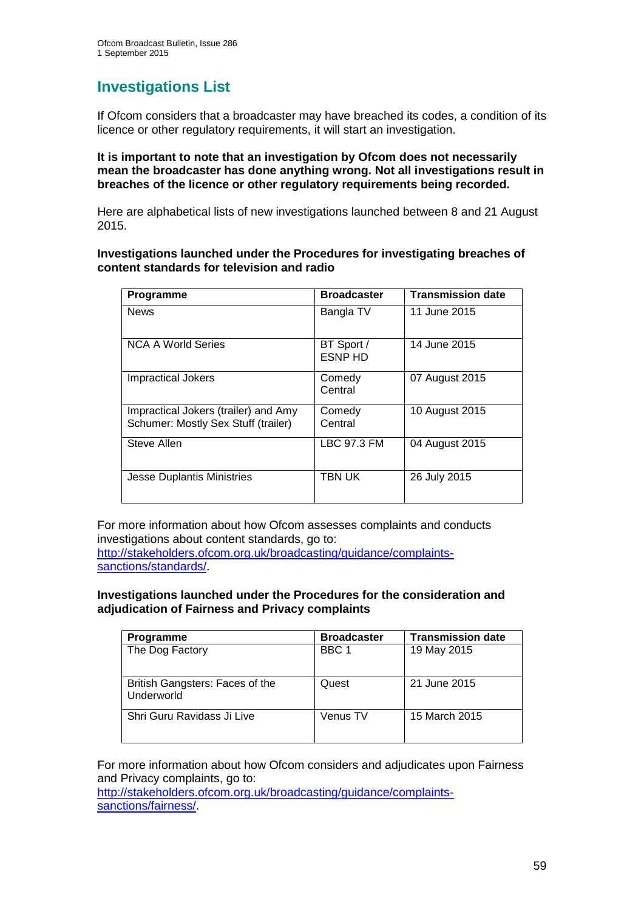## Investigations List

If Ofcom considers that a broadcaster may have breached its codes, a condition of its licence or other regulatory requirements, it will start an investigation.

**It is important to note that an investigation by Ofcom does not necessarily mean the broadcaster has done anything wrong. Not all investigations result in breaches of the licence or other regulatory requirements being recorded.**

Here are alphabetical lists of new investigations launched between 8 and 21 August 2015.

**Investigations launched under the Procedures for investigating breaches of content standards for television and radio**

| Programme | Broadcaster | Transmission date |
|---|---|---|
| News | Bangla TV | 11 June 2015 |
| NCA A World Series | BT Sport / ESNP HD | 14 June 2015 |
| Impractical Jokers | Comedy Central | 07 August 2015 |
| Impractical Jokers (trailer) and Amy Schumer: Mostly Sex Stuff (trailer) | Comedy Central | 10 August 2015 |
| Steve Allen | LBC 97.3 FM | 04 August 2015 |
| Jesse Duplantis Ministries | TBN UK | 26 July 2015 |

For more information about how Ofcom assesses complaints and conducts investigations about content standards, go to: http://stakeholders.ofcom.org.uk/broadcasting/guidance/complaints-sanctions/standards/.

**Investigations launched under the Procedures for the consideration and adjudication of Fairness and Privacy complaints**

| Programme | Broadcaster | Transmission date |
|---|---|---|
| The Dog Factory | BBC 1 | 19 May 2015 |
| British Gangsters: Faces of the Underworld | Quest | 21 June 2015 |
| Shri Guru Ravidass Ji Live | Venus TV | 15 March 2015 |

For more information about how Ofcom considers and adjudicates upon Fairness and Privacy complaints, go to: http://stakeholders.ofcom.org.uk/broadcasting/guidance/complaints-sanctions/fairness/.